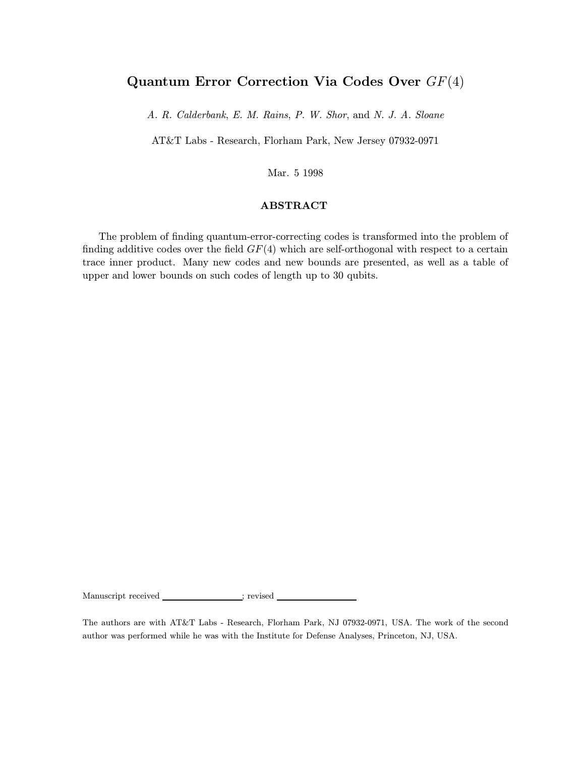# Quantum Error Correction Via Codes Over $GF(4)$

*A. R. Calderbank*, *E. M. Rains*, *P. W. Shor*, and *N. J. A. Sloane*

AT&T Labs - Research, Florham Park, New Jersey 07932-0971

Mar. 5 1998

## ABSTRACT

The problem of finding quantum-error-correcting codes is transformed into the problem of finding additive codes over the field $GF(4)$ which are self-orthogonal with respect to a certain trace inner product. Many new codes and new bounds are presented, as well as a table of upper and lower bounds on such codes of length up to 30 qubits.

Manuscript received ________________; revised ________________

The authors are with AT&T Labs - Research, Florham Park, NJ 07932-0971, USA. The work of the second author was performed while he was with the Institute for Defense Analyses, Princeton, NJ, USA.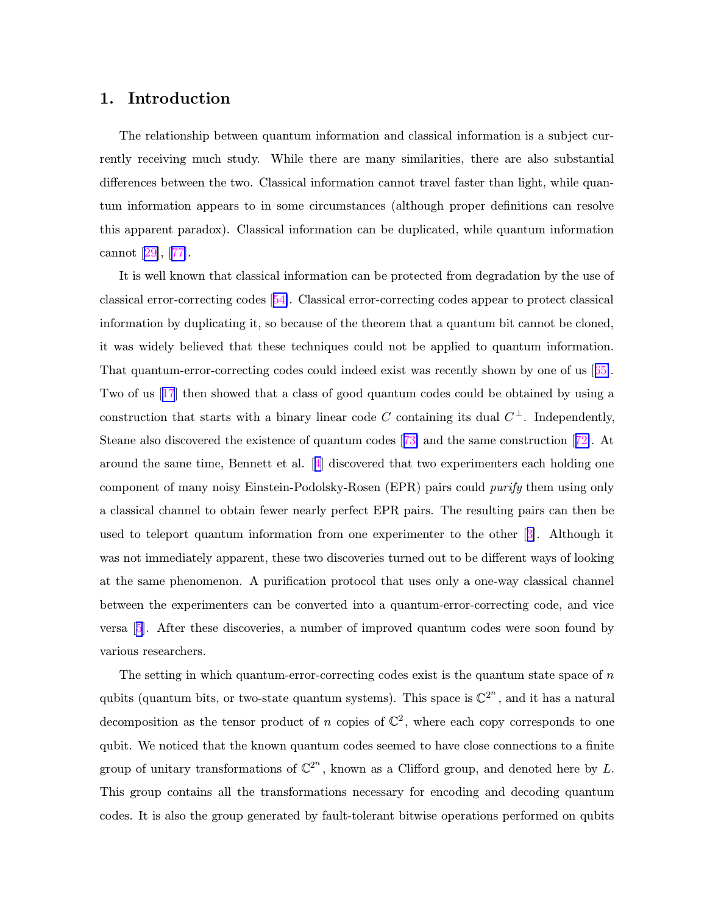# 1. Introduction

The relationship between quantum information and classical information is a subject currently receiving much study. While there are many similarities, there are also substantial differences between the two. Classical information cannot travel faster than light, while quantum information appears to in some circumstances (although proper definitions can resolve this apparent paradox). Classical information can be duplicated, while quantum information cannot [29], [77].

It is well known that classical information can be protected from degradation by the use of classical error-correcting codes [54]. Classical error-correcting codes appear to protect classical information by duplicating it, so because of the theorem that a quantum bit cannot be cloned, it was widely believed that these techniques could not be applied to quantum information. That quantum-error-correcting codes could indeed exist was recently shown by one of us [65]. Two of us [17] then showed that a class of good quantum codes could be obtained by using a construction that starts with a binary linear code $C$ containing its dual $C^{\perp}$. Independently, Steane also discovered the existence of quantum codes [73] and the same construction [72]. At around the same time, Bennett et al. [4] discovered that two experimenters each holding one component of many noisy Einstein-Podolsky-Rosen (EPR) pairs could *purify* them using only a classical channel to obtain fewer nearly perfect EPR pairs. The resulting pairs can then be used to teleport quantum information from one experimenter to the other [3]. Although it was not immediately apparent, these two discoveries turned out to be different ways of looking at the same phenomenon. A purification protocol that uses only a one-way classical channel between the experimenters can be converted into a quantum-error-correcting code, and vice versa [5]. After these discoveries, a number of improved quantum codes were soon found by various researchers.

The setting in which quantum-error-correcting codes exist is the quantum state space of $n$ qubits (quantum bits, or two-state quantum systems). This space is $\mathbb{C}^{2^n}$, and it has a natural decomposition as the tensor product of $n$ copies of $\mathbb{C}^2$, where each copy corresponds to one qubit. We noticed that the known quantum codes seemed to have close connections to a finite group of unitary transformations of $\mathbb{C}^{2^n}$, known as a Clifford group, and denoted here by $L$. This group contains all the transformations necessary for encoding and decoding quantum codes. It is also the group generated by fault-tolerant bitwise operations performed on qubits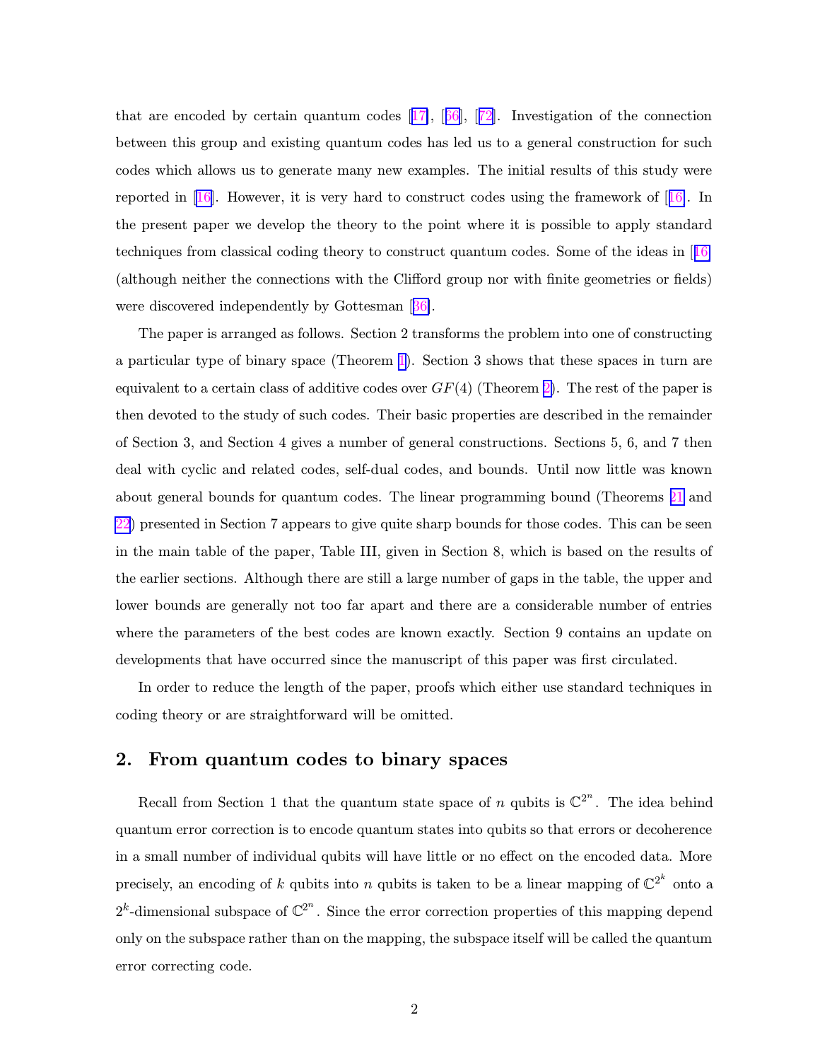that are encoded by certain quantum codes [17], [36], [72]. Investigation of the connection between this group and existing quantum codes has led us to a general construction for such codes which allows us to generate many new examples. The initial results of this study were reported in [16]. However, it is very hard to construct codes using the framework of [16]. In the present paper we develop the theory to the point where it is possible to apply standard techniques from classical coding theory to construct quantum codes. Some of the ideas in [16] (although neither the connections with the Clifford group nor with finite geometries or fields) were discovered independently by Gottesman [36].

The paper is arranged as follows. Section 2 transforms the problem into one of constructing a particular type of binary space (Theorem 1). Section 3 shows that these spaces in turn are equivalent to a certain class of additive codes over $GF(4)$ (Theorem 2). The rest of the paper is then devoted to the study of such codes. Their basic properties are described in the remainder of Section 3, and Section 4 gives a number of general constructions. Sections 5, 6, and 7 then deal with cyclic and related codes, self-dual codes, and bounds. Until now little was known about general bounds for quantum codes. The linear programming bound (Theorems 21 and 22) presented in Section 7 appears to give quite sharp bounds for those codes. This can be seen in the main table of the paper, Table III, given in Section 8, which is based on the results of the earlier sections. Although there are still a large number of gaps in the table, the upper and lower bounds are generally not too far apart and there are a considerable number of entries where the parameters of the best codes are known exactly. Section 9 contains an update on developments that have occurred since the manuscript of this paper was first circulated.

In order to reduce the length of the paper, proofs which either use standard techniques in coding theory or are straightforward will be omitted.

## 2. From quantum codes to binary spaces

Recall from Section 1 that the quantum state space of $n$ qubits is $\mathbb{C}^{2^n}$. The idea behind quantum error correction is to encode quantum states into qubits so that errors or decoherence in a small number of individual qubits will have little or no effect on the encoded data. More precisely, an encoding of $k$ qubits into $n$ qubits is taken to be a linear mapping of $\mathbb{C}^{2^k}$ onto a $2^k$-dimensional subspace of $\mathbb{C}^{2^n}$. Since the error correction properties of this mapping depend only on the subspace rather than on the mapping, the subspace itself will be called the quantum error correcting code.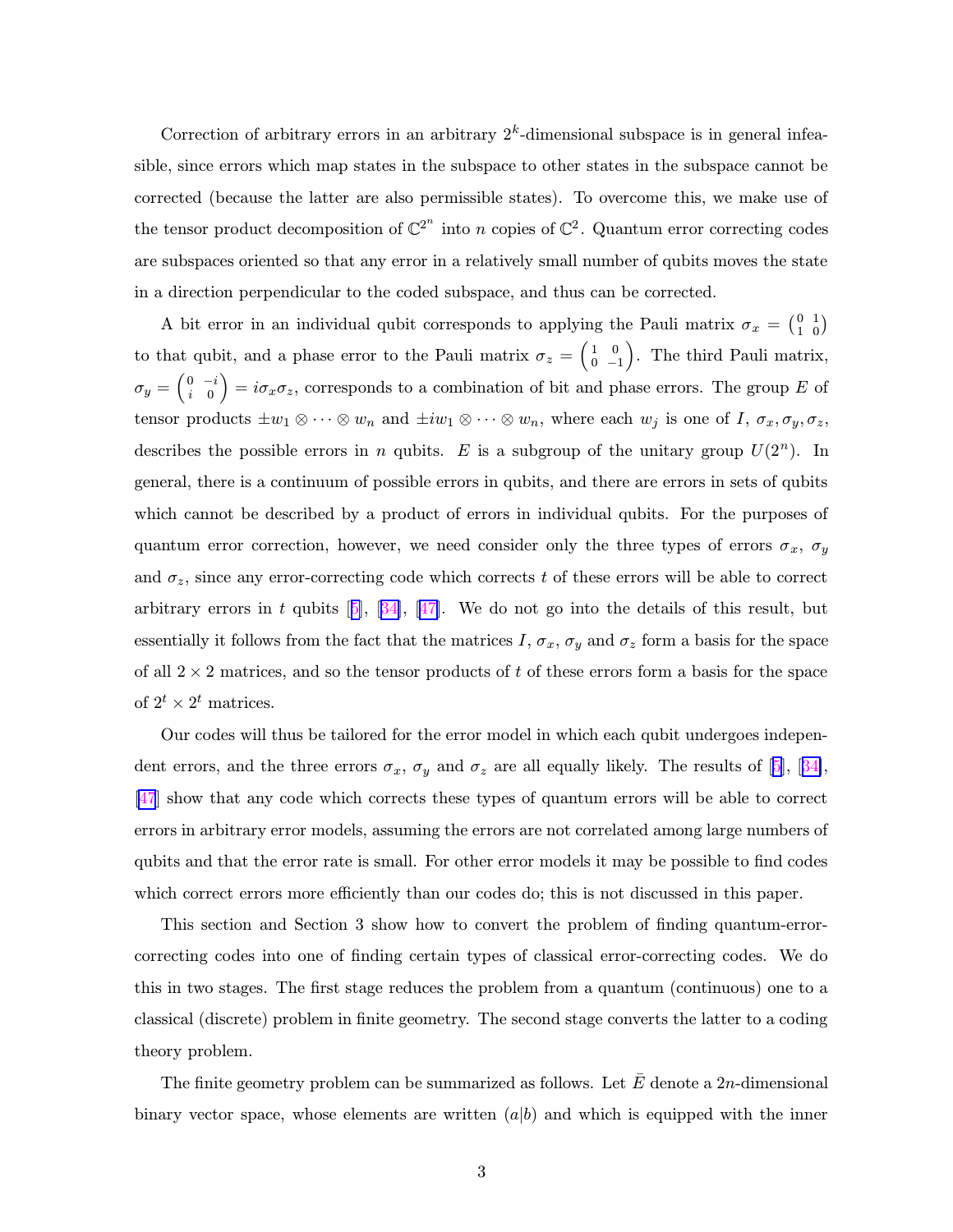Correction of arbitrary errors in an arbitrary $2^k$-dimensional subspace is in general infeasible, since errors which map states in the subspace to other states in the subspace cannot be corrected (because the latter are also permissible states). To overcome this, we make use of the tensor product decomposition of $\mathbb{C}^{2^n}$ into $n$ copies of $\mathbb{C}^2$. Quantum error correcting codes are subspaces oriented so that any error in a relatively small number of qubits moves the state in a direction perpendicular to the coded subspace, and thus can be corrected.

A bit error in an individual qubit corresponds to applying the Pauli matrix $\sigma_x = \left(\begin{smallmatrix} 0 & 1 \\ 1 & 0 \end{smallmatrix}\right)$ to that qubit, and a phase error to the Pauli matrix $\sigma_z = \left(\begin{smallmatrix} 1 & 0 \\ 0 & -1 \end{smallmatrix}\right)$. The third Pauli matrix, $\sigma_y = \left(\begin{smallmatrix} 0 & -i \\ i & 0 \end{smallmatrix}\right) = i\sigma_x\sigma_z$, corresponds to a combination of bit and phase errors. The group $E$ of tensor products $\pm w_1 \otimes \cdots \otimes w_n$ and $\pm i w_1 \otimes \cdots \otimes w_n$, where each $w_j$ is one of $I$, $\sigma_x, \sigma_y, \sigma_z$, describes the possible errors in $n$ qubits. $E$ is a subgroup of the unitary group $U(2^n)$. In general, there is a continuum of possible errors in qubits, and there are errors in sets of qubits which cannot be described by a product of errors in individual qubits. For the purposes of quantum error correction, however, we need consider only the three types of errors $\sigma_x$, $\sigma_y$ and $\sigma_z$, since any error-correcting code which corrects $t$ of these errors will be able to correct arbitrary errors in $t$ qubits [5], [34], [47]. We do not go into the details of this result, but essentially it follows from the fact that the matrices $I$, $\sigma_x$, $\sigma_y$ and $\sigma_z$ form a basis for the space of all $2 \times 2$ matrices, and so the tensor products of $t$ of these errors form a basis for the space of $2^t \times 2^t$ matrices.

Our codes will thus be tailored for the error model in which each qubit undergoes independent errors, and the three errors $\sigma_x$, $\sigma_y$ and $\sigma_z$ are all equally likely. The results of [5], [34], [47] show that any code which corrects these types of quantum errors will be able to correct errors in arbitrary error models, assuming the errors are not correlated among large numbers of qubits and that the error rate is small. For other error models it may be possible to find codes which correct errors more efficiently than our codes do; this is not discussed in this paper.

This section and Section 3 show how to convert the problem of finding quantum-error-correcting codes into one of finding certain types of classical error-correcting codes. We do this in two stages. The first stage reduces the problem from a quantum (continuous) one to a classical (discrete) problem in finite geometry. The second stage converts the latter to a coding theory problem.

The finite geometry problem can be summarized as follows. Let $\bar{E}$ denote a $2n$-dimensional binary vector space, whose elements are written $(a|b)$ and which is equipped with the inner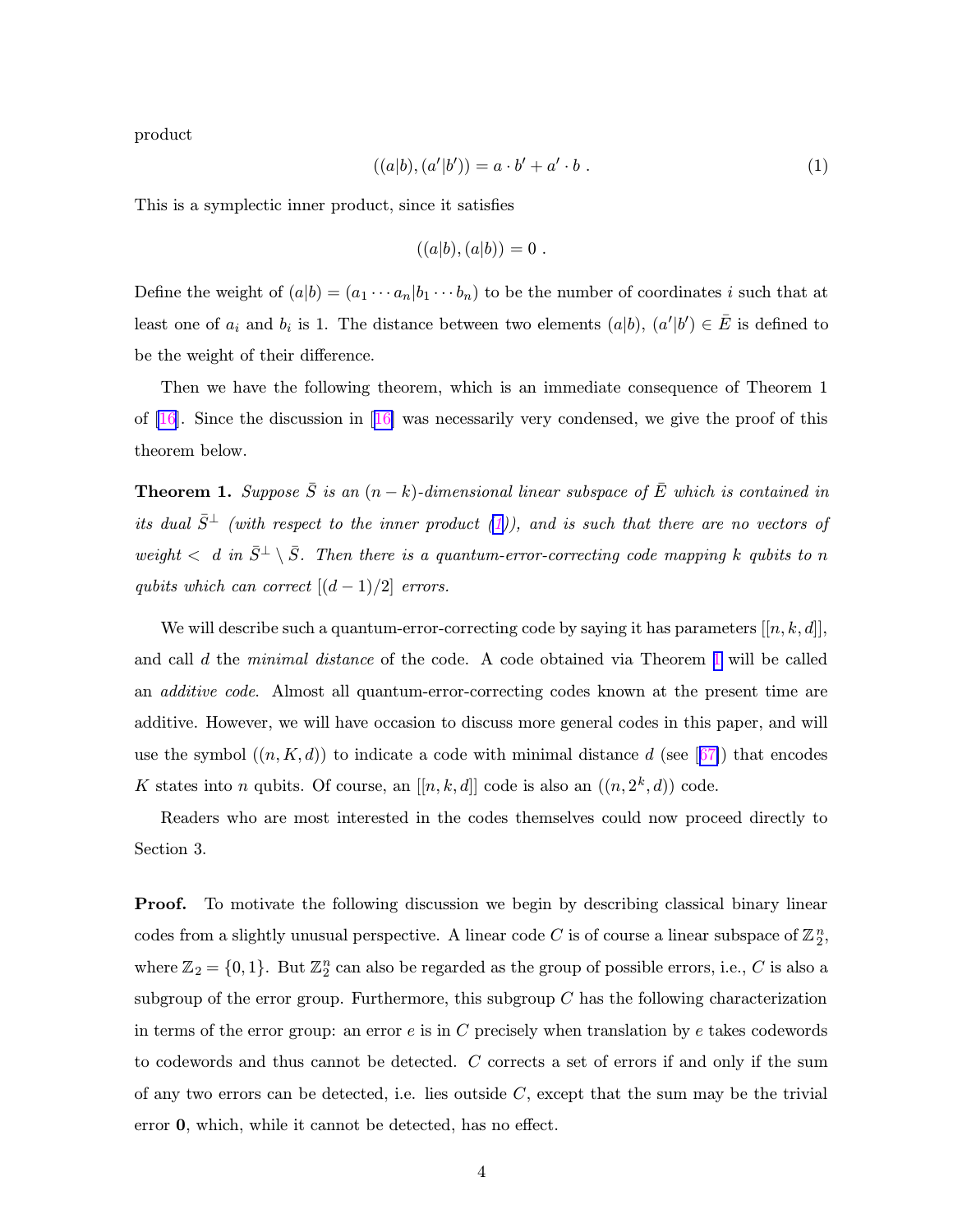product

$$((a|b),(a'|b')) = a \cdot b' + a' \cdot b \ . \tag{1}$$

This is a symplectic inner product, since it satisfies

$$((a|b),(a|b)) = 0 \ .$$

Define the weight of $(a|b) = (a_1 \cdots a_n | b_1 \cdots b_n)$ to be the number of coordinates $i$ such that at least one of $a_i$ and $b_i$ is 1. The distance between two elements $(a|b)$, $(a'|b') \in \bar{E}$ is defined to be the weight of their difference.

Then we have the following theorem, which is an immediate consequence of Theorem 1 of [16]. Since the discussion in [16] was necessarily very condensed, we give the proof of this theorem below.

**Theorem 1.** *Suppose $\bar{S}$ is an $(n-k)$-dimensional linear subspace of $\bar{E}$ which is contained in its dual $\bar{S}^\perp$ (with respect to the inner product (1)), and is such that there are no vectors of weight $< d$ in $\bar{S}^\perp \setminus \bar{S}$. Then there is a quantum-error-correcting code mapping $k$ qubits to $n$ qubits which can correct $[(d-1)/2]$ errors.*

We will describe such a quantum-error-correcting code by saying it has parameters $[[n,k,d]]$, and call $d$ the *minimal distance* of the code. A code obtained via Theorem 1 will be called an *additive code*. Almost all quantum-error-correcting codes known at the present time are additive. However, we will have occasion to discuss more general codes in this paper, and will use the symbol $((n,K,d))$ to indicate a code with minimal distance $d$ (see [67]) that encodes $K$ states into $n$ qubits. Of course, an $[[n,k,d]]$ code is also an $((n,2^k,d))$ code.

Readers who are most interested in the codes themselves could now proceed directly to Section 3.

**Proof.** To motivate the following discussion we begin by describing classical binary linear codes from a slightly unusual perspective. A linear code $C$ is of course a linear subspace of $\mathbb{Z}_2^n$, where $\mathbb{Z}_2 = \{0,1\}$. But $\mathbb{Z}_2^n$ can also be regarded as the group of possible errors, i.e., $C$ is also a subgroup of the error group. Furthermore, this subgroup $C$ has the following characterization in terms of the error group: an error $e$ is in $C$ precisely when translation by $e$ takes codewords to codewords and thus cannot be detected. $C$ corrects a set of errors if and only if the sum of any two errors can be detected, i.e. lies outside $C$, except that the sum may be the trivial error $\mathbf{0}$, which, while it cannot be detected, has no effect.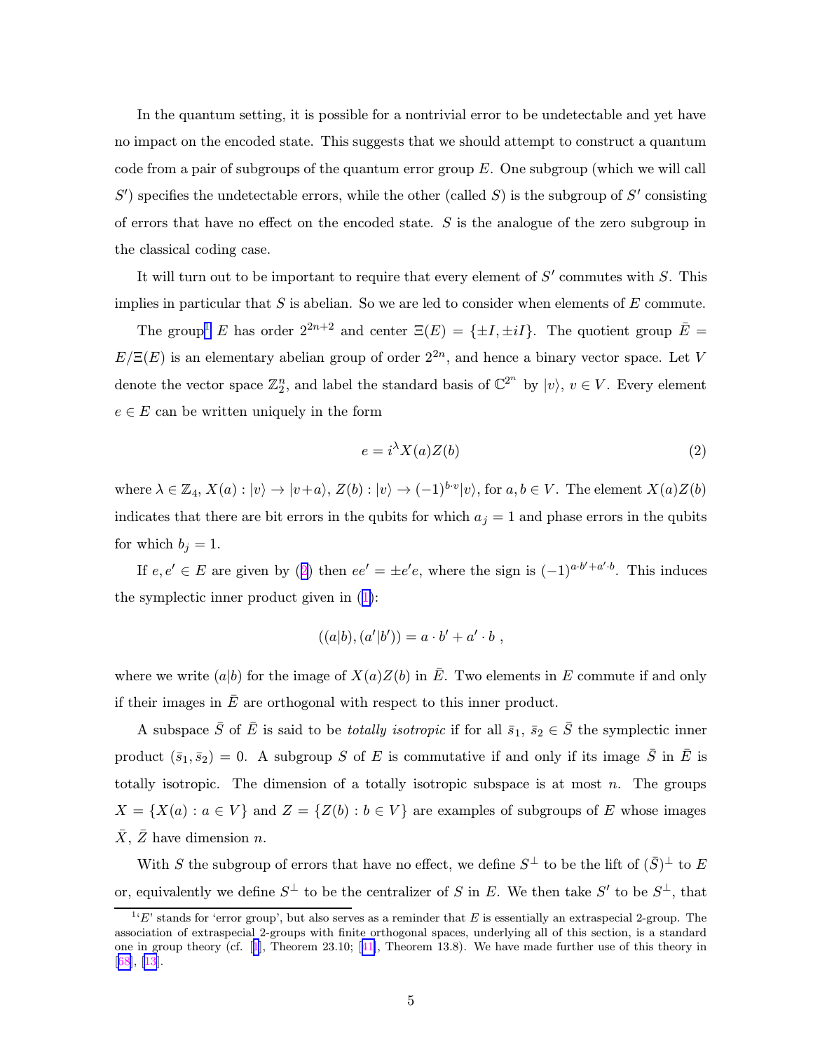In the quantum setting, it is possible for a nontrivial error to be undetectable and yet have no impact on the encoded state. This suggests that we should attempt to construct a quantum code from a pair of subgroups of the quantum error group $E$. One subgroup (which we will call $S'$) specifies the undetectable errors, while the other (called $S$) is the subgroup of $S'$ consisting of errors that have no effect on the encoded state. $S$ is the analogue of the zero subgroup in the classical coding case.

It will turn out to be important to require that every element of $S'$ commutes with $S$. This implies in particular that $S$ is abelian. So we are led to consider when elements of $E$ commute.

The group[1] $E$ has order $2^{2n+2}$ and center $\Xi(E) = \{\pm I, \pm iI\}$. The quotient group $\bar{E} = E/\Xi(E)$ is an elementary abelian group of order $2^{2n}$, and hence a binary vector space. Let $V$ denote the vector space $\mathbb{Z}_2^n$, and label the standard basis of $\mathbb{C}^{2^n}$ by $|v\rangle$, $v \in V$. Every element $e \in E$ can be written uniquely in the form

$$e = i^{\lambda} X(a) Z(b) \tag{2}$$

where $\lambda \in \mathbb{Z}_4$, $X(a) : |v\rangle \to |v+a\rangle$, $Z(b) : |v\rangle \to (-1)^{b \cdot v}|v\rangle$, for $a, b \in V$. The element $X(a)Z(b)$ indicates that there are bit errors in the qubits for which $a_j = 1$ and phase errors in the qubits for which $b_j = 1$.

If $e, e' \in E$ are given by (2) then $ee' = \pm e'e$, where the sign is $(-1)^{a \cdot b' + a' \cdot b}$. This induces the symplectic inner product given in (1):

$$((a|b), (a'|b')) = a \cdot b' + a' \cdot b \ ,$$

where we write $(a|b)$ for the image of $X(a)Z(b)$ in $\bar{E}$. Two elements in $E$ commute if and only if their images in $\bar{E}$ are orthogonal with respect to this inner product.

A subspace $\bar{S}$ of $\bar{E}$ is said to be *totally isotropic* if for all $\bar{s}_1$, $\bar{s}_2 \in \bar{S}$ the symplectic inner product $(\bar{s}_1, \bar{s}_2) = 0$. A subgroup $S$ of $E$ is commutative if and only if its image $\bar{S}$ in $\bar{E}$ is totally isotropic. The dimension of a totally isotropic subspace is at most $n$. The groups $X = \{X(a) : a \in V\}$ and $Z = \{Z(b) : b \in V\}$ are examples of subgroups of $E$ whose images $\bar{X}$, $\bar{Z}$ have dimension $n$.

With $S$ the subgroup of errors that have no effect, we define $S^{\perp}$ to be the lift of $(\bar{S})^{\perp}$ to $E$ or, equivalently we define $S^{\perp}$ to be the centralizer of $S$ in $E$. We then take $S'$ to be $S^{\perp}$, that

---

[1] '$E$' stands for 'error group', but also serves as a reminder that $E$ is essentially an extraspecial 2-group. The association of extraspecial 2-groups with finite orthogonal spaces, underlying all of this section, is a standard one in group theory (cf. [1], Theorem 23.10; [41], Theorem 13.8). We have made further use of this theory in [68], [13].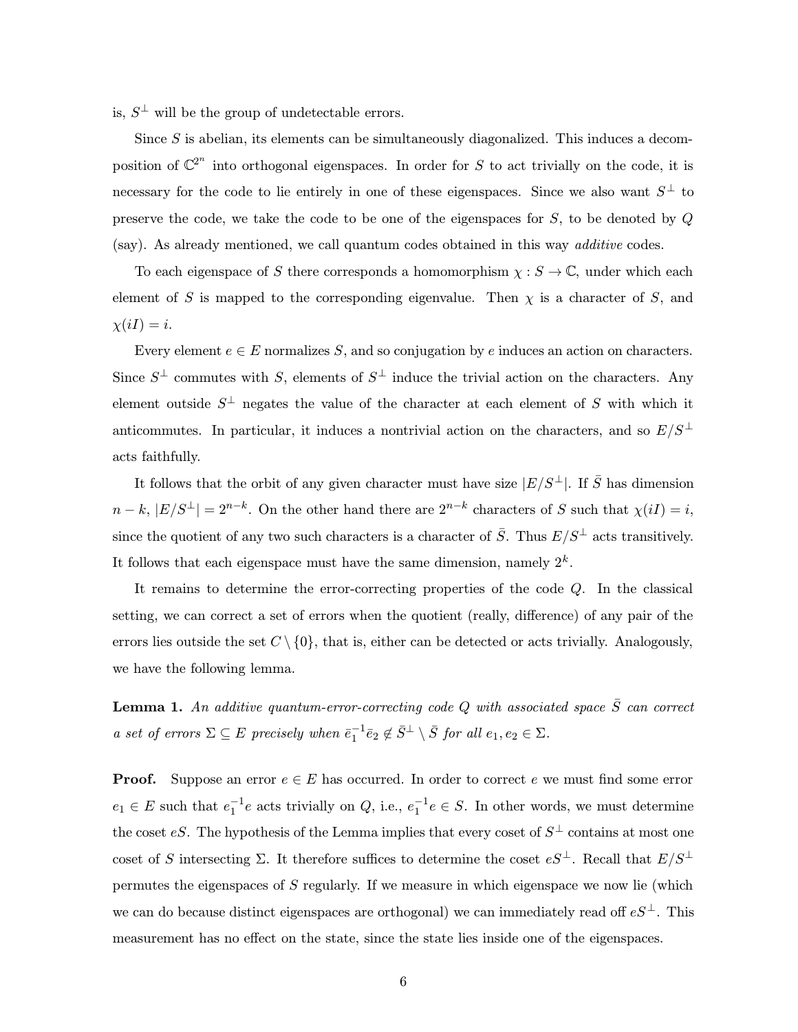is, $S^\perp$ will be the group of undetectable errors.

Since $S$ is abelian, its elements can be simultaneously diagonalized. This induces a decomposition of $\mathbb{C}^{2^n}$ into orthogonal eigenspaces. In order for $S$ to act trivially on the code, it is necessary for the code to lie entirely in one of these eigenspaces. Since we also want $S^\perp$ to preserve the code, we take the code to be one of the eigenspaces for $S$, to be denoted by $Q$ (say). As already mentioned, we call quantum codes obtained in this way *additive* codes.

To each eigenspace of $S$ there corresponds a homomorphism $\chi : S \to \mathbb{C}$, under which each element of $S$ is mapped to the corresponding eigenvalue. Then $\chi$ is a character of $S$, and $\chi(iI) = i$.

Every element $e \in E$ normalizes $S$, and so conjugation by $e$ induces an action on characters. Since $S^\perp$ commutes with $S$, elements of $S^\perp$ induce the trivial action on the characters. Any element outside $S^\perp$ negates the value of the character at each element of $S$ with which it anticommutes. In particular, it induces a nontrivial action on the characters, and so $E/S^\perp$ acts faithfully.

It follows that the orbit of any given character must have size $|E/S^\perp|$. If $\bar{S}$ has dimension $n-k$, $|E/S^\perp| = 2^{n-k}$. On the other hand there are $2^{n-k}$ characters of $S$ such that $\chi(iI) = i$, since the quotient of any two such characters is a character of $\bar{S}$. Thus $E/S^\perp$ acts transitively. It follows that each eigenspace must have the same dimension, namely $2^k$.

It remains to determine the error-correcting properties of the code $Q$. In the classical setting, we can correct a set of errors when the quotient (really, difference) of any pair of the errors lies outside the set $C \setminus \{0\}$, that is, either can be detected or acts trivially. Analogously, we have the following lemma.

**Lemma 1.** *An additive quantum-error-correcting code $Q$ with associated space $\bar{S}$ can correct a set of errors $\Sigma \subseteq E$ precisely when $\bar{e}_1^{-1}\bar{e}_2 \notin \bar{S}^\perp \setminus \bar{S}$ for all $e_1, e_2 \in \Sigma$.*

**Proof.** Suppose an error $e \in E$ has occurred. In order to correct $e$ we must find some error $e_1 \in E$ such that $e_1^{-1}e$ acts trivially on $Q$, i.e., $e_1^{-1}e \in S$. In other words, we must determine the coset $eS$. The hypothesis of the Lemma implies that every coset of $S^\perp$ contains at most one coset of $S$ intersecting $\Sigma$. It therefore suffices to determine the coset $eS^\perp$. Recall that $E/S^\perp$ permutes the eigenspaces of $S$ regularly. If we measure in which eigenspace we now lie (which we can do because distinct eigenspaces are orthogonal) we can immediately read off $eS^\perp$. This measurement has no effect on the state, since the state lies inside one of the eigenspaces.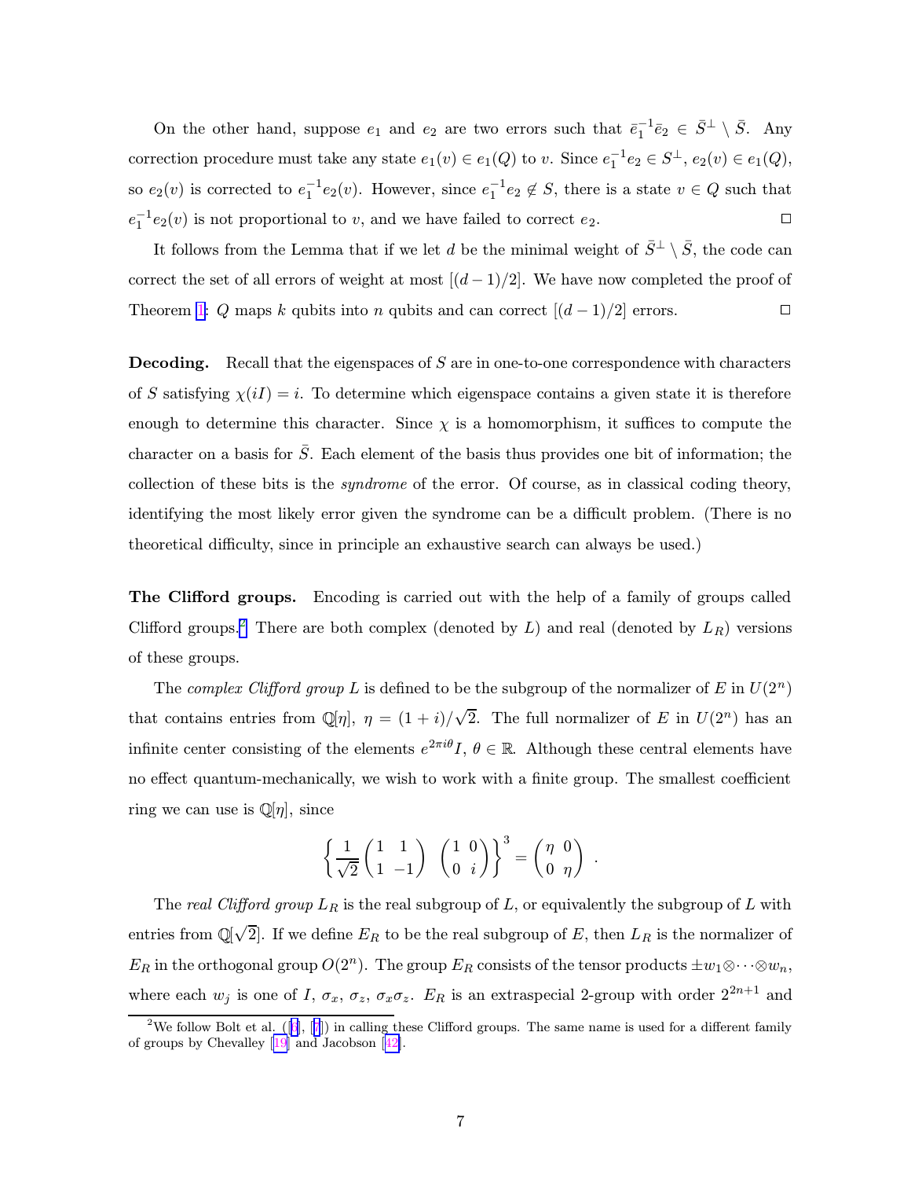On the other hand, suppose $e_1$ and $e_2$ are two errors such that $\bar{e}_1^{-1}\bar{e}_2 \in \bar{S}^\perp \setminus \bar{S}$. Any correction procedure must take any state $e_1(v) \in e_1(Q)$ to $v$. Since $e_1^{-1}e_2 \in S^\perp$, $e_2(v) \in e_1(Q)$, so $e_2(v)$ is corrected to $e_1^{-1}e_2(v)$. However, since $e_1^{-1}e_2 \notin S$, there is a state $v \in Q$ such that $e_1^{-1}e_2(v)$ is not proportional to $v$, and we have failed to correct $e_2$. $\square$

It follows from the Lemma that if we let $d$ be the minimal weight of $\bar{S}^\perp \setminus \bar{S}$, the code can correct the set of all errors of weight at most $[(d-1)/2]$. We have now completed the proof of Theorem 1: $Q$ maps $k$ qubits into $n$ qubits and can correct $[(d-1)/2]$ errors. $\square$

**Decoding.** Recall that the eigenspaces of $S$ are in one-to-one correspondence with characters of $S$ satisfying $\chi(iI) = i$. To determine which eigenspace contains a given state it is therefore enough to determine this character. Since $\chi$ is a homomorphism, it suffices to compute the character on a basis for $\bar{S}$. Each element of the basis thus provides one bit of information; the collection of these bits is the *syndrome* of the error. Of course, as in classical coding theory, identifying the most likely error given the syndrome can be a difficult problem. (There is no theoretical difficulty, since in principle an exhaustive search can always be used.)

**The Clifford groups.** Encoding is carried out with the help of a family of groups called Clifford groups.[2] There are both complex (denoted by $L$) and real (denoted by $L_R$) versions of these groups.

The *complex Clifford group* $L$ is defined to be the subgroup of the normalizer of $E$ in $U(2^n)$ that contains entries from $\mathbb{Q}[\eta]$, $\eta = (1+i)/\sqrt{2}$. The full normalizer of $E$ in $U(2^n)$ has an infinite center consisting of the elements $e^{2\pi i\theta}I$, $\theta \in \mathbb{R}$. Although these central elements have no effect quantum-mechanically, we wish to work with a finite group. The smallest coefficient ring we can use is $\mathbb{Q}[\eta]$, since

$$\left\{ \frac{1}{\sqrt{2}} \begin{pmatrix} 1 & 1 \\ 1 & -1 \end{pmatrix} \begin{pmatrix} 1 & 0 \\ 0 & i \end{pmatrix} \right\}^3 = \begin{pmatrix} \eta & 0 \\ 0 & \eta \end{pmatrix} .$$

The *real Clifford group* $L_R$ is the real subgroup of $L$, or equivalently the subgroup of $L$ with entries from $\mathbb{Q}[\sqrt{2}]$. If we define $E_R$ to be the real subgroup of $E$, then $L_R$ is the normalizer of $E_R$ in the orthogonal group $O(2^n)$. The group $E_R$ consists of the tensor products $\pm w_1 \otimes \cdots \otimes w_n$, where each $w_j$ is one of $I$, $\sigma_x$, $\sigma_z$, $\sigma_x\sigma_z$. $E_R$ is an extraspecial 2-group with order $2^{2n+1}$ and

[2] We follow Bolt et al. ([6], [7]) in calling these Clifford groups. The same name is used for a different family of groups by Chevalley [19] and Jacobson [42].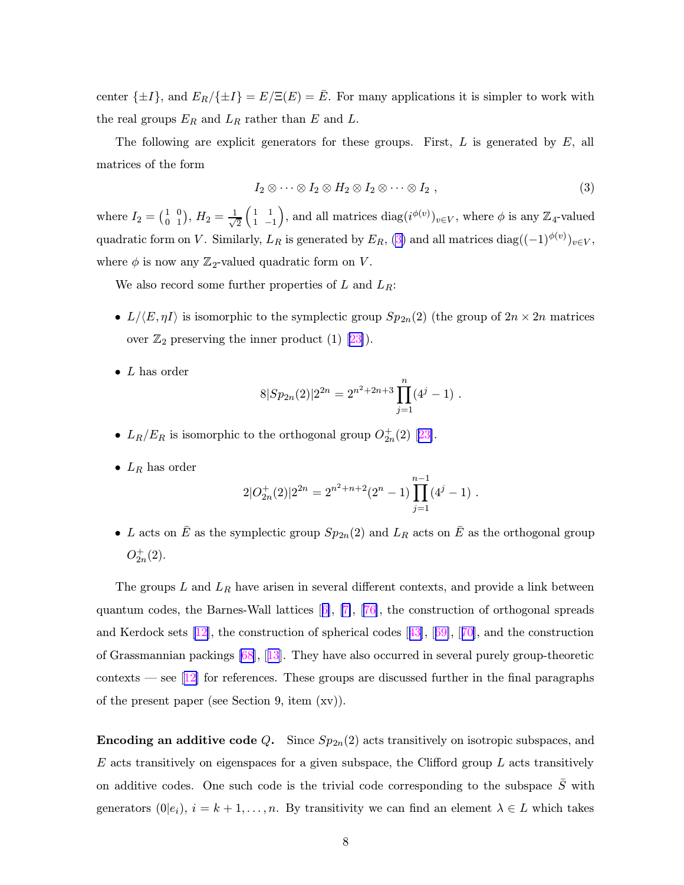center $\{\pm I\}$, and $E_R/\{\pm I\} = E/\Xi(E) = \bar{E}$. For many applications it is simpler to work with the real groups $E_R$ and $L_R$ rather than $E$ and $L$.

The following are explicit generators for these groups. First, $L$ is generated by $E$, all matrices of the form

$$I_2 \otimes \cdots \otimes I_2 \otimes H_2 \otimes I_2 \otimes \cdots \otimes I_2 \ , \tag{3}$$

where $I_2 = \left(\begin{smallmatrix} 1 & 0 \\ 0 & 1 \end{smallmatrix}\right)$, $H_2 = \frac{1}{\sqrt{2}}\left(\begin{smallmatrix} 1 & 1 \\ 1 & -1 \end{smallmatrix}\right)$, and all matrices $\mathrm{diag}(i^{\phi(v)})_{v \in V}$, where $\phi$ is any $\mathbb{Z}_4$-valued quadratic form on $V$. Similarly, $L_R$ is generated by $E_R$, (3) and all matrices $\mathrm{diag}((-1)^{\phi(v)})_{v \in V}$, where $\phi$ is now any $\mathbb{Z}_2$-valued quadratic form on $V$.

We also record some further properties of $L$ and $L_R$:

- $L/\langle E, \eta I \rangle$ is isomorphic to the symplectic group $Sp_{2n}(2)$ (the group of $2n \times 2n$ matrices over $\mathbb{Z}_2$ preserving the inner product (1) [23]).
- $L$ has order
$$8|Sp_{2n}(2)|2^{2n} = 2^{n^2+2n+3} \prod_{j=1}^{n} (4^j - 1) \ .$$
- $L_R/E_R$ is isomorphic to the orthogonal group $O_{2n}^+(2)$ [23].
- $L_R$ has order
$$2|O_{2n}^+(2)|2^{2n} = 2^{n^2+n+2}(2^n - 1) \prod_{j=1}^{n-1} (4^j - 1) \ .$$
- $L$ acts on $\bar{E}$ as the symplectic group $Sp_{2n}(2)$ and $L_R$ acts on $\bar{E}$ as the orthogonal group $O_{2n}^+(2)$.

The groups $L$ and $L_R$ have arisen in several different contexts, and provide a link between quantum codes, the Barnes-Wall lattices [6], [7], [76], the construction of orthogonal spreads and Kerdock sets [12], the construction of spherical codes [43], [69], [70], and the construction of Grassmannian packings [68], [13]. They have also occurred in several purely group-theoretic contexts — see [12] for references. These groups are discussed further in the final paragraphs of the present paper (see Section 9, item (xv)).

**Encoding an additive code $Q$.** Since $Sp_{2n}(2)$ acts transitively on isotropic subspaces, and $E$ acts transitively on eigenspaces for a given subspace, the Clifford group $L$ acts transitively on additive codes. One such code is the trivial code corresponding to the subspace $\bar{S}$ with generators $(0|e_i)$, $i = k+1, \ldots, n$. By transitivity we can find an element $\lambda \in L$ which takes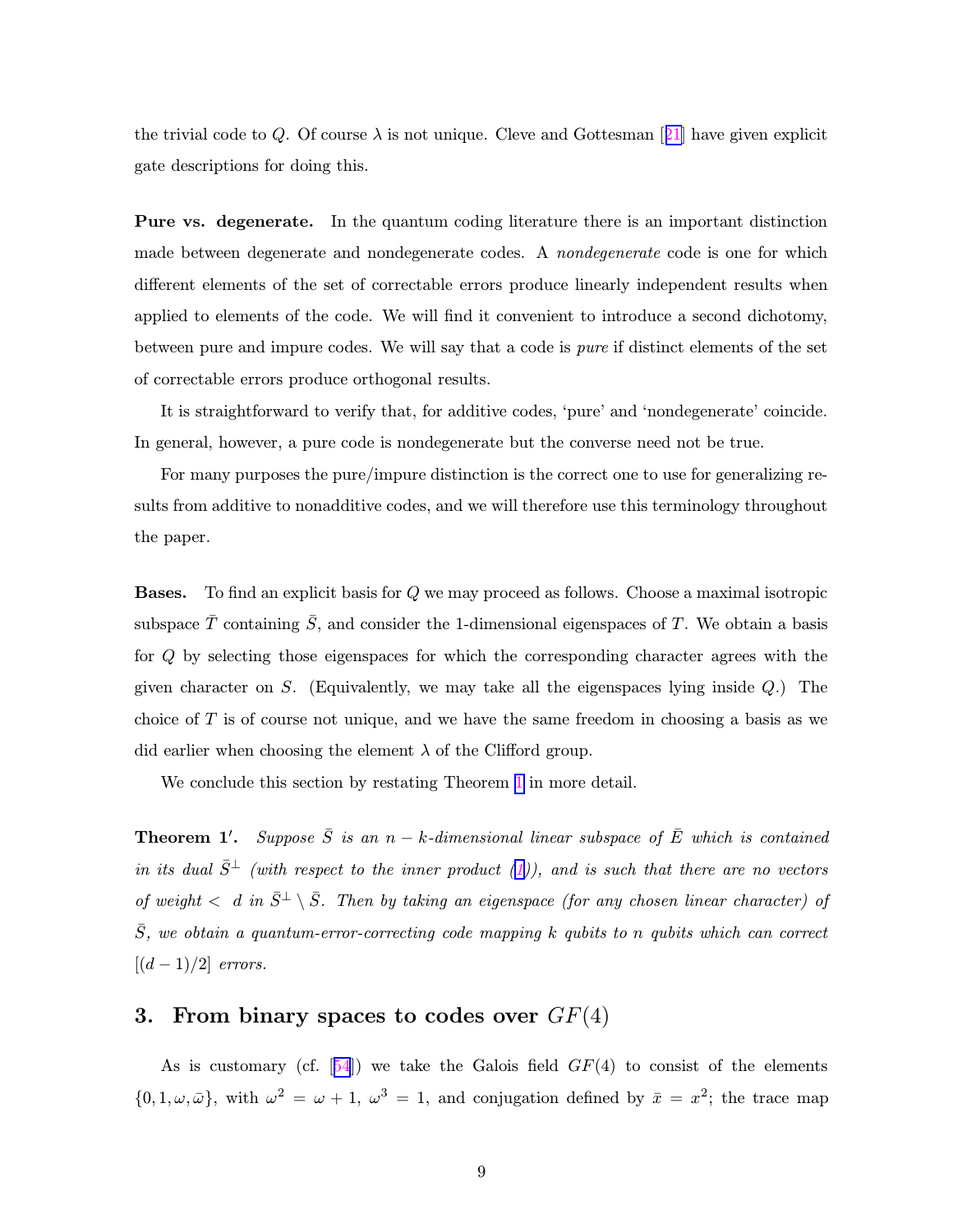the trivial code to $Q$. Of course $\lambda$ is not unique. Cleve and Gottesman [21] have given explicit gate descriptions for doing this.

**Pure vs. degenerate.** In the quantum coding literature there is an important distinction made between degenerate and nondegenerate codes. A *nondegenerate* code is one for which different elements of the set of correctable errors produce linearly independent results when applied to elements of the code. We will find it convenient to introduce a second dichotomy, between pure and impure codes. We will say that a code is *pure* if distinct elements of the set of correctable errors produce orthogonal results.

It is straightforward to verify that, for additive codes, 'pure' and 'nondegenerate' coincide. In general, however, a pure code is nondegenerate but the converse need not be true.

For many purposes the pure/impure distinction is the correct one to use for generalizing results from additive to nonadditive codes, and we will therefore use this terminology throughout the paper.

**Bases.** To find an explicit basis for $Q$ we may proceed as follows. Choose a maximal isotropic subspace $\bar{T}$ containing $\bar{S}$, and consider the 1-dimensional eigenspaces of $T$. We obtain a basis for $Q$ by selecting those eigenspaces for which the corresponding character agrees with the given character on $S$. (Equivalently, we may take all the eigenspaces lying inside $Q$.) The choice of $T$ is of course not unique, and we have the same freedom in choosing a basis as we did earlier when choosing the element $\lambda$ of the Clifford group.

We conclude this section by restating Theorem 1 in more detail.

**Theorem 1′.** *Suppose $\bar{S}$ is an $n-k$-dimensional linear subspace of $\bar{E}$ which is contained in its dual $\bar{S}^{\perp}$ (with respect to the inner product (1)), and is such that there are no vectors of weight $<\ d$ in $\bar{S}^{\perp} \setminus \bar{S}$. Then by taking an eigenspace (for any chosen linear character) of $\bar{S}$, we obtain a quantum-error-correcting code mapping $k$ qubits to $n$ qubits which can correct $[(d-1)/2]$ errors.*

## 3. From binary spaces to codes over $GF(4)$

As is customary (cf. [54]) we take the Galois field $GF(4)$ to consist of the elements $\{0, 1, \omega, \bar{\omega}\}$, with $\omega^2 = \omega + 1$, $\omega^3 = 1$, and conjugation defined by $\bar{x} = x^2$; the trace map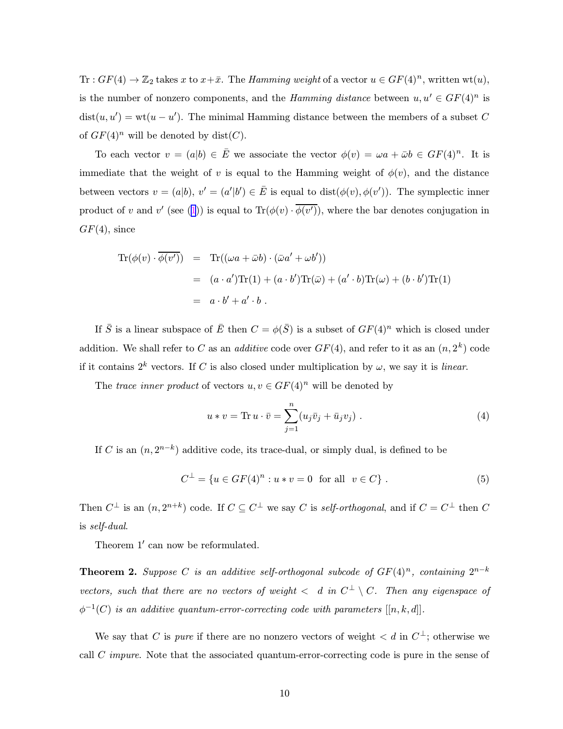$\mathrm{Tr} : GF(4) \to \mathbb{Z}_2$ takes $x$ to $x+\bar{x}$. The *Hamming weight* of a vector $u \in GF(4)^n$, written $\mathrm{wt}(u)$, is the number of nonzero components, and the *Hamming distance* between $u, u' \in GF(4)^n$ is $\mathrm{dist}(u, u') = \mathrm{wt}(u - u')$. The minimal Hamming distance between the members of a subset $C$ of $GF(4)^n$ will be denoted by $\mathrm{dist}(C)$.

To each vector $v = (a|b) \in \bar{E}$ we associate the vector $\phi(v) = \omega a + \bar{\omega} b \in GF(4)^n$. It is immediate that the weight of $v$ is equal to the Hamming weight of $\phi(v)$, and the distance between vectors $v = (a|b)$, $v' = (a'|b') \in \bar{E}$ is equal to $\mathrm{dist}(\phi(v), \phi(v'))$. The symplectic inner product of $v$ and $v'$ (see (1)) is equal to $\mathrm{Tr}(\phi(v) \cdot \overline{\phi(v')})$, where the bar denotes conjugation in $GF(4)$, since

$$
\begin{aligned}
\mathrm{Tr}(\phi(v) \cdot \overline{\phi(v')}) &= \mathrm{Tr}((\omega a + \bar{\omega} b) \cdot (\bar{\omega} a' + \omega b')) \\
&= (a \cdot a')\mathrm{Tr}(1) + (a \cdot b')\mathrm{Tr}(\bar{\omega}) + (a' \cdot b)\mathrm{Tr}(\omega) + (b \cdot b')\mathrm{Tr}(1) \\
&= a \cdot b' + a' \cdot b \ .
\end{aligned}
$$

If $\bar{S}$ is a linear subspace of $\bar{E}$ then $C = \phi(\bar{S})$ is a subset of $GF(4)^n$ which is closed under addition. We shall refer to $C$ as an *additive* code over $GF(4)$, and refer to it as an $(n, 2^k)$ code if it contains $2^k$ vectors. If $C$ is also closed under multiplication by $\omega$, we say it is *linear*.

The *trace inner product* of vectors $u, v \in GF(4)^n$ will be denoted by

$$
u * v = \mathrm{Tr}\, u \cdot \bar{v} = \sum_{j=1}^{n} (u_j \bar{v}_j + \bar{u}_j v_j) \ . \tag{4}
$$

If $C$ is an $(n, 2^{n-k})$ additive code, its trace-dual, or simply dual, is defined to be

$$
C^{\perp} = \{u \in GF(4)^n : u * v = 0 \ \text{ for all } \ v \in C\} \ . \tag{5}
$$

Then $C^{\perp}$ is an $(n, 2^{n+k})$ code. If $C \subseteq C^{\perp}$ we say $C$ is *self-orthogonal*, and if $C = C^{\perp}$ then $C$ is *self-dual*.

Theorem 1$'$ can now be reformulated.

**Theorem 2.** *Suppose $C$ is an additive self-orthogonal subcode of $GF(4)^n$, containing $2^{n-k}$ vectors, such that there are no vectors of weight $<\ d$ in $C^{\perp} \setminus C$. Then any eigenspace of $\phi^{-1}(C)$ is an additive quantum-error-correcting code with parameters $[[n, k, d]]$.*

We say that $C$ is *pure* if there are no nonzero vectors of weight $< d$ in $C^{\perp}$; otherwise we call $C$ *impure*. Note that the associated quantum-error-correcting code is pure in the sense of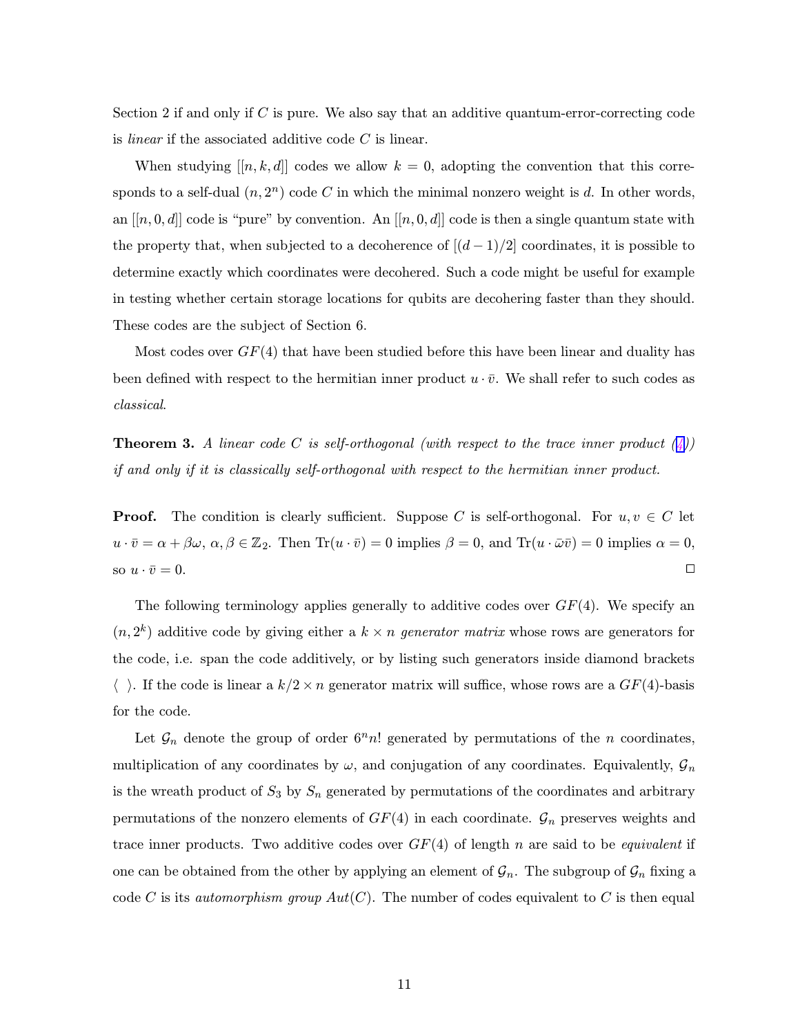Section 2 if and only if $C$ is pure. We also say that an additive quantum-error-correcting code is *linear* if the associated additive code $C$ is linear.

When studying $[[n, k, d]]$ codes we allow $k = 0$, adopting the convention that this corresponds to a self-dual $(n, 2^n)$ code $C$ in which the minimal nonzero weight is $d$. In other words, an $[[n, 0, d]]$ code is "pure" by convention. An $[[n, 0, d]]$ code is then a single quantum state with the property that, when subjected to a decoherence of $[(d-1)/2]$ coordinates, it is possible to determine exactly which coordinates were decohered. Such a code might be useful for example in testing whether certain storage locations for qubits are decohering faster than they should. These codes are the subject of Section 6.

Most codes over $GF(4)$ that have been studied before this have been linear and duality has been defined with respect to the hermitian inner product $u \cdot \bar{v}$. We shall refer to such codes as *classical*.

**Theorem 3.** *A linear code $C$ is self-orthogonal (with respect to the trace inner product (4)) if and only if it is classically self-orthogonal with respect to the hermitian inner product.*

**Proof.** The condition is clearly sufficient. Suppose $C$ is self-orthogonal. For $u, v \in C$ let $u \cdot \bar{v} = \alpha + \beta\omega$, $\alpha, \beta \in \mathbb{Z}_2$. Then $\mathrm{Tr}(u \cdot \bar{v}) = 0$ implies $\beta = 0$, and $\mathrm{Tr}(u \cdot \bar{\omega}\bar{v}) = 0$ implies $\alpha = 0$, so $u \cdot \bar{v} = 0$. $\square$

The following terminology applies generally to additive codes over $GF(4)$. We specify an $(n, 2^k)$ additive code by giving either a $k \times n$ *generator matrix* whose rows are generators for the code, i.e. span the code additively, or by listing such generators inside diamond brackets $\langle \ \rangle$. If the code is linear a $k/2 \times n$ generator matrix will suffice, whose rows are a $GF(4)$-basis for the code.

Let $\mathcal{G}_n$ denote the group of order $6^n n!$ generated by permutations of the $n$ coordinates, multiplication of any coordinates by $\omega$, and conjugation of any coordinates. Equivalently, $\mathcal{G}_n$ is the wreath product of $S_3$ by $S_n$ generated by permutations of the coordinates and arbitrary permutations of the nonzero elements of $GF(4)$ in each coordinate. $\mathcal{G}_n$ preserves weights and trace inner products. Two additive codes over $GF(4)$ of length $n$ are said to be *equivalent* if one can be obtained from the other by applying an element of $\mathcal{G}_n$. The subgroup of $\mathcal{G}_n$ fixing a code $C$ is its *automorphism group* $Aut(C)$. The number of codes equivalent to $C$ is then equal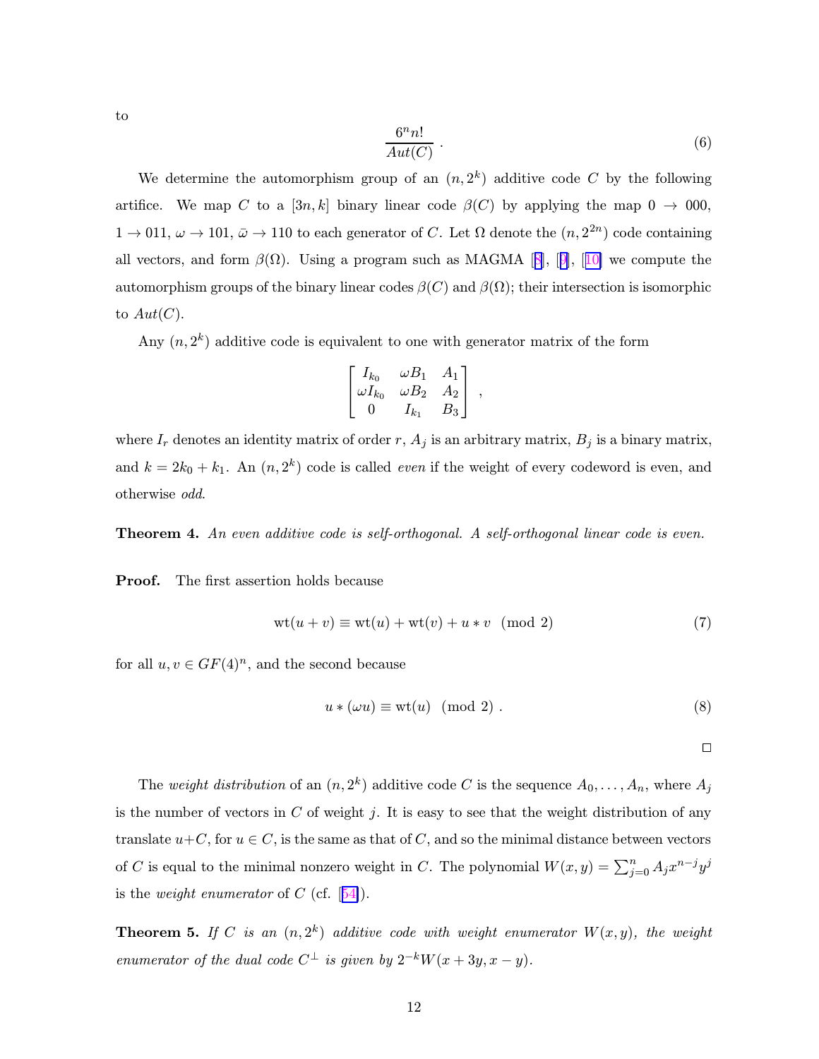to

$$\frac{6^n n!}{Aut(C)} . \tag{6}$$

We determine the automorphism group of an $(n, 2^k)$ additive code $C$ by the following artifice. We map $C$ to a $[3n, k]$ binary linear code $\beta(C)$ by applying the map $0 \to 000$, $1 \to 011$, $\omega \to 101$, $\bar{\omega} \to 110$ to each generator of $C$. Let $\Omega$ denote the $(n, 2^{2n})$ code containing all vectors, and form $\beta(\Omega)$. Using a program such as MAGMA [8], [9], [10] we compute the automorphism groups of the binary linear codes $\beta(C)$ and $\beta(\Omega)$; their intersection is isomorphic to $Aut(C)$.

Any $(n, 2^k)$ additive code is equivalent to one with generator matrix of the form

$$\begin{bmatrix} I_{k_0} & \omega B_1 & A_1 \\ \omega I_{k_0} & \omega B_2 & A_2 \\ 0 & I_{k_1} & B_3 \end{bmatrix} ,$$

where $I_r$ denotes an identity matrix of order $r$, $A_j$ is an arbitrary matrix, $B_j$ is a binary matrix, and $k = 2k_0 + k_1$. An $(n, 2^k)$ code is called *even* if the weight of every codeword is even, and otherwise *odd*.

**Theorem 4.** *An even additive code is self-orthogonal. A self-orthogonal linear code is even.*

**Proof.** The first assertion holds because

$$\mathrm{wt}(u + v) \equiv \mathrm{wt}(u) + \mathrm{wt}(v) + u * v \pmod 2 \tag{7}$$

for all $u, v \in GF(4)^n$, and the second because

$$u * (\omega u) \equiv \mathrm{wt}(u) \pmod 2 . \tag{8}$$

$\square$

The *weight distribution* of an $(n, 2^k)$ additive code $C$ is the sequence $A_0, \ldots, A_n$, where $A_j$ is the number of vectors in $C$ of weight $j$. It is easy to see that the weight distribution of any translate $u+C$, for $u \in C$, is the same as that of $C$, and so the minimal distance between vectors of $C$ is equal to the minimal nonzero weight in $C$. The polynomial $W(x, y) = \sum_{j=0}^{n} A_j x^{n-j} y^j$ is the *weight enumerator* of $C$ (cf. [54]).

**Theorem 5.** *If $C$ is an $(n, 2^k)$ additive code with weight enumerator $W(x, y)$, the weight enumerator of the dual code $C^\perp$ is given by $2^{-k} W(x + 3y, x - y)$.*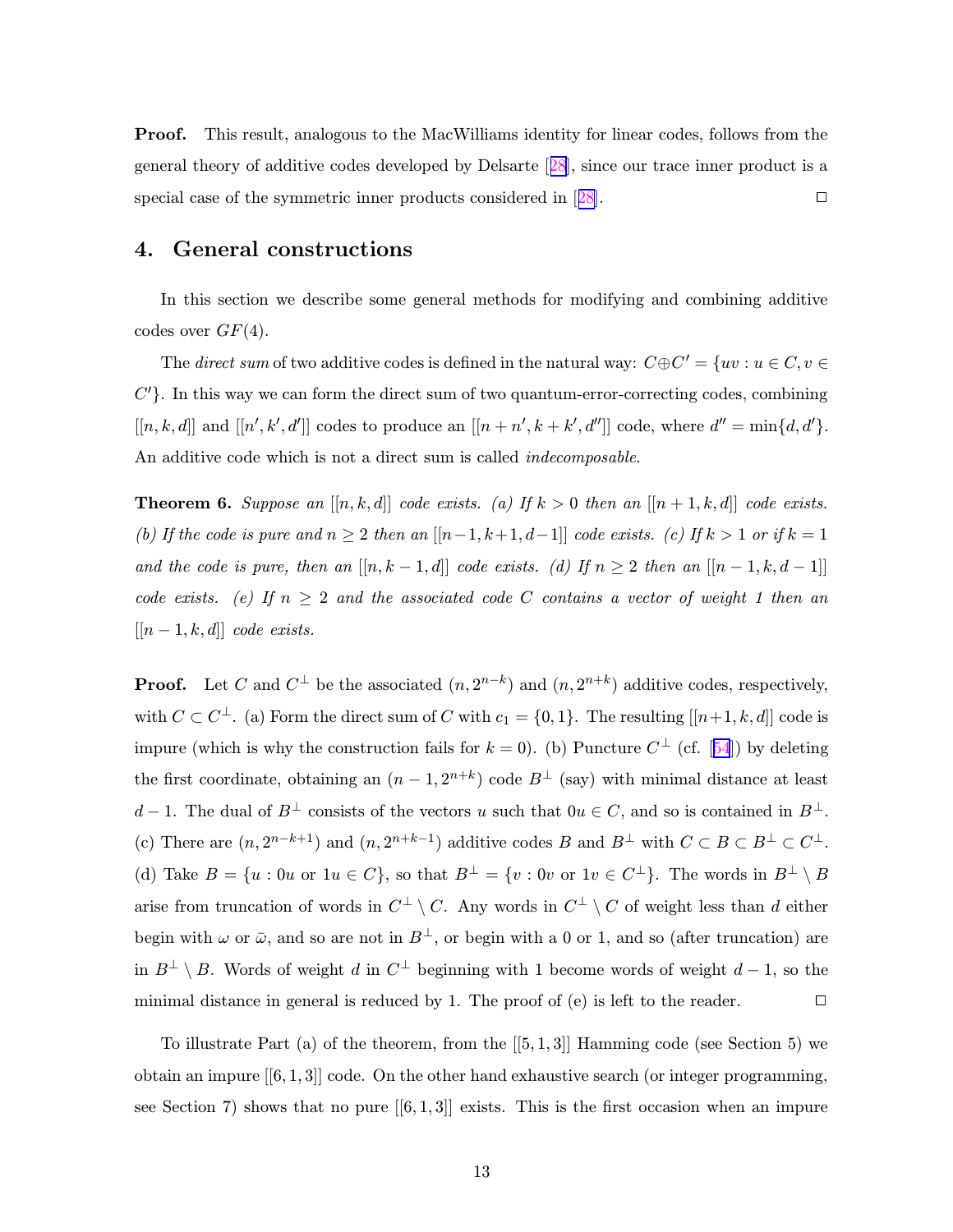**Proof.** This result, analogous to the MacWilliams identity for linear codes, follows from the general theory of additive codes developed by Delsarte [28], since our trace inner product is a special case of the symmetric inner products considered in [28]. $\square$

## 4. General constructions

In this section we describe some general methods for modifying and combining additive codes over $GF(4)$.

The *direct sum* of two additive codes is defined in the natural way: $C \oplus C' = \{uv : u \in C, v \in C'\}$. In this way we can form the direct sum of two quantum-error-correcting codes, combining $[[n, k, d]]$ and $[[n', k', d']]$ codes to produce an $[[n + n', k + k', d'']]$ code, where $d'' = \min\{d, d'\}$. An additive code which is not a direct sum is called *indecomposable*.

**Theorem 6.** *Suppose an $[[n, k, d]]$ code exists. (a) If $k > 0$ then an $[[n + 1, k, d]]$ code exists. (b) If the code is pure and $n \geq 2$ then an $[[n-1, k+1, d-1]]$ code exists. (c) If $k > 1$ or if $k = 1$ and the code is pure, then an $[[n, k - 1, d]]$ code exists. (d) If $n \geq 2$ then an $[[n - 1, k, d - 1]]$ code exists. (e) If $n \geq 2$ and the associated code $C$ contains a vector of weight 1 then an $[[n - 1, k, d]]$ code exists.*

**Proof.** Let $C$ and $C^\perp$ be the associated $(n, 2^{n-k})$ and $(n, 2^{n+k})$ additive codes, respectively, with $C \subset C^\perp$. (a) Form the direct sum of $C$ with $c_1 = \{0, 1\}$. The resulting $[[n+1, k, d]]$ code is impure (which is why the construction fails for $k = 0$). (b) Puncture $C^\perp$ (cf. [54]) by deleting the first coordinate, obtaining an $(n - 1, 2^{n+k})$ code $B^\perp$ (say) with minimal distance at least $d - 1$. The dual of $B^\perp$ consists of the vectors $u$ such that $0u \in C$, and so is contained in $B^\perp$. (c) There are $(n, 2^{n-k+1})$ and $(n, 2^{n+k-1})$ additive codes $B$ and $B^\perp$ with $C \subset B \subset B^\perp \subset C^\perp$. (d) Take $B = \{u : 0u \text{ or } 1u \in C\}$, so that $B^\perp = \{v : 0v \text{ or } 1v \in C^\perp\}$. The words in $B^\perp \setminus B$ arise from truncation of words in $C^\perp \setminus C$. Any words in $C^\perp \setminus C$ of weight less than $d$ either begin with $\omega$ or $\bar{\omega}$, and so are not in $B^\perp$, or begin with a 0 or 1, and so (after truncation) are in $B^\perp \setminus B$. Words of weight $d$ in $C^\perp$ beginning with 1 become words of weight $d - 1$, so the minimal distance in general is reduced by 1. The proof of (e) is left to the reader. $\square$

To illustrate Part (a) of the theorem, from the $[[5, 1, 3]]$ Hamming code (see Section 5) we obtain an impure $[[6, 1, 3]]$ code. On the other hand exhaustive search (or integer programming, see Section 7) shows that no pure $[[6, 1, 3]]$ exists. This is the first occasion when an impure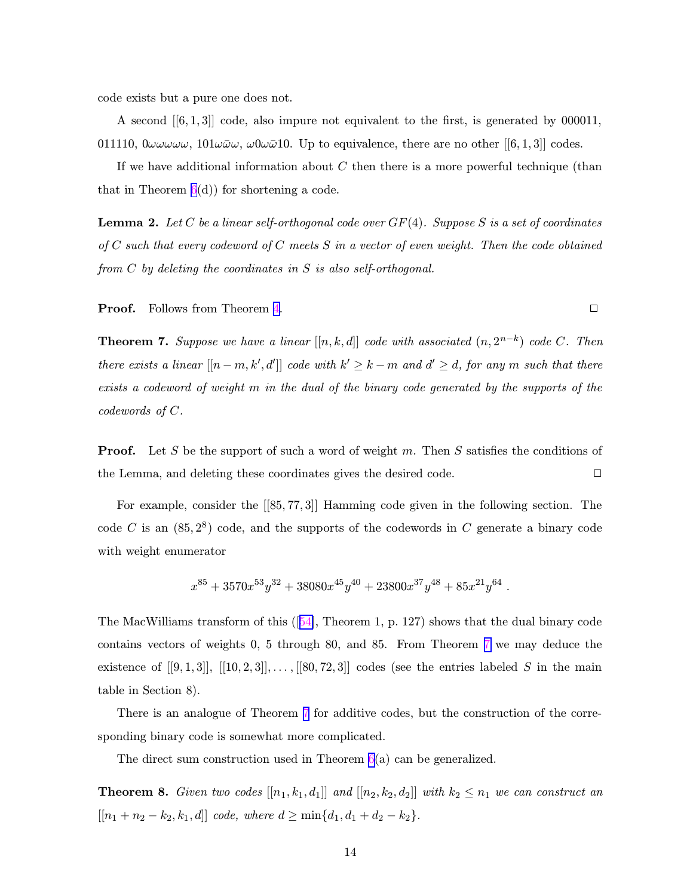code exists but a pure one does not.

A second $[[6,1,3]]$ code, also impure not equivalent to the first, is generated by 000011, 011110, $0\omega\omega\omega\omega\omega$, $101\omega\bar{\omega}\omega$, $\omega 0\omega\bar{\omega}10$. Up to equivalence, there are no other $[[6,1,3]]$ codes.

If we have additional information about $C$ then there is a more powerful technique (than that in Theorem 6(d)) for shortening a code.

**Lemma 2.** *Let $C$ be a linear self-orthogonal code over $GF(4)$. Suppose $S$ is a set of coordinates of $C$ such that every codeword of $C$ meets $S$ in a vector of even weight. Then the code obtained from $C$ by deleting the coordinates in $S$ is also self-orthogonal.*

**Proof.** Follows from Theorem 4. □

**Theorem 7.** *Suppose we have a linear $[[n,k,d]]$ code with associated $(n, 2^{n-k})$ code $C$. Then there exists a linear $[[n-m, k', d']]$ code with $k' \geq k-m$ and $d' \geq d$, for any $m$ such that there exists a codeword of weight $m$ in the dual of the binary code generated by the supports of the codewords of $C$.*

**Proof.** Let $S$ be the support of such a word of weight $m$. Then $S$ satisfies the conditions of the Lemma, and deleting these coordinates gives the desired code. □

For example, consider the $[[85,77,3]]$ Hamming code given in the following section. The code $C$ is an $(85, 2^8)$ code, and the supports of the codewords in $C$ generate a binary code with weight enumerator

$$x^{85} + 3570x^{53}y^{32} + 38080x^{45}y^{40} + 23800x^{37}y^{48} + 85x^{21}y^{64} .$$

The MacWilliams transform of this ([54], Theorem 1, p. 127) shows that the dual binary code contains vectors of weights 0, 5 through 80, and 85. From Theorem 7 we may deduce the existence of $[[9,1,3]]$, $[[10,2,3]], \ldots, [[80,72,3]]$ codes (see the entries labeled $S$ in the main table in Section 8).

There is an analogue of Theorem 7 for additive codes, but the construction of the corresponding binary code is somewhat more complicated.

The direct sum construction used in Theorem 6(a) can be generalized.

**Theorem 8.** *Given two codes $[[n_1, k_1, d_1]]$ and $[[n_2, k_2, d_2]]$ with $k_2 \leq n_1$ we can construct an $[[n_1 + n_2 - k_2, k_1, d]]$ code, where $d \geq \min\{d_1, d_1 + d_2 - k_2\}$.*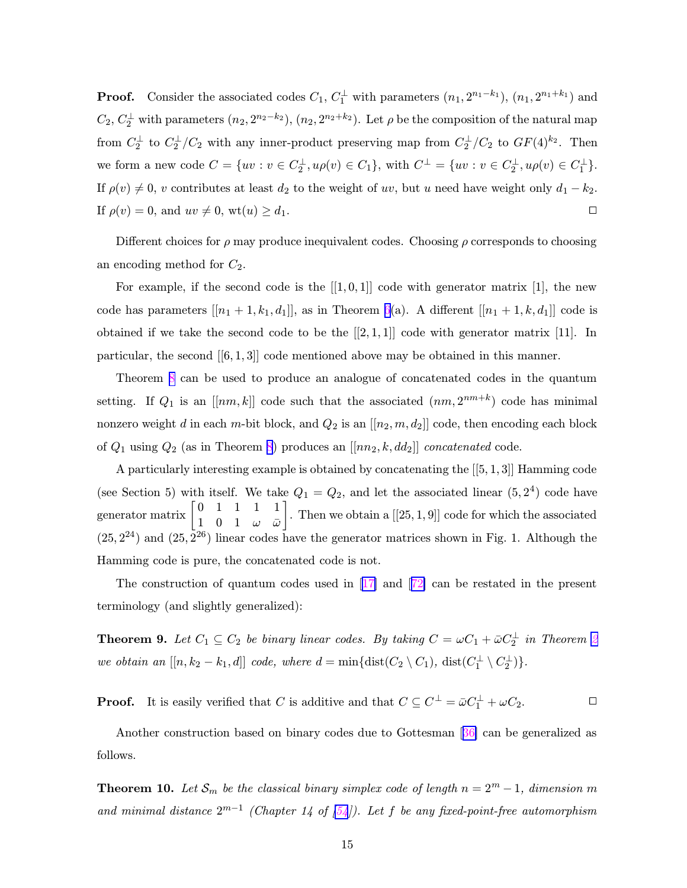**Proof.** Consider the associated codes $C_1$, $C_1^\perp$ with parameters $(n_1, 2^{n_1-k_1})$, $(n_1, 2^{n_1+k_1})$ and $C_2$, $C_2^\perp$ with parameters $(n_2, 2^{n_2-k_2})$, $(n_2, 2^{n_2+k_2})$. Let $\rho$ be the composition of the natural map from $C_2^\perp$ to $C_2^\perp/C_2$ with any inner-product preserving map from $C_2^\perp/C_2$ to $GF(4)^{k_2}$. Then we form a new code $C = \{uv : v \in C_2^\perp, u\rho(v) \in C_1\}$, with $C^\perp = \{uv : v \in C_2^\perp, u\rho(v) \in C_1^\perp\}$. If $\rho(v) \neq 0$, $v$ contributes at least $d_2$ to the weight of $uv$, but $u$ need have weight only $d_1 - k_2$. If $\rho(v) = 0$, and $uv \neq 0$, $\text{wt}(u) \geq d_1$. $\square$

Different choices for $\rho$ may produce inequivalent codes. Choosing $\rho$ corresponds to choosing an encoding method for $C_2$.

For example, if the second code is the $[[1, 0, 1]]$ code with generator matrix $[1]$, the new code has parameters $[[n_1 + 1, k_1, d_1]]$, as in Theorem 6(a). A different $[[n_1 + 1, k, d_1]]$ code is obtained if we take the second code to be the $[[2, 1, 1]]$ code with generator matrix $[11]$. In particular, the second $[[6, 1, 3]]$ code mentioned above may be obtained in this manner.

Theorem 8 can be used to produce an analogue of concatenated codes in the quantum setting. If $Q_1$ is an $[[nm, k]]$ code such that the associated $(nm, 2^{nm+k})$ code has minimal nonzero weight $d$ in each $m$-bit block, and $Q_2$ is an $[[n_2, m, d_2]]$ code, then encoding each block of $Q_1$ using $Q_2$ (as in Theorem 8) produces an $[[nn_2, k, dd_2]]$ *concatenated* code.

A particularly interesting example is obtained by concatenating the $[[5, 1, 3]]$ Hamming code (see Section 5) with itself. We take $Q_1 = Q_2$, and let the associated linear $(5, 2^4)$ code have generator matrix $\begin{bmatrix} 0 & 1 & 1 & 1 & 1 \\ 1 & 0 & 1 & \omega & \bar{\omega} \end{bmatrix}$. Then we obtain a $[[25, 1, 9]]$ code for which the associated $(25, 2^{24})$ and $(25, 2^{26})$ linear codes have the generator matrices shown in Fig. 1. Although the Hamming code is pure, the concatenated code is not.

The construction of quantum codes used in [17] and [72] can be restated in the present terminology (and slightly generalized):

**Theorem 9.** *Let $C_1 \subseteq C_2$ be binary linear codes. By taking $C = \omega C_1 + \bar{\omega} C_2^\perp$ in Theorem 2 we obtain an $[[n, k_2 - k_1, d]]$ code, where $d = \min\{\text{dist}(C_2 \setminus C_1), \text{dist}(C_1^\perp \setminus C_2^\perp)\}$.*

**Proof.** It is easily verified that $C$ is additive and that $C \subseteq C^\perp = \bar{\omega} C_1^\perp + \omega C_2$. $\square$

Another construction based on binary codes due to Gottesman [36] can be generalized as follows.

**Theorem 10.** *Let $\mathcal{S}_m$ be the classical binary simplex code of length $n = 2^m - 1$, dimension $m$ and minimal distance $2^{m-1}$ (Chapter 14 of [54]). Let $f$ be any fixed-point-free automorphism*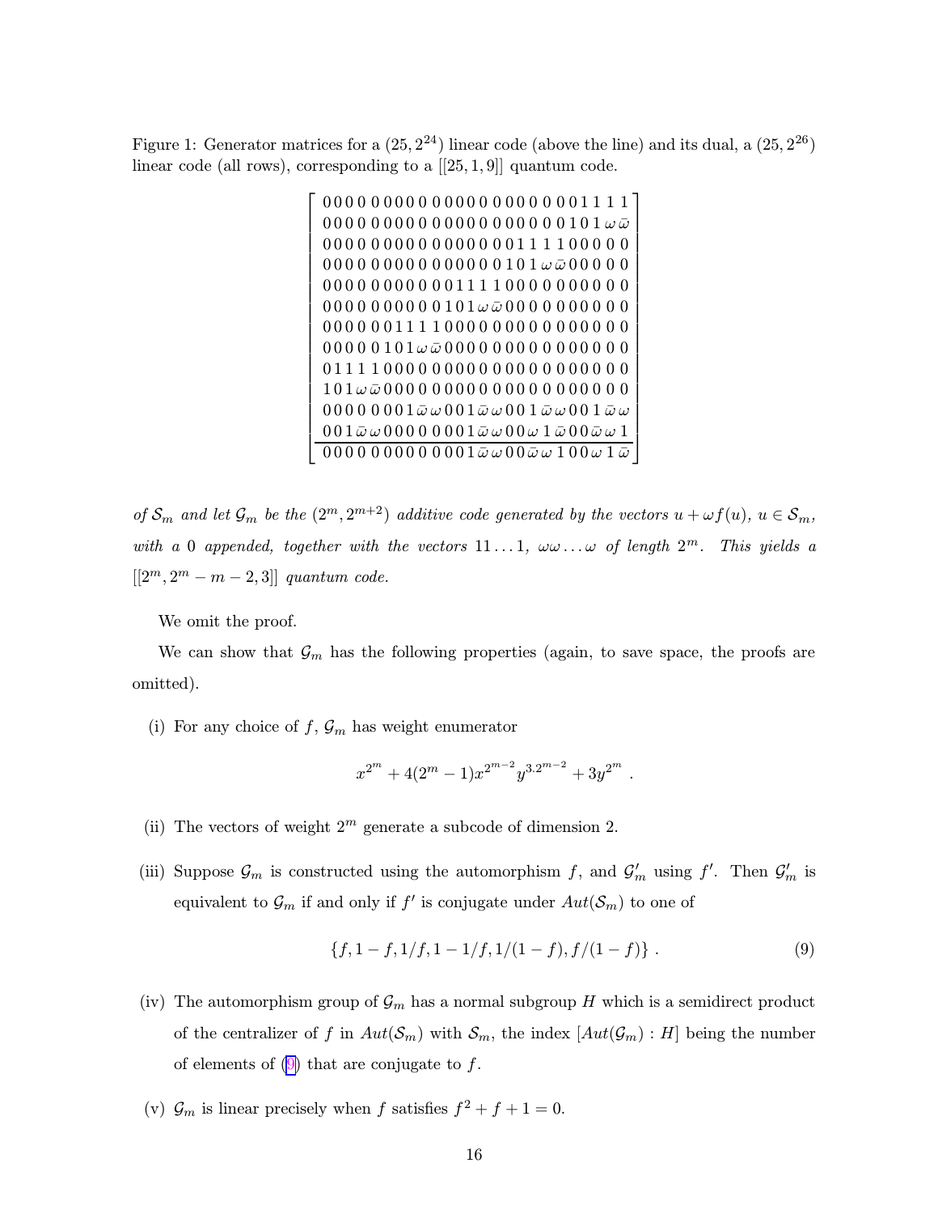Figure 1: Generator matrices for a $(25, 2^{24})$ linear code (above the line) and its dual, a $(25, 2^{26})$ linear code (all rows), corresponding to a $[[25, 1, 9]]$ quantum code.

$$
\left[
\begin{array}{ccccccccccccccccccccccccc}
0&0&0&0&0&0&0&0&0&0&0&0&0&0&0&0&0&0&0&0&0&1&1&1&1\\
0&0&0&0&0&0&0&0&0&0&0&0&0&0&0&0&0&0&0&0&1&0&1&\omega&\bar{\omega}\\
0&0&0&0&0&0&0&0&0&0&0&0&0&0&0&0&1&1&1&1&0&0&0&0&0\\
0&0&0&0&0&0&0&0&0&0&0&0&0&0&0&1&0&1&\omega&\bar{\omega}&0&0&0&0&0\\
0&0&0&0&0&0&0&0&0&0&0&1&1&1&1&0&0&0&0&0&0&0&0&0&0\\
0&0&0&0&0&0&0&0&0&0&1&0&1&\omega&\bar{\omega}&0&0&0&0&0&0&0&0&0&0\\
0&0&0&0&0&0&1&1&1&1&0&0&0&0&0&0&0&0&0&0&0&0&0&0&0\\
0&0&0&0&0&1&0&1&\omega&\bar{\omega}&0&0&0&0&0&0&0&0&0&0&0&0&0&0&0\\
0&1&1&1&1&0&0&0&0&0&0&0&0&0&0&0&0&0&0&0&0&0&0&0&0\\
1&0&1&\omega&\bar{\omega}&0&0&0&0&0&0&0&0&0&0&0&0&0&0&0&0&0&0&0&0\\
0&0&0&0&0&0&0&1&\bar{\omega}&\omega&0&0&1&\bar{\omega}&\omega&0&0&1&\bar{\omega}&\omega&0&0&1&\bar{\omega}&\omega\\
0&0&1&\bar{\omega}&\omega&0&0&0&0&0&0&0&1&\bar{\omega}&\omega&0&0&\omega&1&\bar{\omega}&0&0&\bar{\omega}&\omega&1\\
\hline
0&0&0&0&0&0&0&0&0&0&0&0&1&\bar{\omega}&\omega&0&0&\bar{\omega}&\omega&1&0&0&\omega&1&\bar{\omega}
\end{array}
\right]
$$

*of $\mathcal{S}_m$ and let $\mathcal{G}_m$ be the $(2^m, 2^{m+2})$ additive code generated by the vectors $u + \omega f(u)$, $u \in \mathcal{S}_m$, with a 0 appended, together with the vectors $11\ldots1$, $\omega\omega\ldots\omega$ of length $2^m$. This yields a $[[2^m, 2^m - m - 2, 3]]$ quantum code.*

We omit the proof.

We can show that $\mathcal{G}_m$ has the following properties (again, to save space, the proofs are omitted).

(i) For any choice of $f$, $\mathcal{G}_m$ has weight enumerator

$$
x^{2^m} + 4(2^m - 1)x^{2^{m-2}}y^{3.2^{m-2}} + 3y^{2^m} .
$$

(ii) The vectors of weight $2^m$ generate a subcode of dimension 2.

(iii) Suppose $\mathcal{G}_m$ is constructed using the automorphism $f$, and $\mathcal{G}'_m$ using $f'$. Then $\mathcal{G}'_m$ is equivalent to $\mathcal{G}_m$ if and only if $f'$ is conjugate under $Aut(\mathcal{S}_m)$ to one of

$$
\{f, 1-f, 1/f, 1-1/f, 1/(1-f), f/(1-f)\} . \tag{9}
$$

(iv) The automorphism group of $\mathcal{G}_m$ has a normal subgroup $H$ which is a semidirect product of the centralizer of $f$ in $Aut(\mathcal{S}_m)$ with $\mathcal{S}_m$, the index $[Aut(\mathcal{G}_m) : H]$ being the number of elements of (9) that are conjugate to $f$.

(v) $\mathcal{G}_m$ is linear precisely when $f$ satisfies $f^2 + f + 1 = 0$.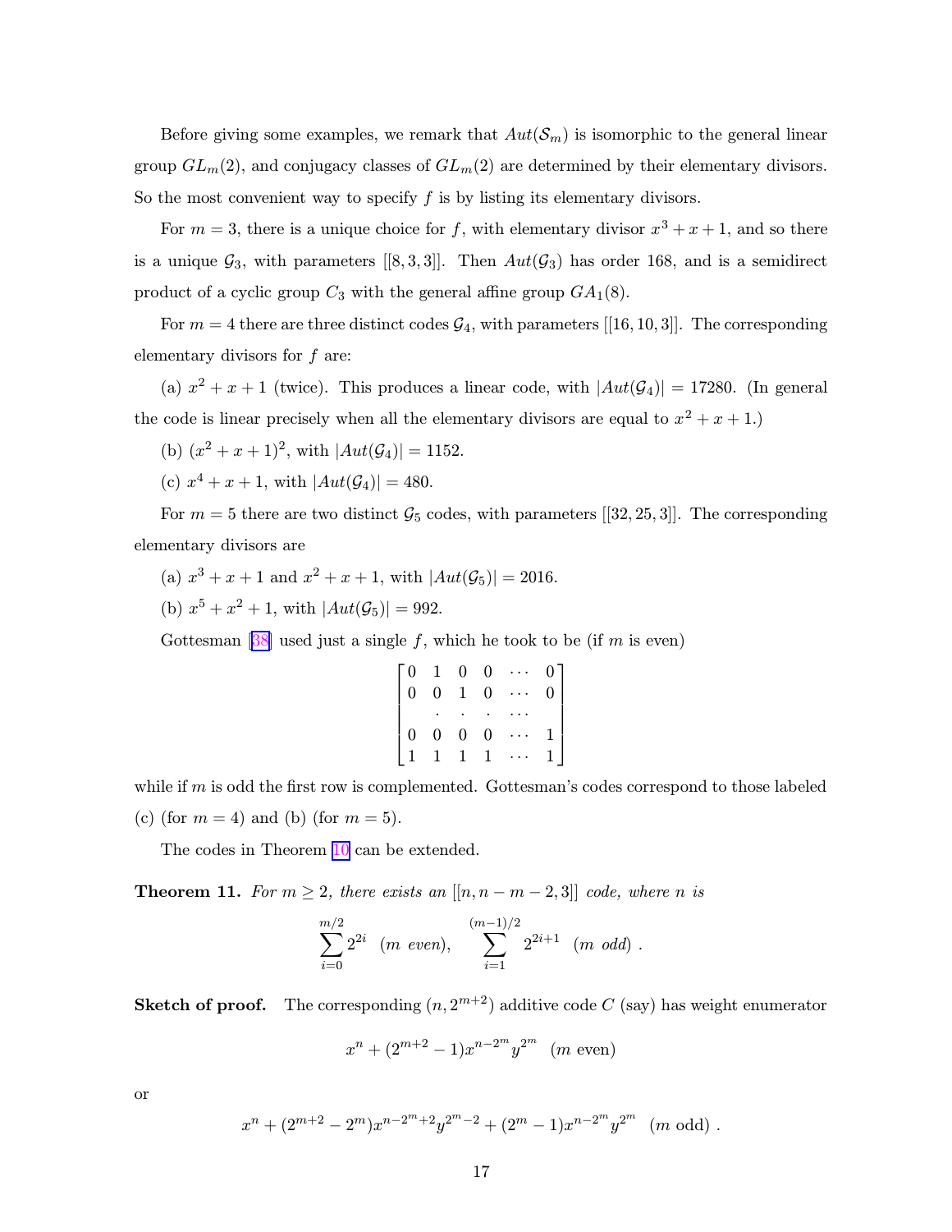Before giving some examples, we remark that $Aut(\mathcal{S}_m)$ is isomorphic to the general linear group $GL_m(2)$, and conjugacy classes of $GL_m(2)$ are determined by their elementary divisors. So the most convenient way to specify $f$ is by listing its elementary divisors.

For $m = 3$, there is a unique choice for $f$, with elementary divisor $x^3 + x + 1$, and so there is a unique $\mathcal{G}_3$, with parameters $[[8, 3, 3]]$. Then $Aut(\mathcal{G}_3)$ has order 168, and is a semidirect product of a cyclic group $C_3$ with the general affine group $GA_1(8)$.

For $m = 4$ there are three distinct codes $\mathcal{G}_4$, with parameters $[[16, 10, 3]]$. The corresponding elementary divisors for $f$ are:

(a) $x^2 + x + 1$ (twice). This produces a linear code, with $|Aut(\mathcal{G}_4)| = 17280$. (In general the code is linear precisely when all the elementary divisors are equal to $x^2 + x + 1$.)

(b) $(x^2 + x + 1)^2$, with $|Aut(\mathcal{G}_4)| = 1152$.

(c) $x^4 + x + 1$, with $|Aut(\mathcal{G}_4)| = 480$.

For $m = 5$ there are two distinct $\mathcal{G}_5$ codes, with parameters $[[32, 25, 3]]$. The corresponding elementary divisors are

(a) $x^3 + x + 1$ and $x^2 + x + 1$, with $|Aut(\mathcal{G}_5)| = 2016$.

(b) $x^5 + x^2 + 1$, with $|Aut(\mathcal{G}_5)| = 992$.

Gottesman [38] used just a single $f$, which he took to be (if $m$ is even)

$$\begin{bmatrix} 0 & 1 & 0 & 0 & \cdots & 0 \\ 0 & 0 & 1 & 0 & \cdots & 0 \\ & \cdot & \cdot & \cdot & \cdots & \\ 0 & 0 & 0 & 0 & \cdots & 1 \\ 1 & 1 & 1 & 1 & \cdots & 1 \end{bmatrix}$$

while if $m$ is odd the first row is complemented. Gottesman's codes correspond to those labeled (c) (for $m = 4$) and (b) (for $m = 5$).

The codes in Theorem 10 can be extended.

**Theorem 11.** *For $m \geq 2$, there exists an $[[n, n - m - 2, 3]]$ code, where $n$ is*

$$\sum_{i=0}^{m/2} 2^{2i} \quad (m \text{ even}), \qquad \sum_{i=1}^{(m-1)/2} 2^{2i+1} \quad (m \text{ odd}) .$$

**Sketch of proof.** The corresponding $(n, 2^{m+2})$ additive code $C$ (say) has weight enumerator

$$x^n + (2^{m+2} - 1)x^{n-2^m} y^{2^m} \quad (m \text{ even})$$

or

$$x^n + (2^{m+2} - 2^m)x^{n-2^m+2} y^{2^m-2} + (2^m - 1)x^{n-2^m} y^{2^m} \quad (m \text{ odd}) .$$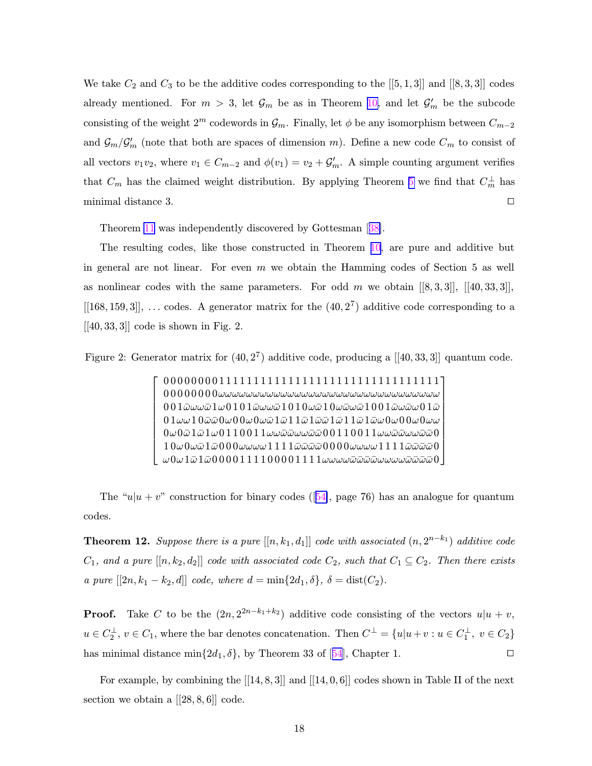We take $C_2$ and $C_3$ to be the additive codes corresponding to the $[[5,1,3]]$ and $[[8,3,3]]$ codes already mentioned. For $m > 3$, let $\mathcal{G}_m$ be as in Theorem 10, and let $\mathcal{G}'_m$ be the subcode consisting of the weight $2^m$ codewords in $\mathcal{G}_m$. Finally, let $\phi$ be any isomorphism between $C_{m-2}$ and $\mathcal{G}_m/\mathcal{G}'_m$ (note that both are spaces of dimension $m$). Define a new code $C_m$ to consist of all vectors $v_1 v_2$, where $v_1 \in C_{m-2}$ and $\phi(v_1) = v_2 + \mathcal{G}'_m$. A simple counting argument verifies that $C_m$ has the claimed weight distribution. By applying Theorem 5 we find that $C_m^\perp$ has minimal distance 3. □

Theorem 11 was independently discovered by Gottesman [38].

The resulting codes, like those constructed in Theorem 10, are pure and additive but in general are not linear. For even $m$ we obtain the Hamming codes of Section 5 as well as nonlinear codes with the same parameters. For odd $m$ we obtain $[[8,3,3]]$, $[[40,33,3]]$, $[[168,159,3]]$, ... codes. A generator matrix for the $(40, 2^7)$ additive code corresponding to a $[[40,33,3]]$ code is shown in Fig. 2.

Figure 2: Generator matrix for $(40, 2^7)$ additive code, producing a $[[40,33,3]]$ quantum code.

$$
\left[\begin{array}{c}
0\,0\,0\,0\,0\,0\,0\,0\,1\,1\,1\,1\,1\,1\,1\,1\,1\,1\,1\,1\,1\,1\,1\,1\,1\,1\,1\,1\,1\,1\,1\,1\,1\,1\,1\,1\,1\,1\,1\,1 \\
0\,0\,0\,0\,0\,0\,0\,0\,\omega\,\omega\,\omega\,\omega\,\omega\,\omega\,\omega\,\omega\,\omega\,\omega\,\omega\,\omega\,\omega\,\omega\,\omega\,\omega\,\omega\,\omega\,\omega\,\omega\,\omega\,\omega\,\omega\,\omega\,\omega\,\omega\,\omega\,\omega\,\omega\,\omega\,\omega\,\omega \\
0\,0\,1\,\bar\omega\,\omega\,\omega\,\bar\omega\,1\,\omega\,0\,1\,0\,1\,\bar\omega\,\omega\,\omega\,\bar\omega\,1\,0\,1\,0\,\omega\,\bar\omega\,1\,0\,\omega\,\bar\omega\,\omega\,\bar\omega\,1\,0\,0\,1\,\bar\omega\,\omega\,\bar\omega\,\omega\,0\,1\,\bar\omega \\
0\,1\,\omega\,\omega\,1\,0\,\bar\omega\,\bar\omega\,0\,\omega\,0\,0\,\omega\,0\,\omega\,\bar\omega\,1\,\bar\omega\,1\,1\,\bar\omega\,1\,\bar\omega\,\bar\omega\,1\,\bar\omega\,1\,1\,\bar\omega\,1\,\bar\omega\,\omega\,0\,\omega\,0\,0\,\omega\,0\,\omega\,\omega \\
0\,\omega\,0\,\bar\omega\,1\,\bar\omega\,1\,\omega\,0\,1\,1\,0\,0\,1\,1\,\omega\,\omega\,\bar\omega\,\bar\omega\,\omega\,\omega\,\bar\omega\,\bar\omega\,0\,0\,1\,1\,0\,0\,1\,1\,\omega\,\omega\,\bar\omega\,\bar\omega\,\omega\,\omega\,\bar\omega\,\bar\omega\,0 \\
1\,0\,\omega\,0\,\omega\,\bar\omega\,1\,\bar\omega\,0\,0\,0\,\omega\,\omega\,\omega\,\omega\,1\,1\,1\,1\,\bar\omega\,\bar\omega\,\bar\omega\,\bar\omega\,0\,0\,0\,0\,\omega\,\omega\,\omega\,\omega\,1\,1\,1\,1\,\bar\omega\,\bar\omega\,\bar\omega\,\bar\omega\,0 \\
\omega\,0\,\omega\,1\,\bar\omega\,1\,\bar\omega\,0\,0\,0\,0\,1\,1\,1\,1\,0\,0\,0\,0\,1\,1\,1\,1\,\omega\,\omega\,\omega\,\omega\,\bar\omega\,\bar\omega\,\bar\omega\,\bar\omega\,\omega\,\omega\,\omega\,\omega\,\bar\omega\,\bar\omega\,\bar\omega\,\bar\omega\,0
\end{array}\right]
$$

The "$u|u+v$" construction for binary codes ([54], page 76) has an analogue for quantum codes.

**Theorem 12.** *Suppose there is a pure $[[n,k_1,d_1]]$ code with associated $(n, 2^{n-k_1})$ additive code $C_1$, and a pure $[[n,k_2,d_2]]$ code with associated code $C_2$, such that $C_1 \subseteq C_2$. Then there exists a pure $[[2n, k_1-k_2, d]]$ code, where $d = \min\{2d_1, \delta\}$, $\delta = \mathrm{dist}(C_2)$.*

**Proof.** Take $C$ to be the $(2n, 2^{2n-k_1+k_2})$ additive code consisting of the vectors $u|u+v$, $u \in C_2^\perp$, $v \in C_1$, where the bar denotes concatenation. Then $C^\perp = \{u|u+v : u \in C_1^\perp,\ v \in C_2\}$ has minimal distance $\min\{2d_1, \delta\}$, by Theorem 33 of [54], Chapter 1. □

For example, by combining the $[[14,8,3]]$ and $[[14,0,6]]$ codes shown in Table II of the next section we obtain a $[[28,8,6]]$ code.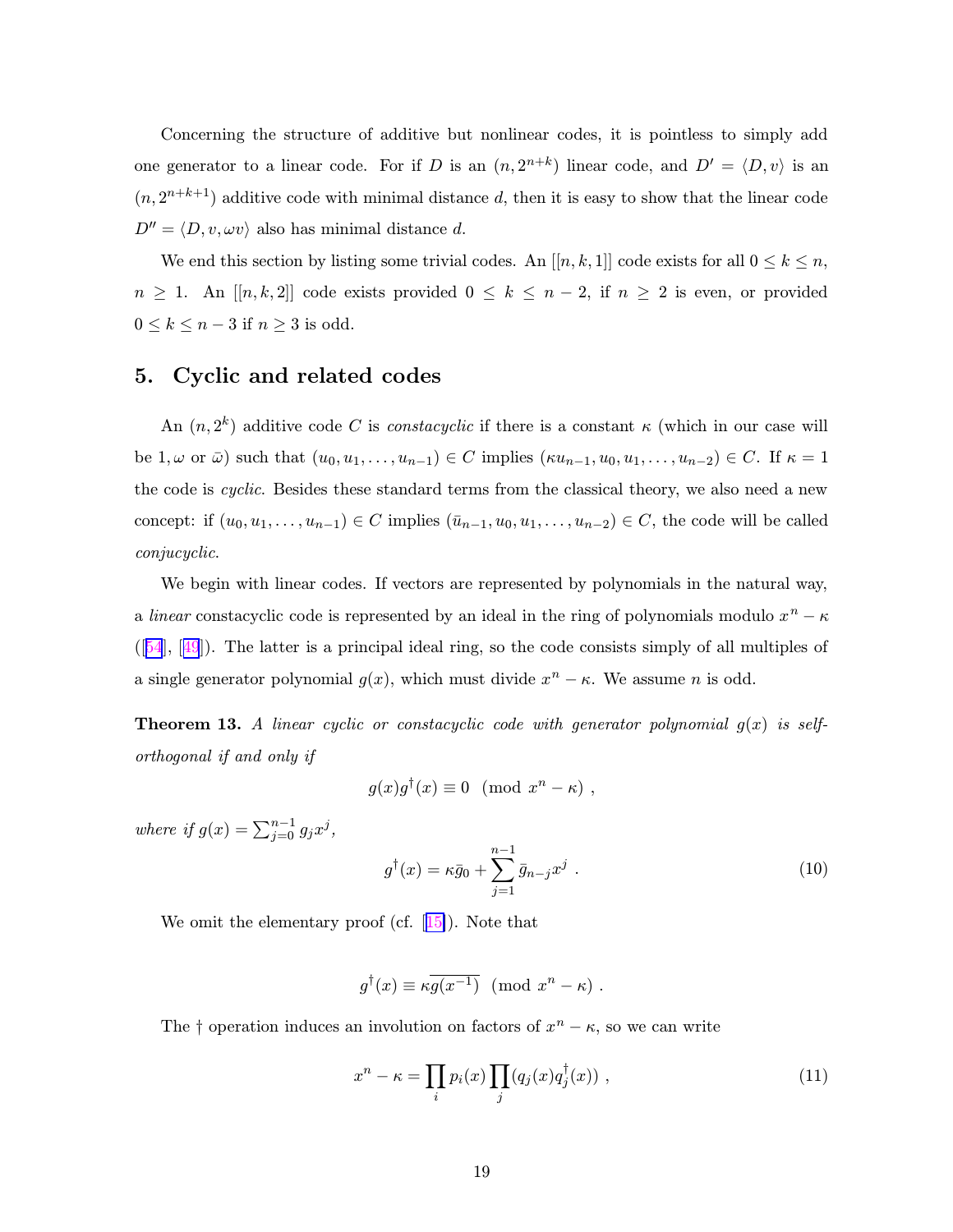Concerning the structure of additive but nonlinear codes, it is pointless to simply add one generator to a linear code. For if $D$ is an $(n, 2^{n+k})$ linear code, and $D' = \langle D, v \rangle$ is an $(n, 2^{n+k+1})$ additive code with minimal distance $d$, then it is easy to show that the linear code $D'' = \langle D, v, \omega v \rangle$ also has minimal distance $d$.

We end this section by listing some trivial codes. An $[[n, k, 1]]$ code exists for all $0 \le k \le n$, $n \ge 1$. An $[[n, k, 2]]$ code exists provided $0 \le k \le n-2$, if $n \ge 2$ is even, or provided $0 \le k \le n-3$ if $n \ge 3$ is odd.

## 5. Cyclic and related codes

An $(n, 2^k)$ additive code $C$ is *constacyclic* if there is a constant $\kappa$ (which in our case will be $1, \omega$ or $\bar{\omega}$) such that $(u_0, u_1, \ldots, u_{n-1}) \in C$ implies $(\kappa u_{n-1}, u_0, u_1, \ldots, u_{n-2}) \in C$. If $\kappa = 1$ the code is *cyclic*. Besides these standard terms from the classical theory, we also need a new concept: if $(u_0, u_1, \ldots, u_{n-1}) \in C$ implies $(\bar{u}_{n-1}, u_0, u_1, \ldots, u_{n-2}) \in C$, the code will be called *conjucyclic*.

We begin with linear codes. If vectors are represented by polynomials in the natural way, a *linear* constacyclic code is represented by an ideal in the ring of polynomials modulo $x^n - \kappa$ ([54], [49]). The latter is a principal ideal ring, so the code consists simply of all multiples of a single generator polynomial $g(x)$, which must divide $x^n - \kappa$. We assume $n$ is odd.

**Theorem 13.** *A linear cyclic or constacyclic code with generator polynomial $g(x)$ is self-orthogonal if and only if*

$$g(x) g^\dagger(x) \equiv 0 \pmod{x^n - \kappa} ,$$

*where if $g(x) = \sum_{j=0}^{n-1} g_j x^j$,*

$$g^\dagger(x) = \kappa \bar{g}_0 + \sum_{j=1}^{n-1} \bar{g}_{n-j} x^j . \tag{10}$$

We omit the elementary proof (cf. [15]). Note that

$$g^\dagger(x) \equiv \kappa \overline{g(x^{-1})} \pmod{x^n - \kappa} .$$

The $\dagger$ operation induces an involution on factors of $x^n - \kappa$, so we can write

$$x^n - \kappa = \prod_i p_i(x) \prod_j (q_j(x) q_j^\dagger(x)) , \tag{11}$$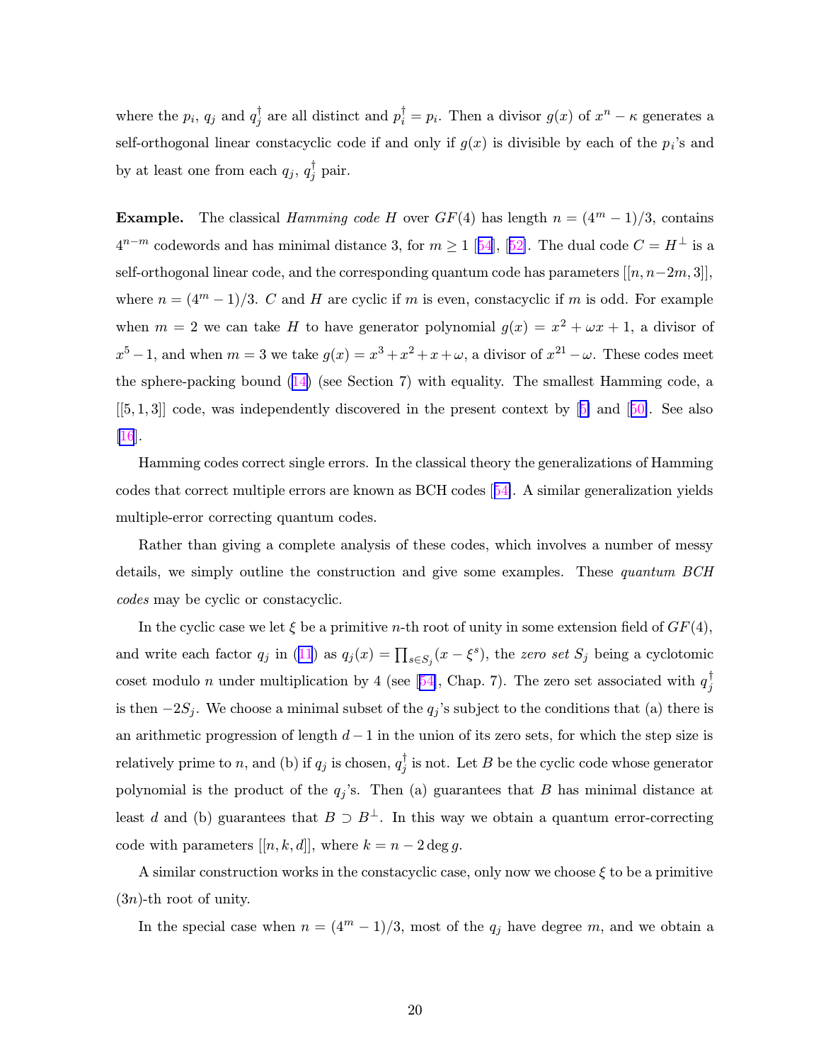where the $p_i$, $q_j$ and $q_j^\dagger$ are all distinct and $p_i^\dagger = p_i$. Then a divisor $g(x)$ of $x^n - \kappa$ generates a self-orthogonal linear constacyclic code if and only if $g(x)$ is divisible by each of the $p_i$'s and by at least one from each $q_j$, $q_j^\dagger$ pair.

**Example.** The classical *Hamming code* $H$ over $GF(4)$ has length $n = (4^m - 1)/3$, contains $4^{n-m}$ codewords and has minimal distance 3, for $m \geq 1$ [54], [52]. The dual code $C = H^\perp$ is a self-orthogonal linear code, and the corresponding quantum code has parameters $[[n, n-2m, 3]]$, where $n = (4^m - 1)/3$. $C$ and $H$ are cyclic if $m$ is even, constacyclic if $m$ is odd. For example when $m = 2$ we can take $H$ to have generator polynomial $g(x) = x^2 + \omega x + 1$, a divisor of $x^5 - 1$, and when $m = 3$ we take $g(x) = x^3 + x^2 + x + \omega$, a divisor of $x^{21} - \omega$. These codes meet the sphere-packing bound (14) (see Section 7) with equality. The smallest Hamming code, a $[[5, 1, 3]]$ code, was independently discovered in the present context by [5] and [50]. See also [16].

Hamming codes correct single errors. In the classical theory the generalizations of Hamming codes that correct multiple errors are known as BCH codes [54]. A similar generalization yields multiple-error correcting quantum codes.

Rather than giving a complete analysis of these codes, which involves a number of messy details, we simply outline the construction and give some examples. These *quantum BCH codes* may be cyclic or constacyclic.

In the cyclic case we let $\xi$ be a primitive $n$-th root of unity in some extension field of $GF(4)$, and write each factor $q_j$ in (11) as $q_j(x) = \prod_{s \in S_j}(x - \xi^s)$, the *zero set* $S_j$ being a cyclotomic coset modulo $n$ under multiplication by 4 (see [54], Chap. 7). The zero set associated with $q_j^\dagger$ is then $-2S_j$. We choose a minimal subset of the $q_j$'s subject to the conditions that (a) there is an arithmetic progression of length $d-1$ in the union of its zero sets, for which the step size is relatively prime to $n$, and (b) if $q_j$ is chosen, $q_j^\dagger$ is not. Let $B$ be the cyclic code whose generator polynomial is the product of the $q_j$'s. Then (a) guarantees that $B$ has minimal distance at least $d$ and (b) guarantees that $B \supset B^\perp$. In this way we obtain a quantum error-correcting code with parameters $[[n, k, d]]$, where $k = n - 2 \deg g$.

A similar construction works in the constacyclic case, only now we choose $\xi$ to be a primitive $(3n)$-th root of unity.

In the special case when $n = (4^m - 1)/3$, most of the $q_j$ have degree $m$, and we obtain a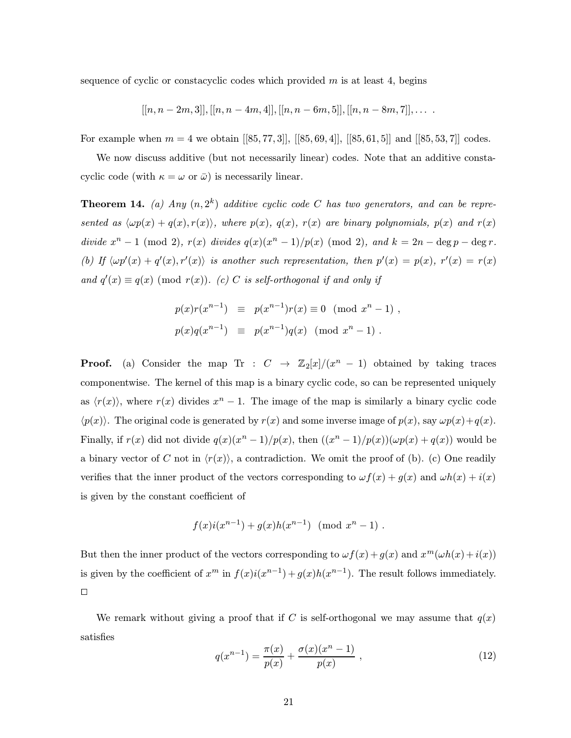sequence of cyclic or constacyclic codes which provided $m$ is at least 4, begins

$$[[n, n-2m, 3]], [[n, n-4m, 4]], [[n, n-6m, 5]], [[n, n-8m, 7]], \ldots \ .$$

For example when $m = 4$ we obtain $[[85, 77, 3]]$, $[[85, 69, 4]]$, $[[85, 61, 5]]$ and $[[85, 53, 7]]$ codes.

We now discuss additive (but not necessarily linear) codes. Note that an additive constacyclic code (with $\kappa = \omega$ or $\bar{\omega}$) is necessarily linear.

**Theorem 14.** *(a) Any $(n, 2^k)$ additive cyclic code $C$ has two generators, and can be represented as $\langle \omega p(x) + q(x), r(x) \rangle$, where $p(x)$, $q(x)$, $r(x)$ are binary polynomials, $p(x)$ and $r(x)$ divide $x^n - 1 \pmod 2$, $r(x)$ divides $q(x)(x^n - 1)/p(x) \pmod 2$, and $k = 2n - \deg p - \deg r$. (b) If $\langle \omega p'(x) + q'(x), r'(x) \rangle$ is another such representation, then $p'(x) = p(x)$, $r'(x) = r(x)$ and $q'(x) \equiv q(x) \pmod{r(x)}$. (c) $C$ is self-orthogonal if and only if*

$$\begin{aligned} p(x)r(x^{n-1}) &\equiv p(x^{n-1})r(x) \equiv 0 \pmod{x^n - 1} , \\ p(x)q(x^{n-1}) &\equiv p(x^{n-1})q(x) \pmod{x^n - 1} . \end{aligned}$$

**Proof.** (a) Consider the map $\mathrm{Tr} : C \to \mathbb{Z}_2[x]/(x^n - 1)$ obtained by taking traces componentwise. The kernel of this map is a binary cyclic code, so can be represented uniquely as $\langle r(x) \rangle$, where $r(x)$ divides $x^n - 1$. The image of the map is similarly a binary cyclic code $\langle p(x) \rangle$. The original code is generated by $r(x)$ and some inverse image of $p(x)$, say $\omega p(x) + q(x)$. Finally, if $r(x)$ did not divide $q(x)(x^n - 1)/p(x)$, then $((x^n - 1)/p(x))(\omega p(x) + q(x))$ would be a binary vector of $C$ not in $\langle r(x) \rangle$, a contradiction. We omit the proof of (b). (c) One readily verifies that the inner product of the vectors corresponding to $\omega f(x) + g(x)$ and $\omega h(x) + i(x)$ is given by the constant coefficient of

$$f(x)i(x^{n-1}) + g(x)h(x^{n-1}) \pmod{x^n - 1} .$$

But then the inner product of the vectors corresponding to $\omega f(x) + g(x)$ and $x^m(\omega h(x) + i(x))$ is given by the coefficient of $x^m$ in $f(x)i(x^{n-1}) + g(x)h(x^{n-1})$. The result follows immediately. $\square$

We remark without giving a proof that if $C$ is self-orthogonal we may assume that $q(x)$ satisfies

$$q(x^{n-1}) = \frac{\pi(x)}{p(x)} + \frac{\sigma(x)(x^n - 1)}{p(x)} , \tag{12}$$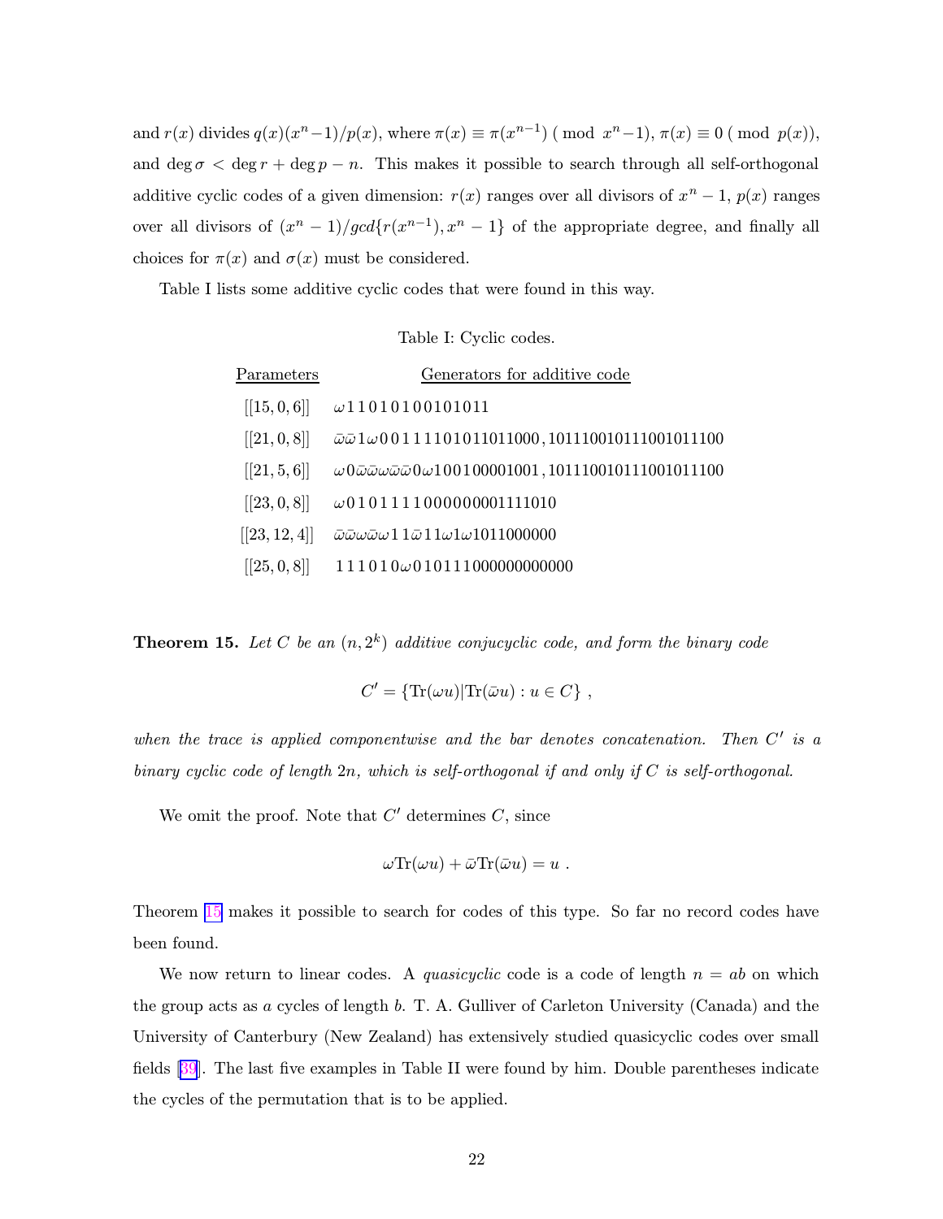and $r(x)$ divides $q(x)(x^n-1)/p(x)$, where $\pi(x) \equiv \pi(x^{n-1}) \pmod{x^n-1}$, $\pi(x) \equiv 0 \pmod{p(x)}$, and $\deg \sigma < \deg r + \deg p - n$. This makes it possible to search through all self-orthogonal additive cyclic codes of a given dimension: $r(x)$ ranges over all divisors of $x^n - 1$, $p(x)$ ranges over all divisors of $(x^n - 1)/gcd\{r(x^{n-1}), x^n - 1\}$ of the appropriate degree, and finally all choices for $\pi(x)$ and $\sigma(x)$ must be considered.

Table I lists some additive cyclic codes that were found in this way.

Table I: Cyclic codes.

| Parameters | Generators for additive code |
|---|---|
| $[[15, 0, 6]]$ | $\omega\,1\,1\,0\,1\,0\,1\,0\,0\,1\,0\,1\,0\,1\,1$ |
| $[[21, 0, 8]]$ | $\bar\omega\bar\omega 1 \omega 0\,0\,1\,1\,1\,1\,0\,1\,0\,1\,1\,0\,1\,1\,0\,0\,0$, $101110010111001011100$ |
| $[[21, 5, 6]]$ | $\omega\,0\,\bar\omega\bar\omega\omega\bar\omega\bar\omega\,0\,\omega\,1\,0\,0\,1\,0\,0\,0\,0\,1\,0\,0\,1$, $101110010111001011100$ |
| $[[23, 0, 8]]$ | $\omega\,0\,1\,0\,1\,1\,1\,1\,0\,0\,0\,0\,0\,0\,0\,0\,1\,1\,1\,1\,0\,1\,0$ |
| $[[23, 12, 4]]$ | $\bar\omega\bar\omega\omega\bar\omega\omega\,1\,1\,\bar\omega\,1\,1\,\omega\,1\,\omega\,1\,0\,1\,1\,0\,0\,0\,0\,0\,0$ |
| $[[25, 0, 8]]$ | $1\,1\,1\,0\,1\,0\,\omega\,0\,1\,0\,1\,1\,1\,0\,0\,0\,0\,0\,0\,0\,0\,0\,0\,0\,0$ |

**Theorem 15.** *Let $C$ be an $(n, 2^k)$ additive conjucyclic code, and form the binary code*

$$C' = \{\mathrm{Tr}(\omega u) | \mathrm{Tr}(\bar\omega u) : u \in C\} ,$$

*when the trace is applied componentwise and the bar denotes concatenation. Then $C'$ is a binary cyclic code of length $2n$, which is self-orthogonal if and only if $C$ is self-orthogonal.*

We omit the proof. Note that $C'$ determines $C$, since

$$\omega \mathrm{Tr}(\omega u) + \bar\omega \mathrm{Tr}(\bar\omega u) = u .$$

Theorem 15 makes it possible to search for codes of this type. So far no record codes have been found.

We now return to linear codes. A *quasicyclic* code is a code of length $n = ab$ on which the group acts as $a$ cycles of length $b$. T. A. Gulliver of Carleton University (Canada) and the University of Canterbury (New Zealand) has extensively studied quasicyclic codes over small fields [39]. The last five examples in Table II were found by him. Double parentheses indicate the cycles of the permutation that is to be applied.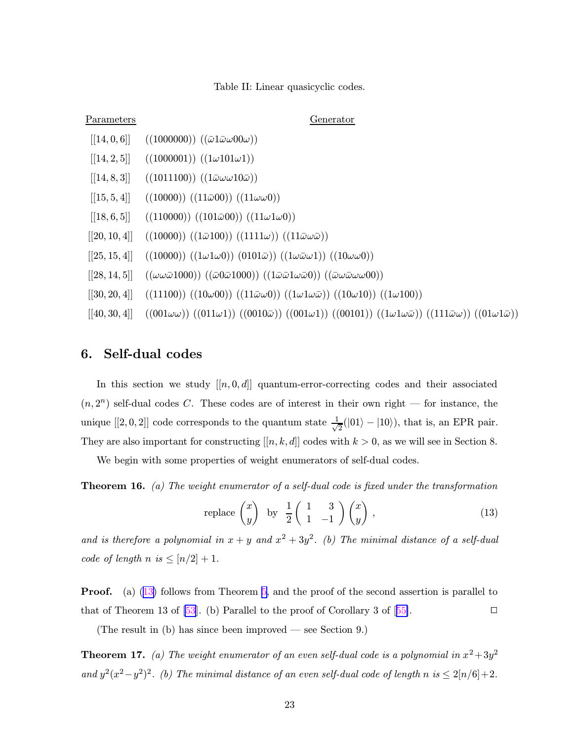Table II: Linear quasicyclic codes.

| Parameters | Generator |
|---|---|
| $[[14, 0, 6]]$ | $((1000000))$ $((\bar{\omega}1\bar{\omega}\omega00\omega))$ |
| $[[14, 2, 5]]$ | $((1000001))$ $((1\omega101\omega1))$ |
| $[[14, 8, 3]]$ | $((1011100))$ $((1\bar{\omega}\omega\omega10\bar{\omega}))$ |
| $[[15, 5, 4]]$ | $((10000))$ $((11\bar{\omega}00))$ $((11\omega\omega0))$ |
| $[[18, 6, 5]]$ | $((110000))$ $((101\bar{\omega}00))$ $((11\omega1\omega0))$ |
| $[[20, 10, 4]]$ | $((10000))$ $((1\bar{\omega}100))$ $((1111\omega))$ $((11\bar{\omega}\omega\bar{\omega}))$ |
| $[[25, 15, 4]]$ | $((10000))$ $((1\omega1\omega0))$ $(0101\bar{\omega}))$ $((1\omega\bar{\omega}\omega1))$ $((10\omega\omega0))$ |
| $[[28, 14, 5]]$ | $((\omega\omega\bar{\omega}1000))$ $((\bar{\omega}0\bar{\omega}1000))$ $((1\bar{\omega}\bar{\omega}1\omega\bar{\omega}0))$ $((\bar{\omega}\omega\bar{\omega}\omega\omega00))$ |
| $[[30, 20, 4]]$ | $((11100))$ $((10\omega00))$ $((11\bar{\omega}\omega0))$ $((1\omega1\omega\bar{\omega}))$ $((10\omega10))$ $((1\omega100))$ |
| $[[40, 30, 4]]$ | $((001\omega\omega))$ $((011\omega1))$ $((0010\bar{\omega}))$ $((001\omega1))$ $((00101))$ $((1\omega1\omega\bar{\omega}))$ $((111\bar{\omega}\omega))$ $((01\omega1\bar{\omega}))$ |

## 6. Self-dual codes

In this section we study $[[n, 0, d]]$ quantum-error-correcting codes and their associated $(n, 2^n)$ self-dual codes $C$. These codes are of interest in their own right — for instance, the unique $[[2, 0, 2]]$ code corresponds to the quantum state $\frac{1}{\sqrt{2}}(|01\rangle - |10\rangle)$, that is, an EPR pair. They are also important for constructing $[[n, k, d]]$ codes with $k > 0$, as we will see in Section 8.

We begin with some properties of weight enumerators of self-dual codes.

**Theorem 16.** *(a) The weight enumerator of a self-dual code is fixed under the transformation*

$$\text{replace } \begin{pmatrix} x \\ y \end{pmatrix} \text{ by } \frac{1}{2}\begin{pmatrix} 1 & 3 \\ 1 & -1 \end{pmatrix}\begin{pmatrix} x \\ y \end{pmatrix}, \tag{13}$$

*and is therefore a polynomial in $x + y$ and $x^2 + 3y^2$. (b) The minimal distance of a self-dual code of length $n$ is $\leq [n/2] + 1$.*

**Proof.** (a) (13) follows from Theorem 5, and the proof of the second assertion is parallel to that of Theorem 13 of [53]. (b) Parallel to the proof of Corollary 3 of [55]. □

(The result in (b) has since been improved — see Section 9.)

**Theorem 17.** *(a) The weight enumerator of an even self-dual code is a polynomial in $x^2 + 3y^2$ and $y^2(x^2 - y^2)^2$. (b) The minimal distance of an even self-dual code of length $n$ is $\leq 2[n/6] + 2$.*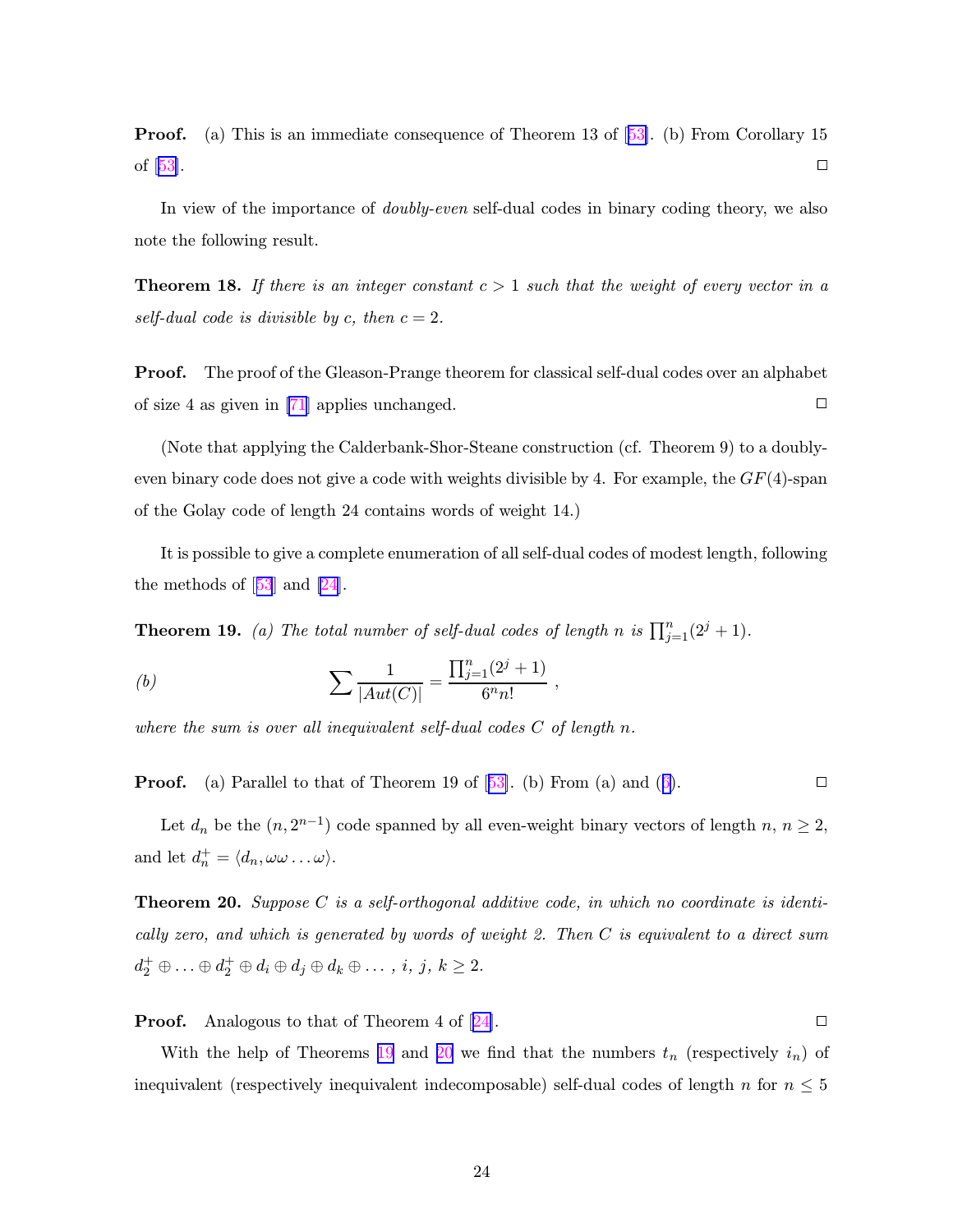**Proof.** (a) This is an immediate consequence of Theorem 13 of [53]. (b) From Corollary 15 of [53]. □

In view of the importance of *doubly-even* self-dual codes in binary coding theory, we also note the following result.

**Theorem 18.** *If there is an integer constant $c > 1$ such that the weight of every vector in a self-dual code is divisible by $c$, then $c = 2$.*

**Proof.** The proof of the Gleason-Prange theorem for classical self-dual codes over an alphabet of size 4 as given in [71] applies unchanged. □

(Note that applying the Calderbank-Shor-Steane construction (cf. Theorem 9) to a doubly-even binary code does not give a code with weights divisible by 4. For example, the $GF(4)$-span of the Golay code of length 24 contains words of weight 14.)

It is possible to give a complete enumeration of all self-dual codes of modest length, following the methods of [53] and [24].

**Theorem 19.** *(a) The total number of self-dual codes of length $n$ is $\prod_{j=1}^{n}(2^j + 1)$.*

*(b)*
$$\sum \frac{1}{|Aut(C)|} = \frac{\prod_{j=1}^{n}(2^j+1)}{6^n n!} \ ,$$

*where the sum is over all inequivalent self-dual codes $C$ of length $n$.*

**Proof.** (a) Parallel to that of Theorem 19 of [53]. (b) From (a) and (5). □

Let $d_n$ be the $(n, 2^{n-1})$ code spanned by all even-weight binary vectors of length $n$, $n \geq 2$, and let $d_n^+ = \langle d_n, \omega\omega \ldots \omega \rangle$.

**Theorem 20.** *Suppose $C$ is a self-orthogonal additive code, in which no coordinate is identically zero, and which is generated by words of weight 2. Then $C$ is equivalent to a direct sum $d_2^+ \oplus \ldots \oplus d_2^+ \oplus d_i \oplus d_j \oplus d_k \oplus \ldots$, $i, j, k \geq 2$.*

**Proof.** Analogous to that of Theorem 4 of [24]. □

With the help of Theorems 19 and 20 we find that the numbers $t_n$ (respectively $i_n$) of inequivalent (respectively inequivalent indecomposable) self-dual codes of length $n$ for $n \leq 5$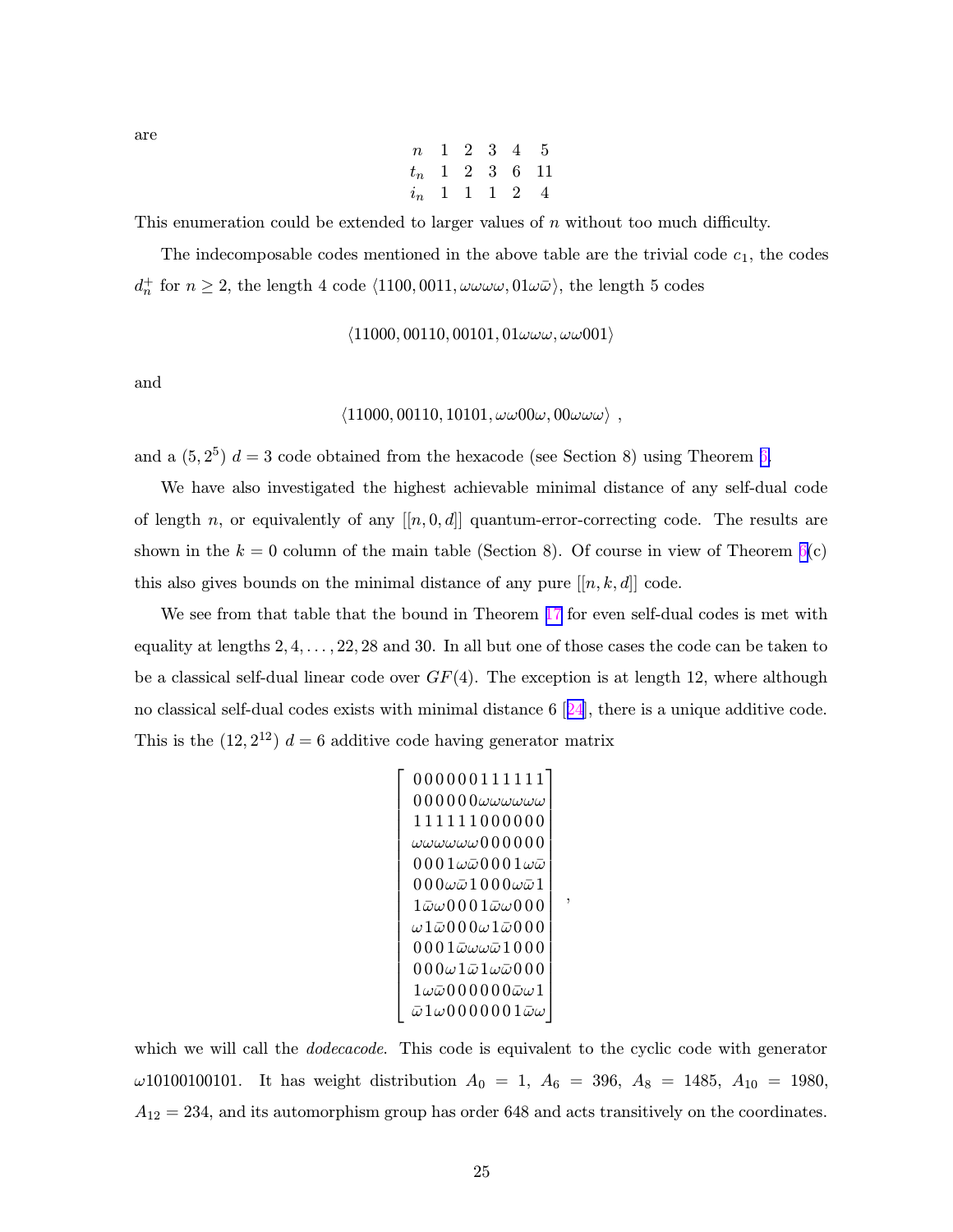are

| $n$ | 1 | 2 | 3 | 4 | 5 |
|---|---|---|---|---|---|
| $t_n$ | 1 | 2 | 3 | 6 | 11 |
| $i_n$ | 1 | 1 | 1 | 2 | 4 |

This enumeration could be extended to larger values of $n$ without too much difficulty.

The indecomposable codes mentioned in the above table are the trivial code $c_1$, the codes $d_n^+$ for $n \geq 2$, the length 4 code $\langle 1100, 0011, \omega\omega\omega\omega, 01\omega\bar{\omega} \rangle$, the length 5 codes

$$\langle 11000, 00110, 00101, 01\omega\omega\omega, \omega\omega 001 \rangle$$

and

$$\langle 11000, 00110, 10101, \omega\omega 00\omega, 00\omega\omega\omega \rangle \ ,$$

and a $(5, 2^5)$ $d = 3$ code obtained from the hexacode (see Section 8) using Theorem 6.

We have also investigated the highest achievable minimal distance of any self-dual code of length $n$, or equivalently of any $[[n, 0, d]]$ quantum-error-correcting code. The results are shown in the $k = 0$ column of the main table (Section 8). Of course in view of Theorem 6(c) this also gives bounds on the minimal distance of any pure $[[n, k, d]]$ code.

We see from that table that the bound in Theorem 17 for even self-dual codes is met with equality at lengths $2, 4, \ldots, 22, 28$ and 30. In all but one of those cases the code can be taken to be a classical self-dual linear code over $GF(4)$. The exception is at length 12, where although no classical self-dual codes exists with minimal distance 6 [24], there is a unique additive code. This is the $(12, 2^{12})$ $d = 6$ additive code having generator matrix

$$\begin{bmatrix}
0\,0\,0\,0\,0\,0\,1\,1\,1\,1\,1\,1 \\
0\,0\,0\,0\,0\,0\,\omega\omega\omega\omega\omega\omega \\
1\,1\,1\,1\,1\,1\,0\,0\,0\,0\,0\,0 \\
\omega\omega\omega\omega\omega\omega\,0\,0\,0\,0\,0\,0 \\
0\,0\,0\,1\,\omega\bar{\omega}\,0\,0\,0\,1\,\omega\bar{\omega} \\
0\,0\,0\,\omega\bar{\omega}\,1\,0\,0\,0\,\omega\bar{\omega}\,1 \\
1\,\bar{\omega}\omega\,0\,0\,0\,1\,\bar{\omega}\omega\,0\,0\,0 \\
\omega\,1\,\bar{\omega}\,0\,0\,0\,\omega\,1\,\bar{\omega}\,0\,0\,0 \\
0\,0\,0\,1\,\bar{\omega}\omega\omega\bar{\omega}\,1\,0\,0\,0 \\
0\,0\,0\,\omega\,1\,\bar{\omega}\,1\,\omega\bar{\omega}\,0\,0\,0 \\
1\,\omega\bar{\omega}\,0\,0\,0\,0\,0\,0\,\bar{\omega}\omega\,1 \\
\bar{\omega}\,1\,\omega\,0\,0\,0\,0\,0\,0\,1\,\bar{\omega}\omega
\end{bmatrix},$$

which we will call the *dodecacode*. This code is equivalent to the cyclic code with generator $\omega 10100100101$. It has weight distribution $A_0 = 1$, $A_6 = 396$, $A_8 = 1485$, $A_{10} = 1980$, $A_{12} = 234$, and its automorphism group has order 648 and acts transitively on the coordinates.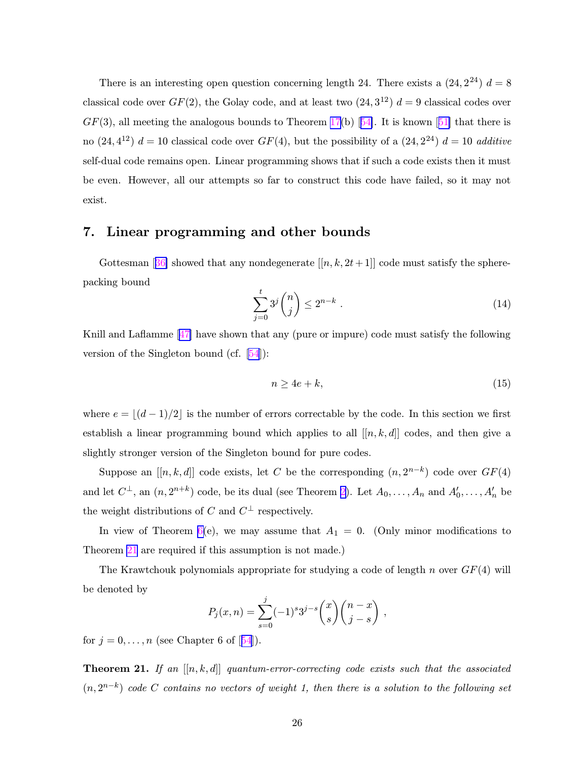There is an interesting open question concerning length 24. There exists a $(24, 2^{24})$ $d = 8$ classical code over $GF(2)$, the Golay code, and at least two $(24, 3^{12})$ $d = 9$ classical codes over $GF(3)$, all meeting the analogous bounds to Theorem 17(b) [54]. It is known [51] that there is no $(24, 4^{12})$ $d = 10$ classical code over $GF(4)$, but the possibility of a $(24, 2^{24})$ $d = 10$ *additive* self-dual code remains open. Linear programming shows that if such a code exists then it must be even. However, all our attempts so far to construct this code have failed, so it may not exist.

## 7. Linear programming and other bounds

Gottesman [36] showed that any nondegenerate $[[n, k, 2t+1]]$ code must satisfy the sphere-packing bound

$$\sum_{j=0}^{t} 3^j \binom{n}{j} \leq 2^{n-k} \ . \tag{14}$$

Knill and Laflamme [47] have shown that any (pure or impure) code must satisfy the following version of the Singleton bound (cf. [54]):

$$n \geq 4e + k, \tag{15}$$

where $e = \lfloor (d-1)/2 \rfloor$ is the number of errors correctable by the code. In this section we first establish a linear programming bound which applies to all $[[n, k, d]]$ codes, and then give a slightly stronger version of the Singleton bound for pure codes.

Suppose an $[[n, k, d]]$ code exists, let $C$ be the corresponding $(n, 2^{n-k})$ code over $GF(4)$ and let $C^{\perp}$, an $(n, 2^{n+k})$ code, be its dual (see Theorem 2). Let $A_0, \ldots, A_n$ and $A'_0, \ldots, A'_n$ be the weight distributions of $C$ and $C^{\perp}$ respectively.

In view of Theorem 6(e), we may assume that $A_1 = 0$. (Only minor modifications to Theorem 21 are required if this assumption is not made.)

The Krawtchouk polynomials appropriate for studying a code of length $n$ over $GF(4)$ will be denoted by

$$P_j(x, n) = \sum_{s=0}^{j} (-1)^s 3^{j-s} \binom{x}{s} \binom{n-x}{j-s} \ ,$$

for $j = 0, \ldots, n$ (see Chapter 6 of [54]).

**Theorem 21.** *If an $[[n, k, d]]$ quantum-error-correcting code exists such that the associated $(n, 2^{n-k})$ code $C$ contains no vectors of weight 1, then there is a solution to the following set*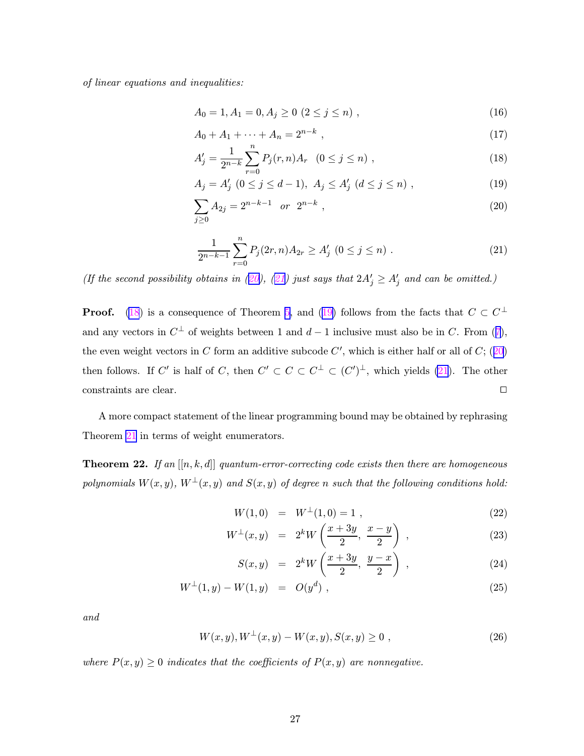*of linear equations and inequalities:*

$$A_0 = 1, A_1 = 0, A_j \geq 0 \ (2 \leq j \leq n) \ , \tag{16}$$

$$A_0 + A_1 + \cdots + A_n = 2^{n-k} \ , \tag{17}$$

$$A'_j = \frac{1}{2^{n-k}} \sum_{r=0}^{n} P_j(r,n) A_r \quad (0 \leq j \leq n) \ , \tag{18}$$

$$A_j = A'_j \ (0 \leq j \leq d-1), \ A_j \leq A'_j \ (d \leq j \leq n) \ , \tag{19}$$

$$\sum_{j \geq 0} A_{2j} = 2^{n-k-1} \quad or \quad 2^{n-k} \ , \tag{20}$$

$$\frac{1}{2^{n-k-1}} \sum_{r=0}^{n} P_j(2r,n) A_{2r} \geq A'_j \ (0 \leq j \leq n) \ . \tag{21}$$

*(If the second possibility obtains in (20), (21) just says that $2A'_j \geq A'_j$ and can be omitted.)*

**Proof.** (18) is a consequence of Theorem 5, and (19) follows from the facts that $C \subset C^\perp$ and any vectors in $C^\perp$ of weights between 1 and $d-1$ inclusive must also be in $C$. From (7), the even weight vectors in $C$ form an additive subcode $C'$, which is either half or all of $C$; (20) then follows. If $C'$ is half of $C$, then $C' \subset C \subset C^\perp \subset (C')^\perp$, which yields (21). The other constraints are clear. ☐

A more compact statement of the linear programming bound may be obtained by rephrasing Theorem 21 in terms of weight enumerators.

**Theorem 22.** *If an $[[n,k,d]]$ quantum-error-correcting code exists then there are homogeneous polynomials $W(x,y)$, $W^\perp(x,y)$ and $S(x,y)$ of degree $n$ such that the following conditions hold:*

$$W(1,0) = W^\perp(1,0) = 1 \ , \tag{22}$$

$$W^\perp(x,y) = 2^k W\left(\frac{x+3y}{2}, \ \frac{x-y}{2}\right) \ , \tag{23}$$

$$S(x,y) = 2^k W\left(\frac{x+3y}{2}, \ \frac{y-x}{2}\right) \ , \tag{24}$$

$$W^\perp(1,y) - W(1,y) = O(y^d) \ , \tag{25}$$

*and*

$$W(x,y), W^\perp(x,y) - W(x,y), S(x,y) \geq 0 \ , \tag{26}$$

*where $P(x,y) \geq 0$ indicates that the coefficients of $P(x,y)$ are nonnegative.*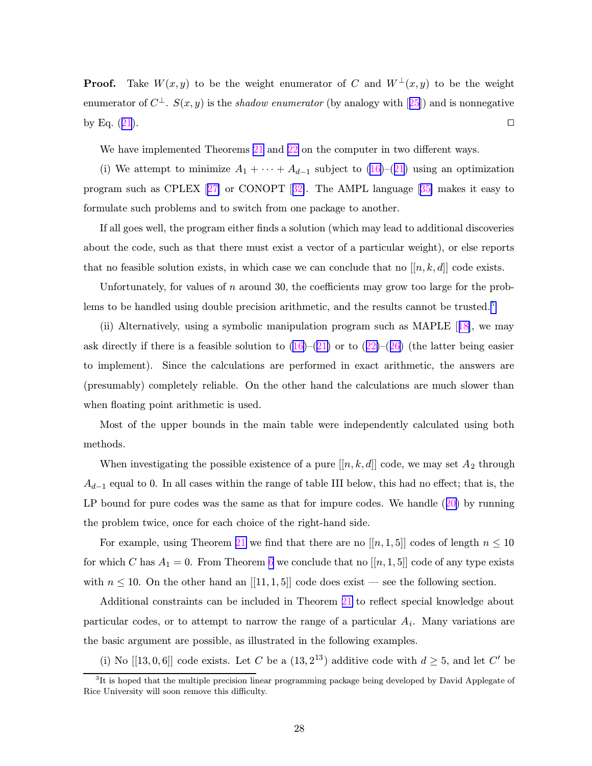**Proof.** Take $W(x, y)$ to be the weight enumerator of $C$ and $W^{\perp}(x, y)$ to be the weight enumerator of $C^{\perp}$. $S(x, y)$ is the *shadow enumerator* (by analogy with [25]) and is nonnegative by Eq. (21). $\square$

We have implemented Theorems 21 and 22 on the computer in two different ways.

(i) We attempt to minimize $A_1 + \cdots + A_{d-1}$ subject to (16)–(21) using an optimization program such as CPLEX [27] or CONOPT [32]. The AMPL language [35] makes it easy to formulate such problems and to switch from one package to another.

If all goes well, the program either finds a solution (which may lead to additional discoveries about the code, such as that there must exist a vector of a particular weight), or else reports that no feasible solution exists, in which case we can conclude that no $[[n, k, d]]$ code exists.

Unfortunately, for values of $n$ around 30, the coefficients may grow too large for the problems to be handled using double precision arithmetic, and the results cannot be trusted.[3]

(ii) Alternatively, using a symbolic manipulation program such as MAPLE [18], we may ask directly if there is a feasible solution to (16)–(21) or to (22)–(26) (the latter being easier to implement). Since the calculations are performed in exact arithmetic, the answers are (presumably) completely reliable. On the other hand the calculations are much slower than when floating point arithmetic is used.

Most of the upper bounds in the main table were independently calculated using both methods.

When investigating the possible existence of a pure $[[n, k, d]]$ code, we may set $A_2$ through $A_{d-1}$ equal to 0. In all cases within the range of table III below, this had no effect; that is, the LP bound for pure codes was the same as that for impure codes. We handle (20) by running the problem twice, once for each choice of the right-hand side.

For example, using Theorem 21 we find that there are no $[[n, 1, 5]]$ codes of length $n \leq 10$ for which $C$ has $A_1 = 0$. From Theorem 6 we conclude that no $[[n, 1, 5]]$ code of any type exists with $n \leq 10$. On the other hand an $[[11, 1, 5]]$ code does exist — see the following section.

Additional constraints can be included in Theorem 21 to reflect special knowledge about particular codes, or to attempt to narrow the range of a particular $A_i$. Many variations are the basic argument are possible, as illustrated in the following examples.

(i) No $[[13, 0, 6]]$ code exists. Let $C$ be a $(13, 2^{13})$ additive code with $d \geq 5$, and let $C'$ be

[3] It is hoped that the multiple precision linear programming package being developed by David Applegate of Rice University will soon remove this difficulty.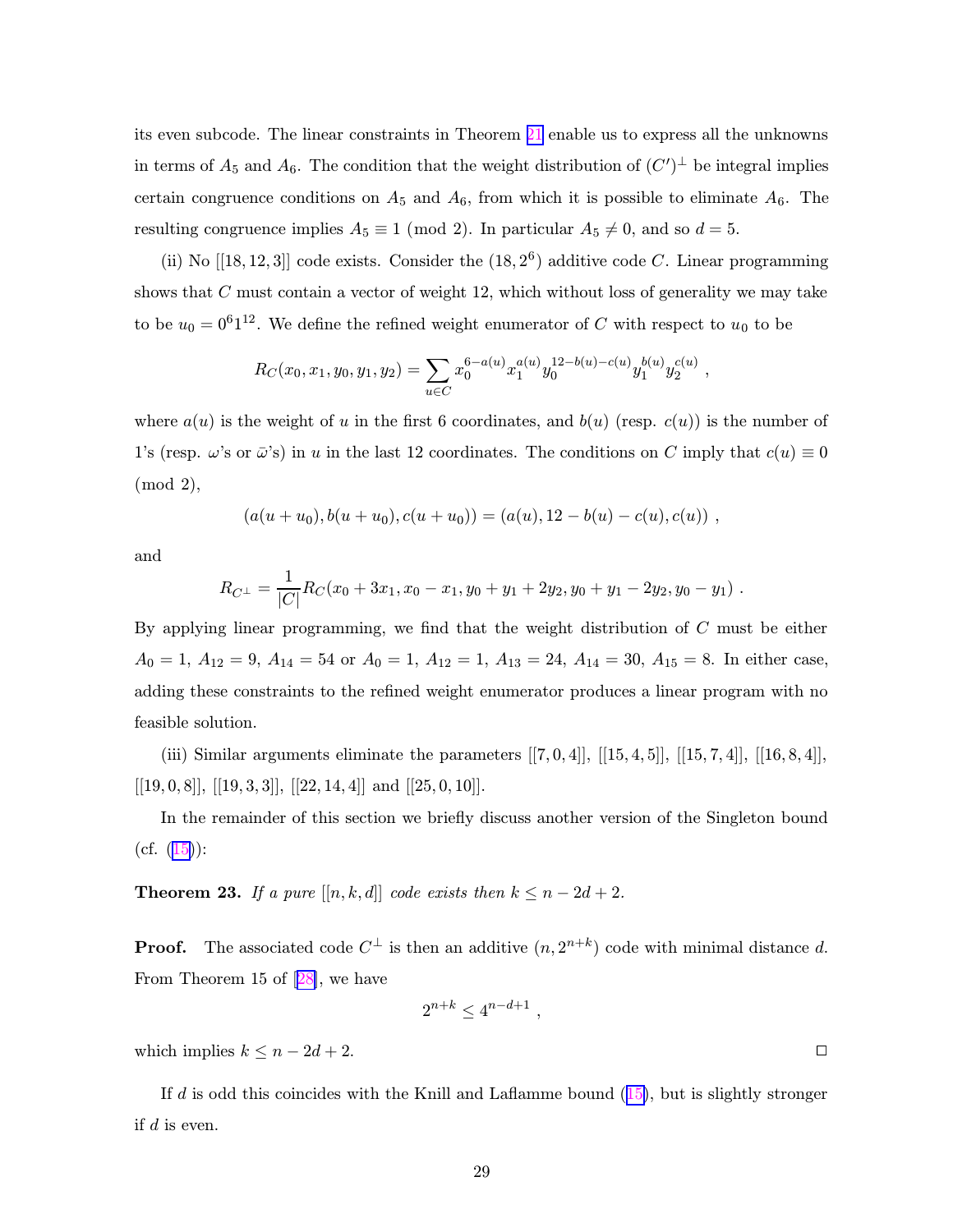its even subcode. The linear constraints in Theorem 21 enable us to express all the unknowns in terms of $A_5$ and $A_6$. The condition that the weight distribution of $(C')^\perp$ be integral implies certain congruence conditions on $A_5$ and $A_6$, from which it is possible to eliminate $A_6$. The resulting congruence implies $A_5 \equiv 1 \pmod 2$. In particular $A_5 \neq 0$, and so $d = 5$.

(ii) No $[[18, 12, 3]]$ code exists. Consider the $(18, 2^6)$ additive code $C$. Linear programming shows that $C$ must contain a vector of weight 12, which without loss of generality we may take to be $u_0 = 0^6 1^{12}$. We define the refined weight enumerator of $C$ with respect to $u_0$ to be

$$R_C(x_0, x_1, y_0, y_1, y_2) = \sum_{u \in C} x_0^{6-a(u)} x_1^{a(u)} y_0^{12-b(u)-c(u)} y_1^{b(u)} y_2^{c(u)} ,$$

where $a(u)$ is the weight of $u$ in the first 6 coordinates, and $b(u)$ (resp. $c(u)$) is the number of 1's (resp. $\omega$'s or $\bar{\omega}$'s) in $u$ in the last 12 coordinates. The conditions on $C$ imply that $c(u) \equiv 0 \pmod 2$,

$$(a(u+u_0), b(u+u_0), c(u+u_0)) = (a(u), 12 - b(u) - c(u), c(u)) ,$$

and

$$R_{C^\perp} = \frac{1}{|C|} R_C(x_0 + 3x_1, x_0 - x_1, y_0 + y_1 + 2y_2, y_0 + y_1 - 2y_2, y_0 - y_1) .$$

By applying linear programming, we find that the weight distribution of $C$ must be either $A_0 = 1$, $A_{12} = 9$, $A_{14} = 54$ or $A_0 = 1$, $A_{12} = 1$, $A_{13} = 24$, $A_{14} = 30$, $A_{15} = 8$. In either case, adding these constraints to the refined weight enumerator produces a linear program with no feasible solution.

(iii) Similar arguments eliminate the parameters $[[7, 0, 4]]$, $[[15, 4, 5]]$, $[[15, 7, 4]]$, $[[16, 8, 4]]$, $[[19, 0, 8]]$, $[[19, 3, 3]]$, $[[22, 14, 4]]$ and $[[25, 0, 10]]$.

In the remainder of this section we briefly discuss another version of the Singleton bound (cf. ([15])):

**Theorem 23.** *If a pure $[[n, k, d]]$ code exists then $k \leq n - 2d + 2$.*

**Proof.** The associated code $C^\perp$ is then an additive $(n, 2^{n+k})$ code with minimal distance $d$. From Theorem 15 of [28], we have

$$2^{n+k} \leq 4^{n-d+1} ,$$

which implies $k \leq n - 2d + 2$. ◻

If $d$ is odd this coincides with the Knill and Laflamme bound ([15]), but is slightly stronger if $d$ is even.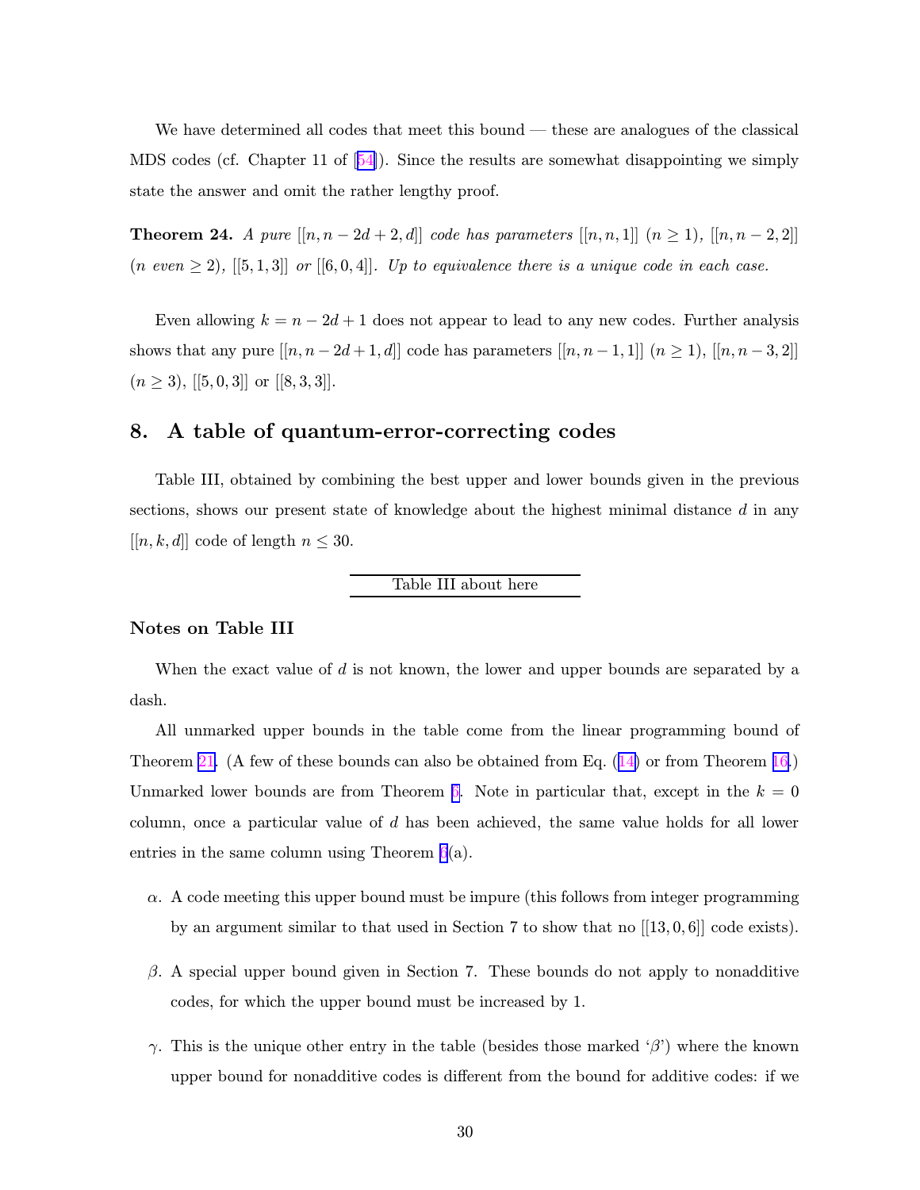We have determined all codes that meet this bound — these are analogues of the classical MDS codes (cf. Chapter 11 of [54]). Since the results are somewhat disappointing we simply state the answer and omit the rather lengthy proof.

**Theorem 24.** *A pure* $[[n, n-2d+2, d]]$ *code has parameters* $[[n, n, 1]]$ $(n \geq 1)$*,* $[[n, n-2, 2]]$ *(*$n$ *even* $\geq 2$*),* $[[5, 1, 3]]$ *or* $[[6, 0, 4]]$*. Up to equivalence there is a unique code in each case.*

Even allowing $k = n - 2d + 1$ does not appear to lead to any new codes. Further analysis shows that any pure $[[n, n-2d+1, d]]$ code has parameters $[[n, n-1, 1]]$ $(n \geq 1)$, $[[n, n-3, 2]]$ $(n \geq 3)$, $[[5, 0, 3]]$ or $[[8, 3, 3]]$.

## 8. A table of quantum-error-correcting codes

Table III, obtained by combining the best upper and lower bounds given in the previous sections, shows our present state of knowledge about the highest minimal distance $d$ in any $[[n, k, d]]$ code of length $n \leq 30$.

Table III about here

### Notes on Table III

When the exact value of $d$ is not known, the lower and upper bounds are separated by a dash.

All unmarked upper bounds in the table come from the linear programming bound of Theorem 21. (A few of these bounds can also be obtained from Eq. (14) or from Theorem 16.) Unmarked lower bounds are from Theorem 5. Note in particular that, except in the $k = 0$ column, once a particular value of $d$ has been achieved, the same value holds for all lower entries in the same column using Theorem 6(a).

- $\alpha$. A code meeting this upper bound must be impure (this follows from integer programming by an argument similar to that used in Section 7 to show that no $[[13, 0, 6]]$ code exists).
- $\beta$. A special upper bound given in Section 7. These bounds do not apply to nonadditive codes, for which the upper bound must be increased by 1.
- $\gamma$. This is the unique other entry in the table (besides those marked '$\beta$') where the known upper bound for nonadditive codes is different from the bound for additive codes: if we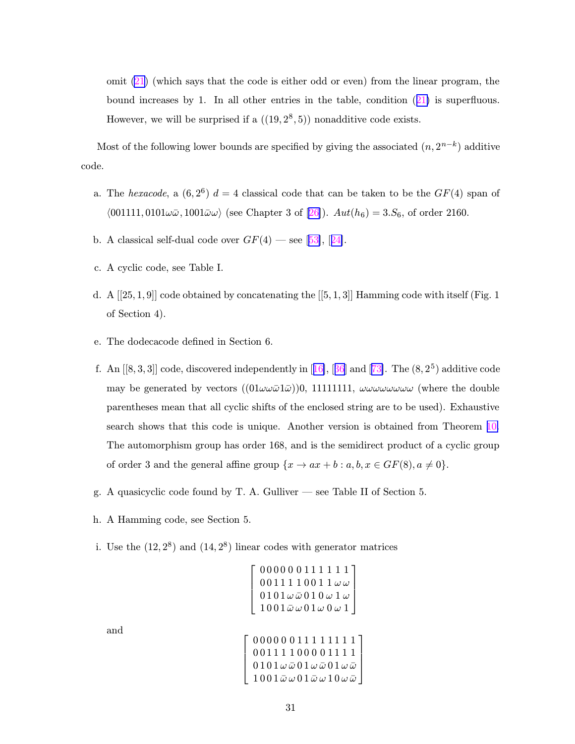omit (21) (which says that the code is either odd or even) from the linear program, the bound increases by 1. In all other entries in the table, condition (21) is superfluous. However, we will be surprised if a $((19, 2^8, 5))$ nonadditive code exists.

Most of the following lower bounds are specified by giving the associated $(n, 2^{n-k})$ additive code.

a. The *hexacode*, a $(6, 2^6)$ $d = 4$ classical code that can be taken to be the $GF(4)$ span of $\langle 001111, 0101\omega\bar{\omega}, 1001\bar{\omega}\omega \rangle$ (see Chapter 3 of [26]). $Aut(h_6) = 3.S_6$, of order 2160.

b. A classical self-dual code over $GF(4)$ — see [53], [24].

c. A cyclic code, see Table I.

d. A [[25, 1, 9]] code obtained by concatenating the [[5, 1, 3]] Hamming code with itself (Fig. 1 of Section 4).

e. The dodecacode defined in Section 6.

f. An [[8, 3, 3]] code, discovered independently in [16], [36] and [73]. The $(8, 2^5)$ additive code may be generated by vectors $((01\omega\omega\bar{\omega}1\bar{\omega}))0$, 11111111, $\omega\omega\omega\omega\omega\omega\omega\omega$ (where the double parentheses mean that all cyclic shifts of the enclosed string are to be used). Exhaustive search shows that this code is unique. Another version is obtained from Theorem 10. The automorphism group has order 168, and is the semidirect product of a cyclic group of order 3 and the general affine group $\{x \to ax + b : a, b, x \in GF(8), a \neq 0\}$.

g. A quasicyclic code found by T. A. Gulliver — see Table II of Section 5.

h. A Hamming code, see Section 5.

i. Use the $(12, 2^8)$ and $(14, 2^8)$ linear codes with generator matrices

$$\begin{bmatrix} 0\,0\,0\,0\,0\,0\,1\,1\,1\,1\,1\,1 \\ 0\,0\,1\,1\,1\,1\,0\,0\,1\,1\,\omega\,\omega \\ 0\,1\,0\,1\,\omega\,\bar{\omega}\,0\,1\,0\,\omega\,1\,\omega \\ 1\,0\,0\,1\,\bar{\omega}\,\omega\,0\,1\,\omega\,0\,\omega\,1 \end{bmatrix}$$

and

$$\begin{bmatrix} 0\,0\,0\,0\,0\,0\,1\,1\,1\,1\,1\,1\,1\,1 \\ 0\,0\,1\,1\,1\,1\,0\,0\,0\,0\,1\,1\,1\,1 \\ 0\,1\,0\,1\,\omega\,\bar{\omega}\,0\,1\,\omega\,\bar{\omega}\,0\,1\,\omega\,\bar{\omega} \\ 1\,0\,0\,1\,\bar{\omega}\,\omega\,0\,1\,\bar{\omega}\,\omega\,1\,0\,\omega\,\bar{\omega} \end{bmatrix}$$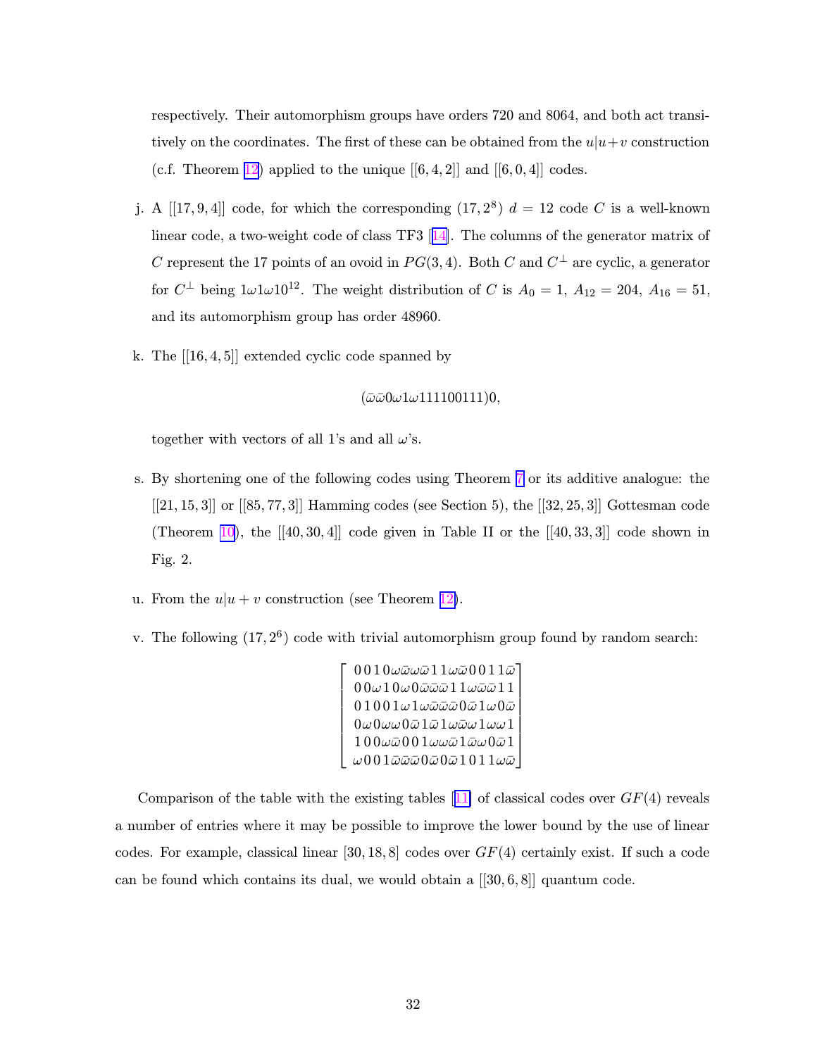respectively. Their automorphism groups have orders 720 and 8064, and both act transitively on the coordinates. The first of these can be obtained from the $u|u+v$ construction (c.f. Theorem 12) applied to the unique $[[6,4,2]]$ and $[[6,0,4]]$ codes.

j. A $[[17,9,4]]$ code, for which the corresponding $(17,2^8)$ $d=12$ code $C$ is a well-known linear code, a two-weight code of class TF3 [14]. The columns of the generator matrix of $C$ represent the 17 points of an ovoid in $PG(3,4)$. Both $C$ and $C^{\perp}$ are cyclic, a generator for $C^{\perp}$ being $1\omega 1\omega 10^{12}$. The weight distribution of $C$ is $A_0 = 1$, $A_{12} = 204$, $A_{16} = 51$, and its automorphism group has order 48960.

k. The $[[16,4,5]]$ extended cyclic code spanned by

$$(\bar{\omega}\bar{\omega}0\omega 1\omega 111100111)0,$$

together with vectors of all 1's and all $\omega$'s.

s. By shortening one of the following codes using Theorem 7 or its additive analogue: the $[[21,15,3]]$ or $[[85,77,3]]$ Hamming codes (see Section 5), the $[[32,25,3]]$ Gottesman code (Theorem 10), the $[[40,30,4]]$ code given in Table II or the $[[40,33,3]]$ code shown in Fig. 2.

u. From the $u|u+v$ construction (see Theorem 12).

v. The following $(17,2^6)$ code with trivial automorphism group found by random search:

$$\begin{bmatrix} 0\,0\,1\,0\,\omega\bar{\omega}\omega\bar{\omega}\,1\,1\,\omega\bar{\omega}\,0\,0\,1\,1\,\bar{\omega} \\ 0\,0\,\omega\,1\,0\,\omega\,0\,\bar{\omega}\bar{\omega}\bar{\omega}\,1\,1\,\omega\bar{\omega}\bar{\omega}\,1\,1 \\ 0\,1\,0\,0\,1\,\omega\,1\,\omega\bar{\omega}\bar{\omega}\bar{\omega}\,0\,\bar{\omega}\,1\,\omega\,0\,\bar{\omega} \\ 0\,\omega\,0\,\omega\omega\,0\,\bar{\omega}\,1\,\bar{\omega}\,1\,\omega\bar{\omega}\omega\,1\,\omega\omega\,1 \\ 1\,0\,0\,\omega\bar{\omega}\,0\,0\,1\,\omega\omega\bar{\omega}\,1\,\bar{\omega}\omega\,0\,\bar{\omega}\,1 \\ \omega\,0\,0\,1\,\bar{\omega}\bar{\omega}\bar{\omega}\,0\,\bar{\omega}\,0\,\bar{\omega}\,1\,0\,1\,1\,\omega\bar{\omega} \end{bmatrix}$$

Comparison of the table with the existing tables [11] of classical codes over $GF(4)$ reveals a number of entries where it may be possible to improve the lower bound by the use of linear codes. For example, classical linear $[30,18,8]$ codes over $GF(4)$ certainly exist. If such a code can be found which contains its dual, we would obtain a $[[30,6,8]]$ quantum code.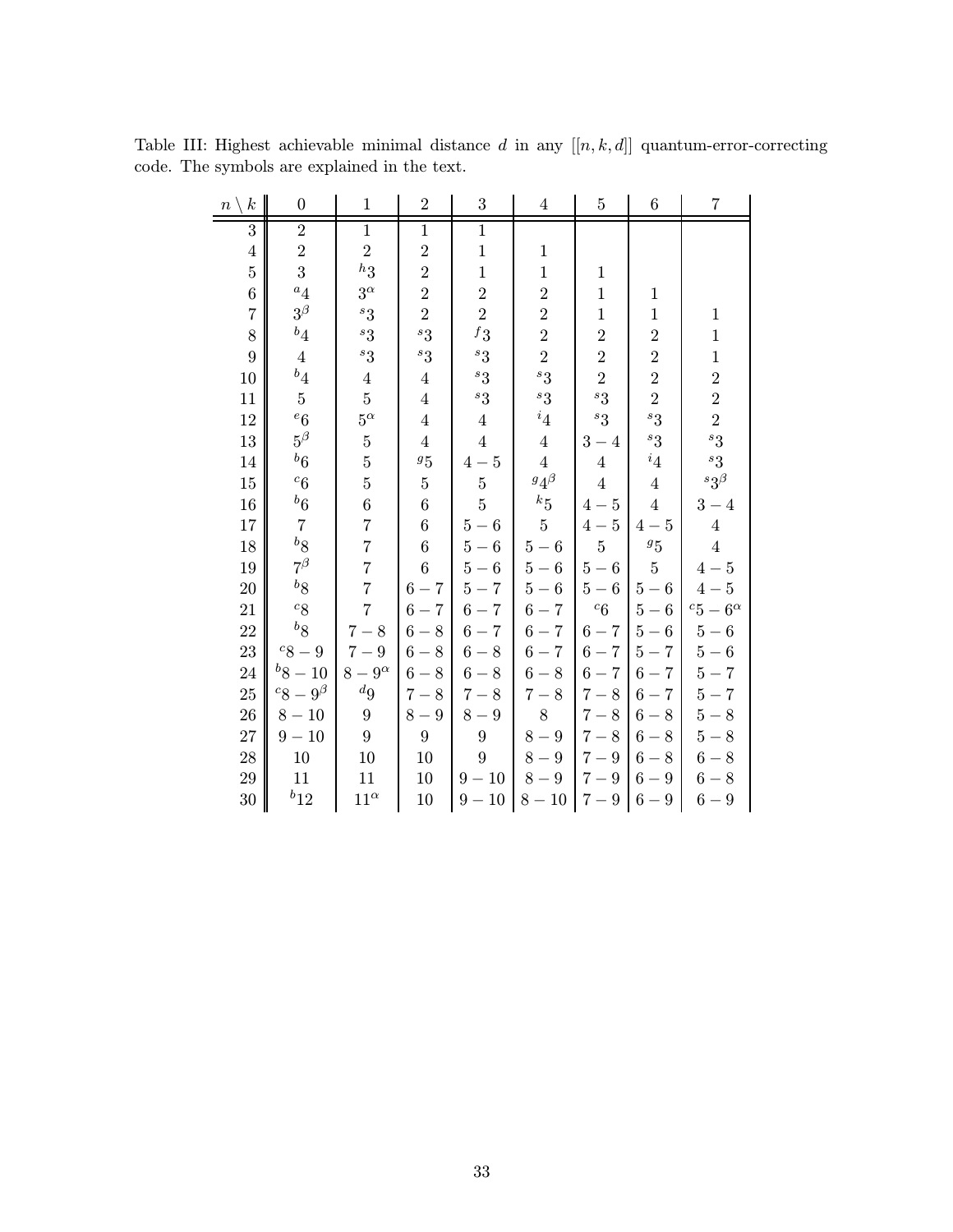Table III: Highest achievable minimal distance $d$ in any $[[n, k, d]]$ quantum-error-correcting code. The symbols are explained in the text.

| $n \setminus k$ | 0 | 1 | 2 | 3 | 4 | 5 | 6 | 7 |
|---|---|---|---|---|---|---|---|---|
| 3 | 2 | 1 | 1 | 1 | | | | |
| 4 | 2 | 2 | 2 | 1 | 1 | | | |
| 5 | 3 | ${}^{h}3$ | 2 | 1 | 1 | 1 | | |
| 6 | ${}^{a}4$ | $3^{\alpha}$ | 2 | 2 | 2 | 1 | 1 | |
| 7 | $3^{\beta}$ | ${}^{s}3$ | 2 | 2 | 2 | 1 | 1 | 1 |
| 8 | ${}^{b}4$ | ${}^{s}3$ | ${}^{s}3$ | ${}^{f}3$ | 2 | 2 | 2 | 1 |
| 9 | 4 | ${}^{s}3$ | ${}^{s}3$ | ${}^{s}3$ | 2 | 2 | 2 | 1 |
| 10 | ${}^{b}4$ | 4 | 4 | ${}^{s}3$ | ${}^{s}3$ | 2 | 2 | 2 |
| 11 | 5 | 5 | 4 | ${}^{s}3$ | ${}^{s}3$ | ${}^{s}3$ | 2 | 2 |
| 12 | ${}^{e}6$ | $5^{\alpha}$ | 4 | 4 | ${}^{i}4$ | ${}^{s}3$ | ${}^{s}3$ | 2 |
| 13 | $5^{\beta}$ | 5 | 4 | 4 | 4 | $3-4$ | ${}^{s}3$ | ${}^{s}3$ |
| 14 | ${}^{b}6$ | 5 | ${}^{g}5$ | $4-5$ | 4 | 4 | ${}^{i}4$ | ${}^{s}3$ |
| 15 | ${}^{c}6$ | 5 | 5 | 5 | ${}^{g}4^{\beta}$ | 4 | 4 | ${}^{s}3^{\beta}$ |
| 16 | ${}^{b}6$ | 6 | 6 | 5 | ${}^{k}5$ | $4-5$ | 4 | $3-4$ |
| 17 | 7 | 7 | 6 | $5-6$ | 5 | $4-5$ | $4-5$ | 4 |
| 18 | ${}^{b}8$ | 7 | 6 | $5-6$ | $5-6$ | 5 | ${}^{g}5$ | 4 |
| 19 | $7^{\beta}$ | 7 | 6 | $5-6$ | $5-6$ | $5-6$ | 5 | $4-5$ |
| 20 | ${}^{b}8$ | 7 | $6-7$ | $5-7$ | $5-6$ | $5-6$ | $5-6$ | $4-5$ |
| 21 | ${}^{c}8$ | 7 | $6-7$ | $6-7$ | $6-7$ | ${}^{c}6$ | $5-6$ | ${}^{c}5-6^{\alpha}$ |
| 22 | ${}^{b}8$ | $7-8$ | $6-8$ | $6-7$ | $6-7$ | $6-7$ | $5-6$ | $5-6$ |
| 23 | ${}^{c}8-9$ | $7-9$ | $6-8$ | $6-8$ | $6-7$ | $6-7$ | $5-7$ | $5-6$ |
| 24 | ${}^{b}8-10$ | $8-9^{\alpha}$ | $6-8$ | $6-8$ | $6-8$ | $6-7$ | $6-7$ | $5-7$ |
| 25 | ${}^{c}8-9^{\beta}$ | ${}^{d}9$ | $7-8$ | $7-8$ | $7-8$ | $7-8$ | $6-7$ | $5-7$ |
| 26 | $8-10$ | 9 | $8-9$ | $8-9$ | 8 | $7-8$ | $6-8$ | $5-8$ |
| 27 | $9-10$ | 9 | 9 | 9 | $8-9$ | $7-8$ | $6-8$ | $5-8$ |
| 28 | 10 | 10 | 10 | 9 | $8-9$ | $7-9$ | $6-8$ | $6-8$ |
| 29 | 11 | 11 | 10 | $9-10$ | $8-9$ | $7-9$ | $6-9$ | $6-8$ |
| 30 | ${}^{b}12$ | $11^{\alpha}$ | 10 | $9-10$ | $8-10$ | $7-9$ | $6-9$ | $6-9$ |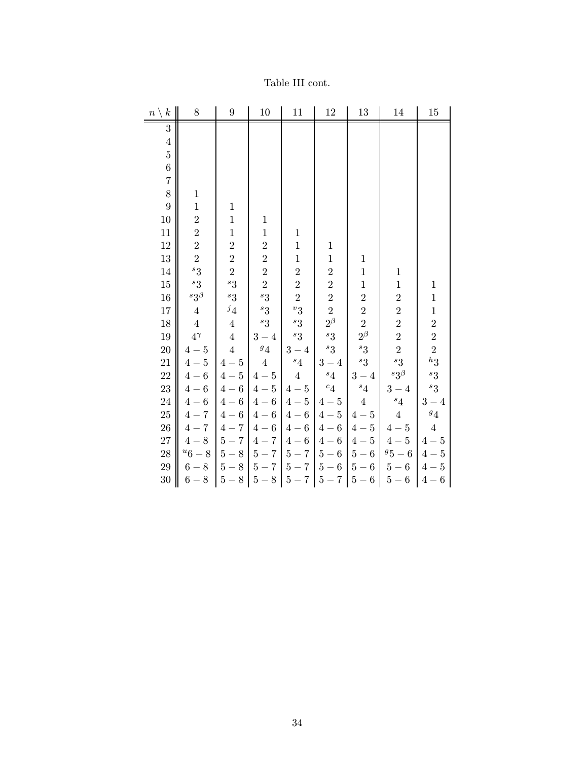Table III cont.

| $n \setminus k$ | 8 | 9 | 10 | 11 | 12 | 13 | 14 | 15 |
|---|---|---|---|---|---|---|---|---|
| 3 | | | | | | | | |
| 4 | | | | | | | | |
| 5 | | | | | | | | |
| 6 | | | | | | | | |
| 7 | | | | | | | | |
| 8 | 1 | | | | | | | |
| 9 | 1 | 1 | | | | | | |
| 10 | 2 | 1 | 1 | | | | | |
| 11 | 2 | 1 | 1 | 1 | | | | |
| 12 | 2 | 2 | 2 | 1 | 1 | | | |
| 13 | 2 | 2 | 2 | 1 | 1 | 1 | | |
| 14 | ${}^{s}3$ | 2 | 2 | 2 | 2 | 1 | 1 | |
| 15 | ${}^{s}3$ | ${}^{s}3$ | 2 | 2 | 2 | 1 | 1 | 1 |
| 16 | ${}^{s}3^{\beta}$ | ${}^{s}3$ | ${}^{s}3$ | 2 | 2 | 2 | 2 | 1 |
| 17 | 4 | ${}^{j}4$ | ${}^{s}3$ | ${}^{v}3$ | 2 | 2 | 2 | 1 |
| 18 | 4 | 4 | ${}^{s}3$ | ${}^{s}3$ | $2^{\beta}$ | 2 | 2 | 2 |
| 19 | $4^{\gamma}$ | 4 | $3-4$ | ${}^{s}3$ | ${}^{s}3$ | $2^{\beta}$ | 2 | 2 |
| 20 | $4-5$ | 4 | ${}^{g}4$ | $3-4$ | ${}^{s}3$ | ${}^{s}3$ | 2 | 2 |
| 21 | $4-5$ | $4-5$ | 4 | ${}^{s}4$ | $3-4$ | ${}^{s}3$ | ${}^{s}3$ | ${}^{h}3$ |
| 22 | $4-6$ | $4-5$ | $4-5$ | 4 | ${}^{s}4$ | $3-4$ | ${}^{s}3^{\beta}$ | ${}^{s}3$ |
| 23 | $4-6$ | $4-6$ | $4-5$ | $4-5$ | ${}^{c}4$ | ${}^{s}4$ | $3-4$ | ${}^{s}3$ |
| 24 | $4-6$ | $4-6$ | $4-6$ | $4-5$ | $4-5$ | 4 | ${}^{s}4$ | $3-4$ |
| 25 | $4-7$ | $4-6$ | $4-6$ | $4-6$ | $4-5$ | $4-5$ | 4 | ${}^{g}4$ |
| 26 | $4-7$ | $4-7$ | $4-6$ | $4-6$ | $4-6$ | $4-5$ | $4-5$ | 4 |
| 27 | $4-8$ | $5-7$ | $4-7$ | $4-6$ | $4-6$ | $4-5$ | $4-5$ | $4-5$ |
| 28 | ${}^{u}6-8$ | $5-8$ | $5-7$ | $5-7$ | $5-6$ | $5-6$ | ${}^{g}5-6$ | $4-5$ |
| 29 | $6-8$ | $5-8$ | $5-7$ | $5-7$ | $5-6$ | $5-6$ | $5-6$ | $4-5$ |
| 30 | $6-8$ | $5-8$ | $5-8$ | $5-7$ | $5-7$ | $5-6$ | $5-6$ | $4-6$ |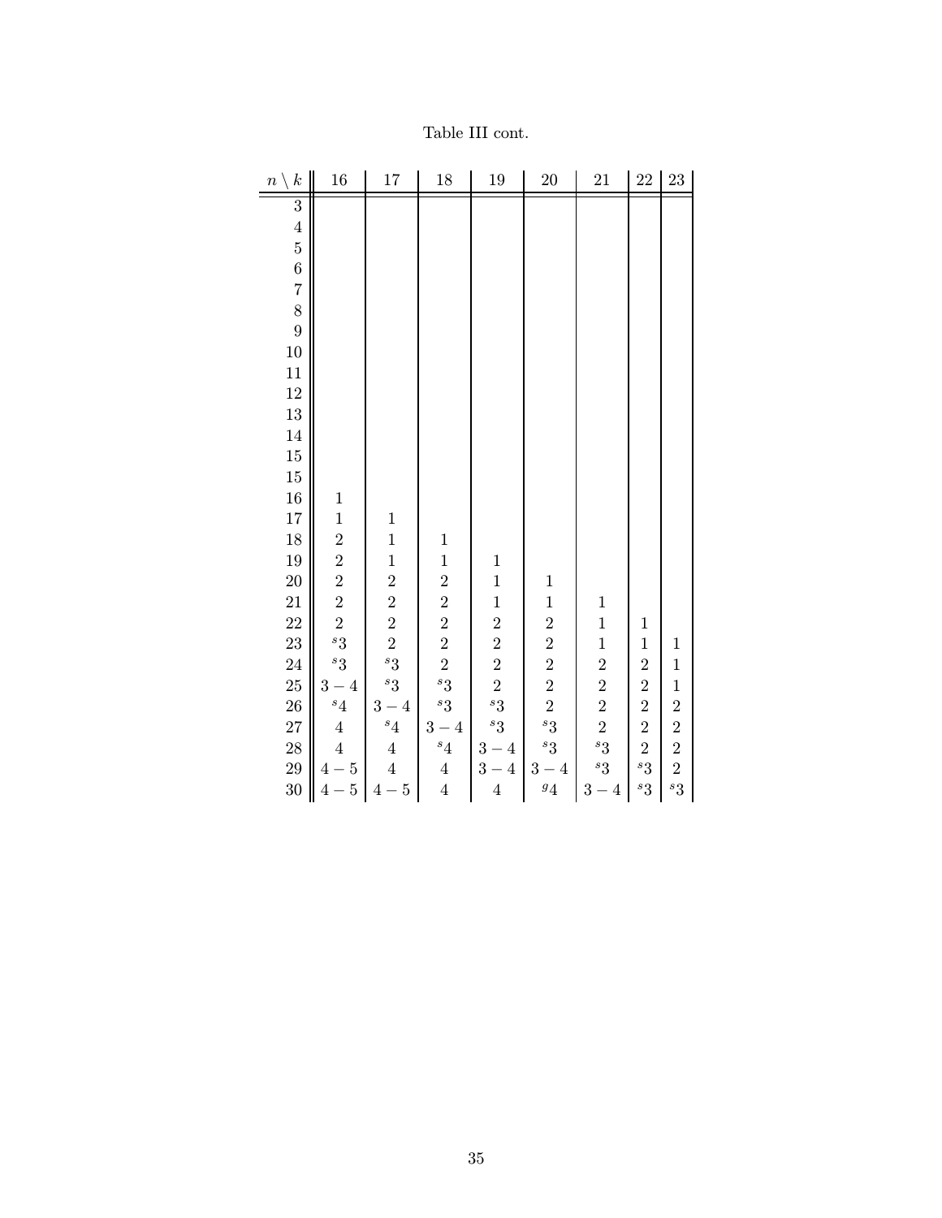Table III cont.

| $n \setminus k$ | 16 | 17 | 18 | 19 | 20 | 21 | 22 | 23 |
|---|---|---|---|---|---|---|---|---|
| 3 | | | | | | | | |
| 4 | | | | | | | | |
| 5 | | | | | | | | |
| 6 | | | | | | | | |
| 7 | | | | | | | | |
| 8 | | | | | | | | |
| 9 | | | | | | | | |
| 10 | | | | | | | | |
| 11 | | | | | | | | |
| 12 | | | | | | | | |
| 13 | | | | | | | | |
| 14 | | | | | | | | |
| 15 | | | | | | | | |
| 15 | | | | | | | | |
| 16 | 1 | | | | | | | |
| 17 | 1 | 1 | | | | | | |
| 18 | 2 | 1 | 1 | | | | | |
| 19 | 2 | 1 | 1 | 1 | | | | |
| 20 | 2 | 2 | 2 | 1 | 1 | | | |
| 21 | 2 | 2 | 2 | 1 | 1 | 1 | | |
| 22 | 2 | 2 | 2 | 2 | 2 | 1 | 1 | |
| 23 | ${}^{s}3$ | 2 | 2 | 2 | 2 | 1 | 1 | 1 |
| 24 | ${}^{s}3$ | ${}^{s}3$ | 2 | 2 | 2 | 2 | 2 | 1 |
| 25 | $3-4$ | ${}^{s}3$ | ${}^{s}3$ | 2 | 2 | 2 | 2 | 1 |
| 26 | ${}^{s}4$ | $3-4$ | ${}^{s}3$ | ${}^{s}3$ | 2 | 2 | 2 | 2 |
| 27 | 4 | ${}^{s}4$ | $3-4$ | ${}^{s}3$ | ${}^{s}3$ | 2 | 2 | 2 |
| 28 | 4 | 4 | ${}^{s}4$ | $3-4$ | ${}^{s}3$ | ${}^{s}3$ | 2 | 2 |
| 29 | $4-5$ | 4 | 4 | $3-4$ | $3-4$ | ${}^{s}3$ | ${}^{s}3$ | 2 |
| 30 | $4-5$ | $4-5$ | 4 | 4 | ${}^{g}4$ | $3-4$ | ${}^{s}3$ | ${}^{s}3$ |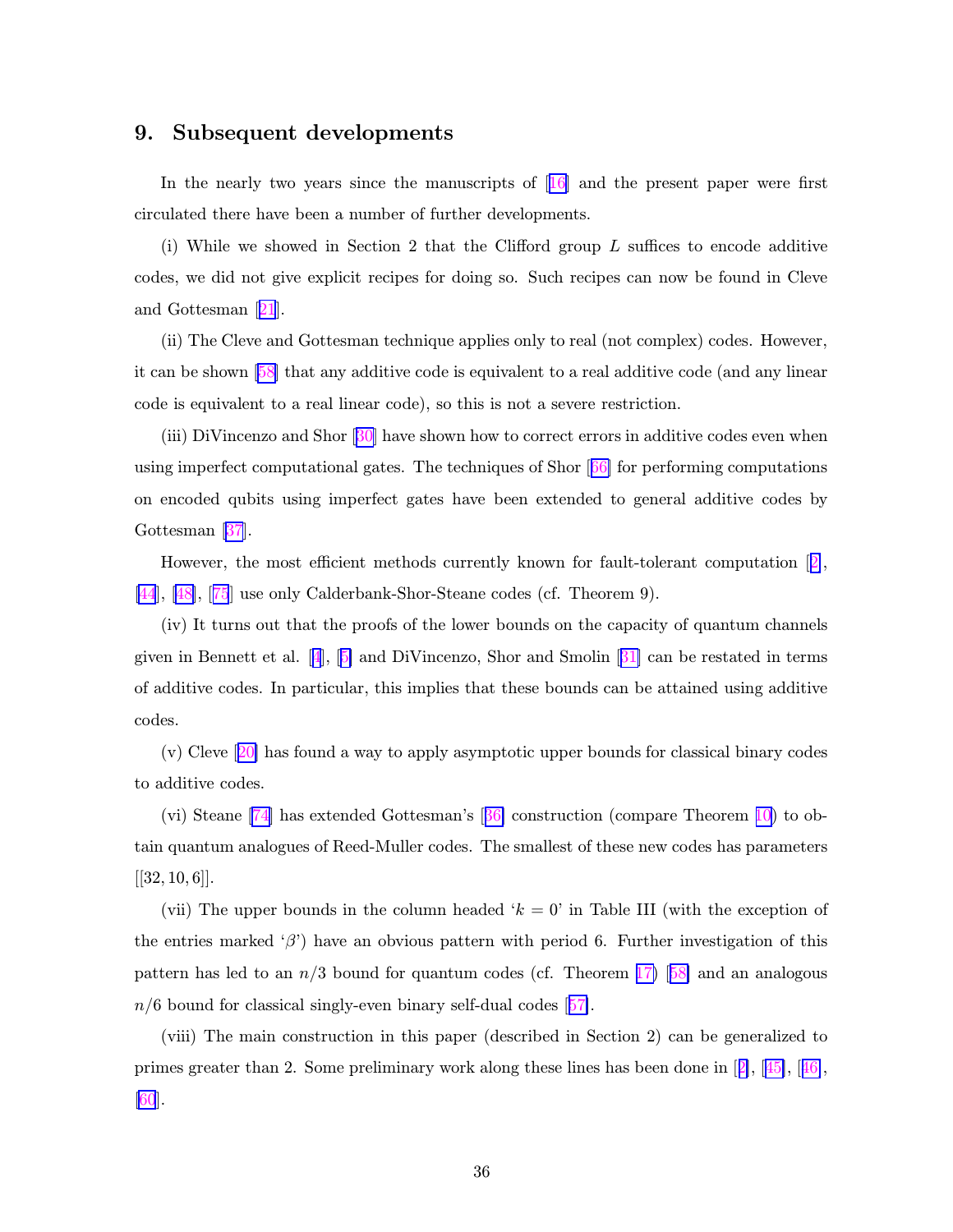## 9. Subsequent developments

In the nearly two years since the manuscripts of [16] and the present paper were first circulated there have been a number of further developments.

(i) While we showed in Section 2 that the Clifford group $L$ suffices to encode additive codes, we did not give explicit recipes for doing so. Such recipes can now be found in Cleve and Gottesman [21].

(ii) The Cleve and Gottesman technique applies only to real (not complex) codes. However, it can be shown [58] that any additive code is equivalent to a real additive code (and any linear code is equivalent to a real linear code), so this is not a severe restriction.

(iii) DiVincenzo and Shor [30] have shown how to correct errors in additive codes even when using imperfect computational gates. The techniques of Shor [66] for performing computations on encoded qubits using imperfect gates have been extended to general additive codes by Gottesman [37].

However, the most efficient methods currently known for fault-tolerant computation [2], [44], [48], [75] use only Calderbank-Shor-Steane codes (cf. Theorem 9).

(iv) It turns out that the proofs of the lower bounds on the capacity of quantum channels given in Bennett et al. [4], [5] and DiVincenzo, Shor and Smolin [31] can be restated in terms of additive codes. In particular, this implies that these bounds can be attained using additive codes.

(v) Cleve [20] has found a way to apply asymptotic upper bounds for classical binary codes to additive codes.

(vi) Steane [74] has extended Gottesman's [36] construction (compare Theorem 10) to obtain quantum analogues of Reed-Muller codes. The smallest of these new codes has parameters $[[32, 10, 6]]$.

(vii) The upper bounds in the column headed '$k = 0$' in Table III (with the exception of the entries marked '$\beta$') have an obvious pattern with period 6. Further investigation of this pattern has led to an $n/3$ bound for quantum codes (cf. Theorem 17) [58] and an analogous $n/6$ bound for classical singly-even binary self-dual codes [57].

(viii) The main construction in this paper (described in Section 2) can be generalized to primes greater than 2. Some preliminary work along these lines has been done in [2], [45], [46], [60].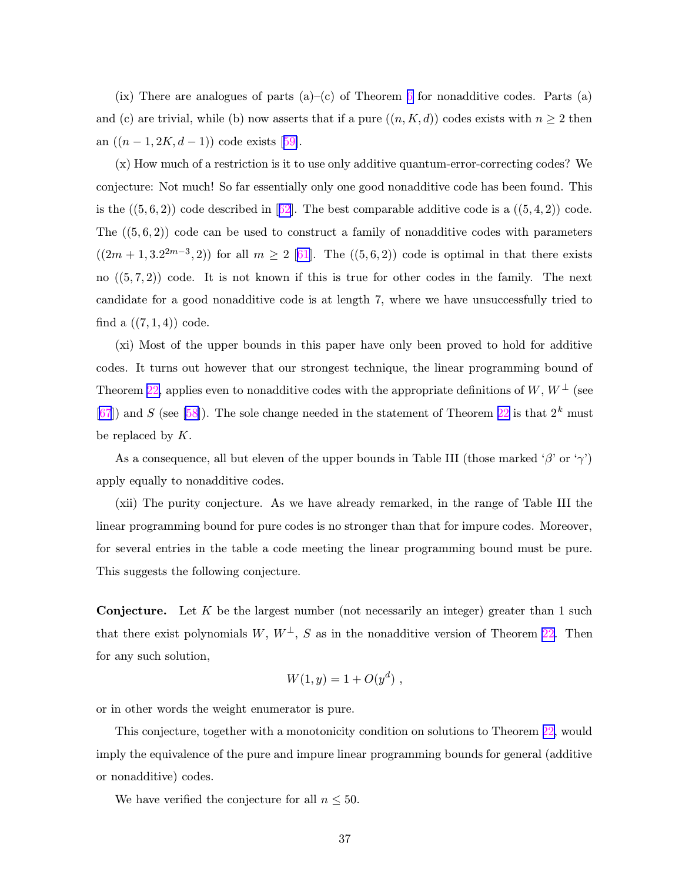(ix) There are analogues of parts (a)–(c) of Theorem 6 for nonadditive codes. Parts (a) and (c) are trivial, while (b) now asserts that if a pure $((n, K, d))$ codes exists with $n \geq 2$ then an $((n-1, 2K, d-1))$ code exists [59].

(x) How much of a restriction is it to use only additive quantum-error-correcting codes? We conjecture: Not much! So far essentially only one good nonadditive code has been found. This is the $((5, 6, 2))$ code described in [62]. The best comparable additive code is a $((5, 4, 2))$ code. The $((5, 6, 2))$ code can be used to construct a family of nonadditive codes with parameters $((2m+1, 3.2^{2m-3}, 2))$ for all $m \geq 2$ [61]. The $((5, 6, 2))$ code is optimal in that there exists no $((5, 7, 2))$ code. It is not known if this is true for other codes in the family. The next candidate for a good nonadditive code is at length 7, where we have unsuccessfully tried to find a $((7, 1, 4))$ code.

(xi) Most of the upper bounds in this paper have only been proved to hold for additive codes. It turns out however that our strongest technique, the linear programming bound of Theorem 22, applies even to nonadditive codes with the appropriate definitions of $W$, $W^{\perp}$ (see [67]) and $S$ (see [58]). The sole change needed in the statement of Theorem 22 is that $2^k$ must be replaced by $K$.

As a consequence, all but eleven of the upper bounds in Table III (those marked '$\beta$' or '$\gamma$') apply equally to nonadditive codes.

(xii) The purity conjecture. As we have already remarked, in the range of Table III the linear programming bound for pure codes is no stronger than that for impure codes. Moreover, for several entries in the table a code meeting the linear programming bound must be pure. This suggests the following conjecture.

**Conjecture.** Let $K$ be the largest number (not necessarily an integer) greater than 1 such that there exist polynomials $W$, $W^{\perp}$, $S$ as in the nonadditive version of Theorem 22. Then for any such solution,

$$W(1, y) = 1 + O(y^d) \ ,$$

or in other words the weight enumerator is pure.

This conjecture, together with a monotonicity condition on solutions to Theorem 22, would imply the equivalence of the pure and impure linear programming bounds for general (additive or nonadditive) codes.

We have verified the conjecture for all $n \leq 50$.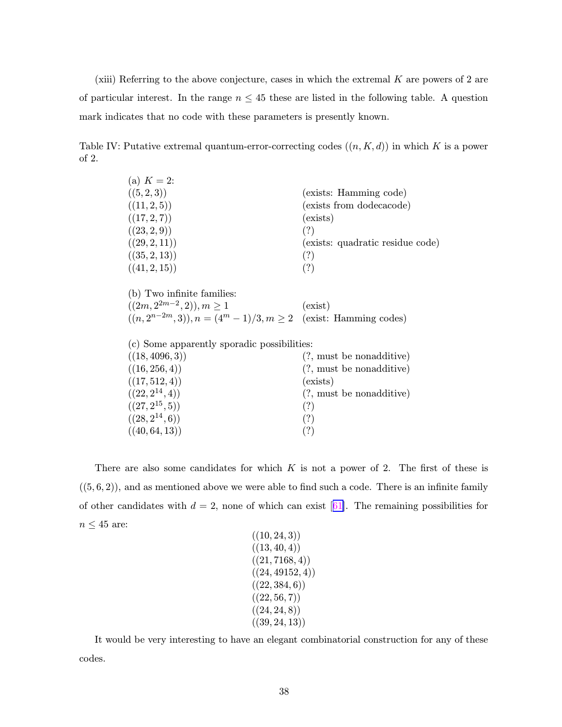(xiii) Referring to the above conjecture, cases in which the extremal $K$ are powers of 2 are of particular interest. In the range $n \leq 45$ these are listed in the following table. A question mark indicates that no code with these parameters is presently known.

Table IV: Putative extremal quantum-error-correcting codes $((n, K, d))$ in which $K$ is a power of 2.

| | |
|---|---|
| (a) $K = 2$: | |
| $((5, 2, 3))$ | (exists: Hamming code) |
| $((11, 2, 5))$ | (exists from dodecacode) |
| $((17, 2, 7))$ | (exists) |
| $((23, 2, 9))$ | (?) |
| $((29, 2, 11))$ | (exists: quadratic residue code) |
| $((35, 2, 13))$ | (?) |
| $((41, 2, 15))$ | (?) |
| (b) Two infinite families: | |
| $((2m, 2^{2m-2}, 2)), m \geq 1$ | (exist) |
| $((n, 2^{n-2m}, 3)), n = (4^m - 1)/3, m \geq 2$ | (exist: Hamming codes) |
| (c) Some apparently sporadic possibilities: | |
| $((18, 4096, 3))$ | (?, must be nonadditive) |
| $((16, 256, 4))$ | (?, must be nonadditive) |
| $((17, 512, 4))$ | (exists) |
| $((22, 2^{14}, 4))$ | (?, must be nonadditive) |
| $((27, 2^{15}, 5))$ | (?) |
| $((28, 2^{14}, 6))$ | (?) |
| $((40, 64, 13))$ | (?) |

There are also some candidates for which $K$ is not a power of 2. The first of these is $((5, 6, 2))$, and as mentioned above we were able to find such a code. There is an infinite family of other candidates with $d = 2$, none of which can exist [61]. The remaining possibilities for $n \leq 45$ are:

$$
\begin{array}{c}
((10, 24, 3)) \\
((13, 40, 4)) \\
((21, 7168, 4)) \\
((24, 49152, 4)) \\
((22, 384, 6)) \\
((22, 56, 7)) \\
((24, 24, 8)) \\
((39, 24, 13))
\end{array}
$$

It would be very interesting to have an elegant combinatorial construction for any of these codes.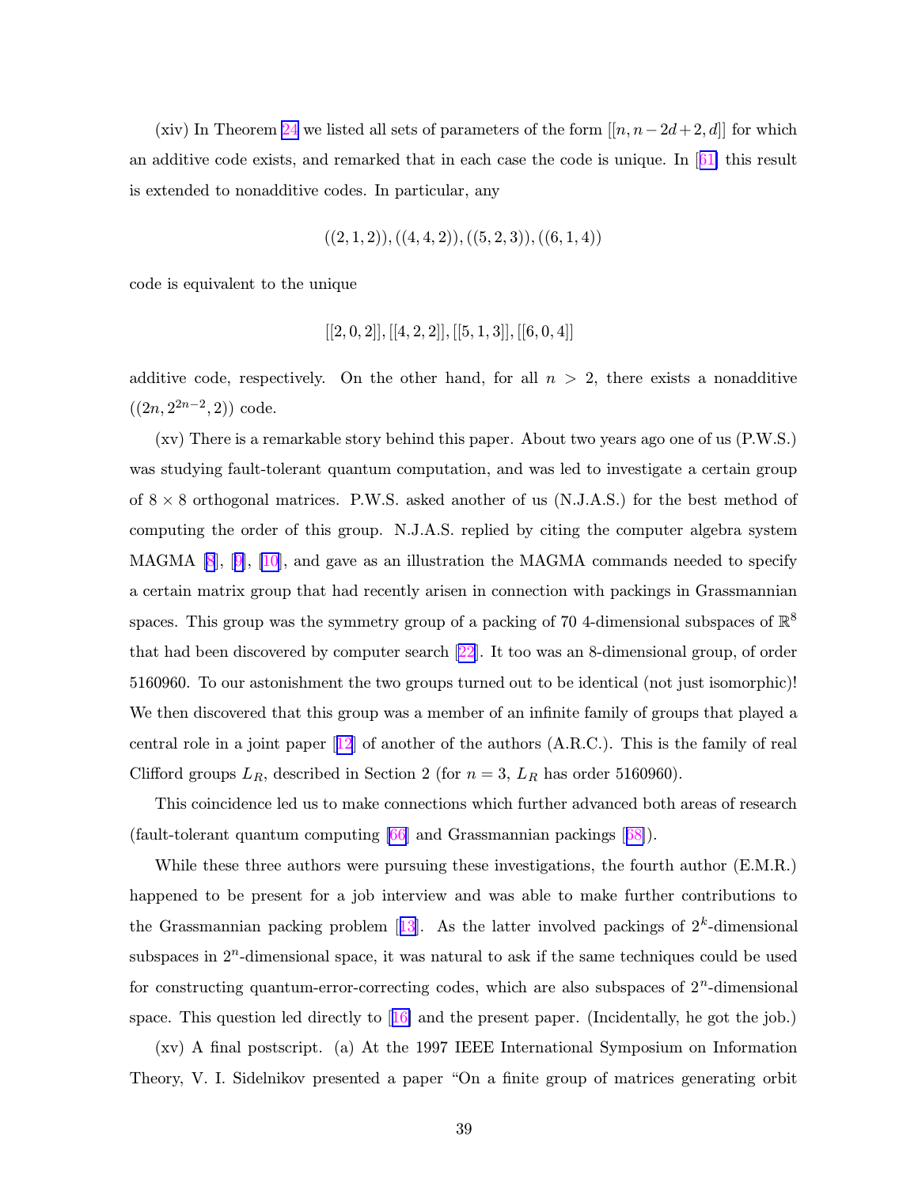(xiv) In Theorem 24 we listed all sets of parameters of the form $[[n, n-2d+2, d]]$ for which an additive code exists, and remarked that in each case the code is unique. In [61] this result is extended to nonadditive codes. In particular, any

$$((2,1,2)), ((4,4,2)), ((5,2,3)), ((6,1,4))$$

code is equivalent to the unique

$$[[2,0,2]], [[4,2,2]], [[5,1,3]], [[6,0,4]]$$

additive code, respectively. On the other hand, for all $n > 2$, there exists a nonadditive $((2n, 2^{2n-2}, 2))$ code.

(xv) There is a remarkable story behind this paper. About two years ago one of us (P.W.S.) was studying fault-tolerant quantum computation, and was led to investigate a certain group of $8 \times 8$ orthogonal matrices. P.W.S. asked another of us (N.J.A.S.) for the best method of computing the order of this group. N.J.A.S. replied by citing the computer algebra system MAGMA [8], [9], [10], and gave as an illustration the MAGMA commands needed to specify a certain matrix group that had recently arisen in connection with packings in Grassmannian spaces. This group was the symmetry group of a packing of 70 4-dimensional subspaces of $\mathbb{R}^8$ that had been discovered by computer search [22]. It too was an 8-dimensional group, of order 5160960. To our astonishment the two groups turned out to be identical (not just isomorphic)! We then discovered that this group was a member of an infinite family of groups that played a central role in a joint paper [12] of another of the authors (A.R.C.). This is the family of real Clifford groups $L_R$, described in Section 2 (for $n = 3$, $L_R$ has order 5160960).

This coincidence led us to make connections which further advanced both areas of research (fault-tolerant quantum computing [66] and Grassmannian packings [68]).

While these three authors were pursuing these investigations, the fourth author (E.M.R.) happened to be present for a job interview and was able to make further contributions to the Grassmannian packing problem [13]. As the latter involved packings of $2^k$-dimensional subspaces in $2^n$-dimensional space, it was natural to ask if the same techniques could be used for constructing quantum-error-correcting codes, which are also subspaces of $2^n$-dimensional space. This question led directly to [16] and the present paper. (Incidentally, he got the job.)

(xv) A final postscript. (a) At the 1997 IEEE International Symposium on Information Theory, V. I. Sidelnikov presented a paper "On a finite group of matrices generating orbit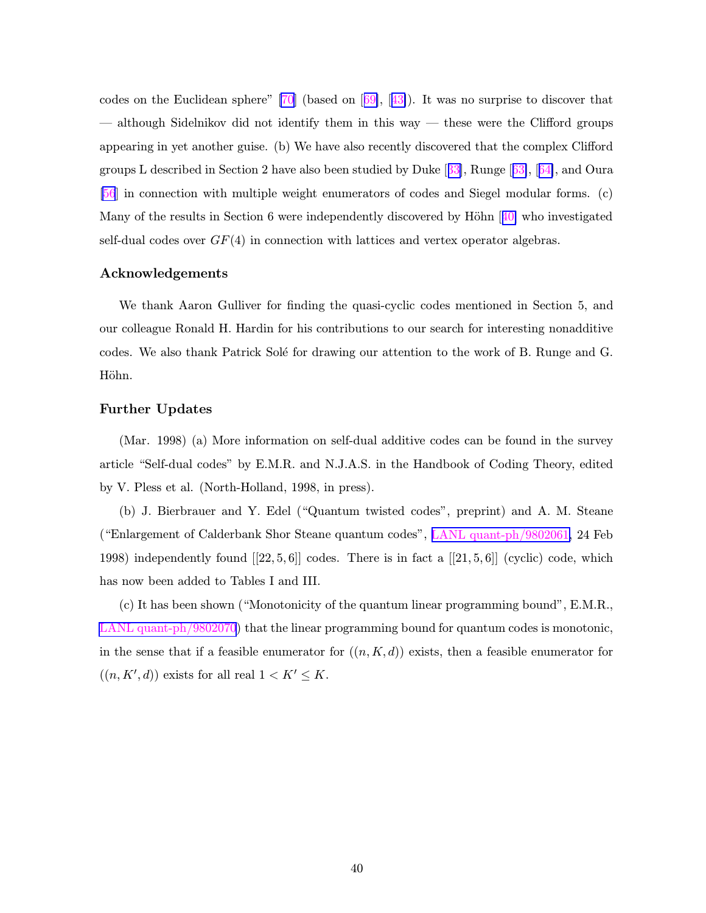codes on the Euclidean sphere" [70] (based on [69], [43]). It was no surprise to discover that — although Sidelnikov did not identify them in this way — these were the Clifford groups appearing in yet another guise. (b) We have also recently discovered that the complex Clifford groups L described in Section 2 have also been studied by Duke [33], Runge [63], [64], and Oura [56] in connection with multiple weight enumerators of codes and Siegel modular forms. (c) Many of the results in Section 6 were independently discovered by Höhn [40] who investigated self-dual codes over $GF(4)$ in connection with lattices and vertex operator algebras.

### Acknowledgements

We thank Aaron Gulliver for finding the quasi-cyclic codes mentioned in Section 5, and our colleague Ronald H. Hardin for his contributions to our search for interesting nonadditive codes. We also thank Patrick Solé for drawing our attention to the work of B. Runge and G. Höhn.

### Further Updates

(Mar. 1998) (a) More information on self-dual additive codes can be found in the survey article "Self-dual codes" by E.M.R. and N.J.A.S. in the Handbook of Coding Theory, edited by V. Pless et al. (North-Holland, 1998, in press).

(b) J. Bierbrauer and Y. Edel ("Quantum twisted codes", preprint) and A. M. Steane ("Enlargement of Calderbank Shor Steane quantum codes", LANL quant-ph/9802061, 24 Feb 1998) independently found $[[22, 5, 6]]$ codes. There is in fact a $[[21, 5, 6]]$ (cyclic) code, which has now been added to Tables I and III.

(c) It has been shown ("Monotonicity of the quantum linear programming bound", E.M.R., LANL quant-ph/9802070) that the linear programming bound for quantum codes is monotonic, in the sense that if a feasible enumerator for $((n, K, d))$ exists, then a feasible enumerator for $((n, K', d))$ exists for all real $1 < K' \leq K$.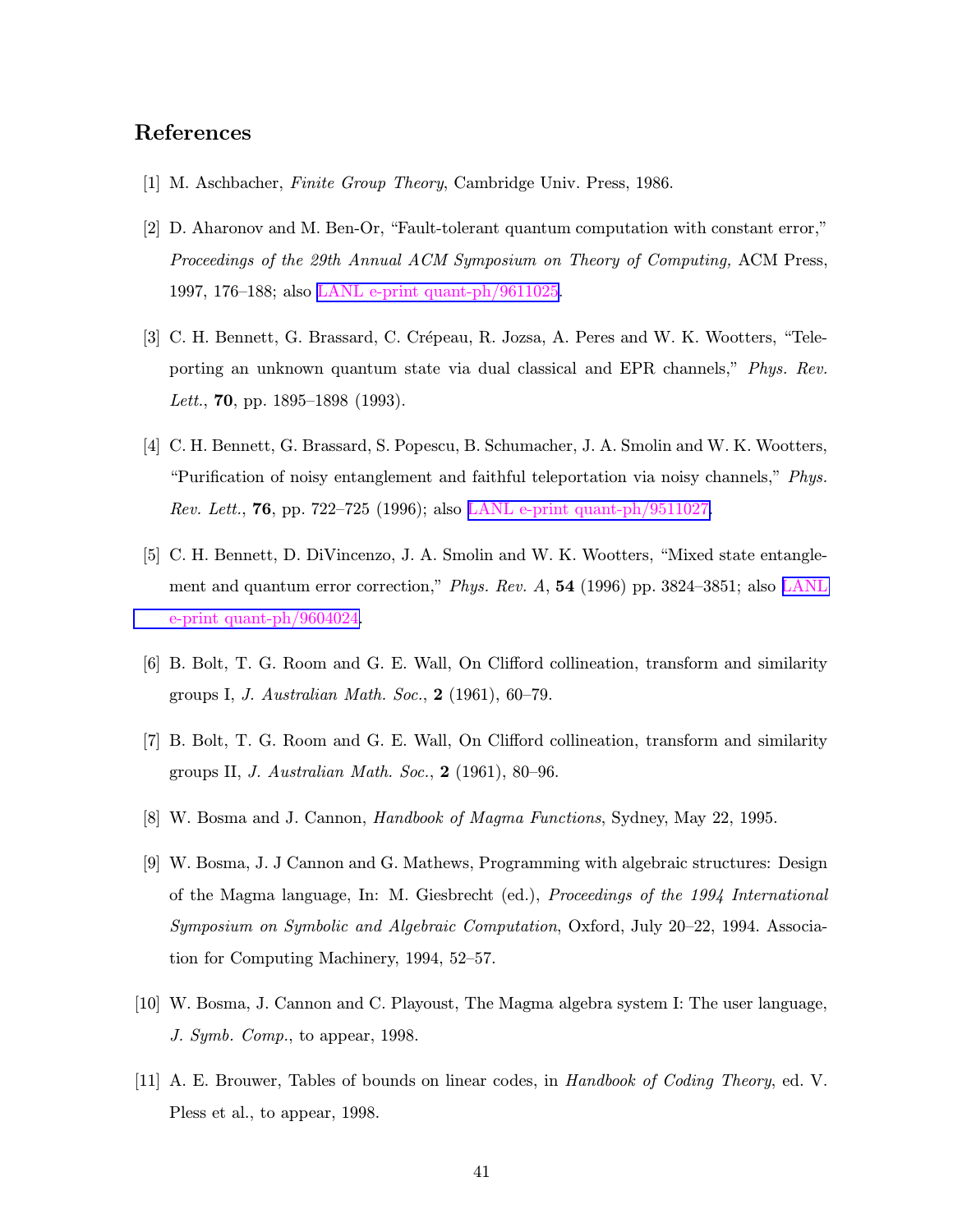## References

[1] M. Aschbacher, *Finite Group Theory*, Cambridge Univ. Press, 1986.

[2] D. Aharonov and M. Ben-Or, "Fault-tolerant quantum computation with constant error," *Proceedings of the 29th Annual ACM Symposium on Theory of Computing,* ACM Press, 1997, 176–188; also LANL e-print quant-ph/9611025.

[3] C. H. Bennett, G. Brassard, C. Crépeau, R. Jozsa, A. Peres and W. K. Wootters, "Teleporting an unknown quantum state via dual classical and EPR channels," *Phys. Rev. Lett.*, **70**, pp. 1895–1898 (1993).

[4] C. H. Bennett, G. Brassard, S. Popescu, B. Schumacher, J. A. Smolin and W. K. Wootters, "Purification of noisy entanglement and faithful teleportation via noisy channels," *Phys. Rev. Lett.*, **76**, pp. 722–725 (1996); also LANL e-print quant-ph/9511027.

[5] C. H. Bennett, D. DiVincenzo, J. A. Smolin and W. K. Wootters, "Mixed state entanglement and quantum error correction," *Phys. Rev. A*, **54** (1996) pp. 3824–3851; also LANL e-print quant-ph/9604024.

[6] B. Bolt, T. G. Room and G. E. Wall, On Clifford collineation, transform and similarity groups I, *J. Australian Math. Soc.*, **2** (1961), 60–79.

[7] B. Bolt, T. G. Room and G. E. Wall, On Clifford collineation, transform and similarity groups II, *J. Australian Math. Soc.*, **2** (1961), 80–96.

[8] W. Bosma and J. Cannon, *Handbook of Magma Functions*, Sydney, May 22, 1995.

[9] W. Bosma, J. J Cannon and G. Mathews, Programming with algebraic structures: Design of the Magma language, In: M. Giesbrecht (ed.), *Proceedings of the 1994 International Symposium on Symbolic and Algebraic Computation*, Oxford, July 20–22, 1994. Association for Computing Machinery, 1994, 52–57.

[10] W. Bosma, J. Cannon and C. Playoust, The Magma algebra system I: The user language, *J. Symb. Comp.*, to appear, 1998.

[11] A. E. Brouwer, Tables of bounds on linear codes, in *Handbook of Coding Theory*, ed. V. Pless et al., to appear, 1998.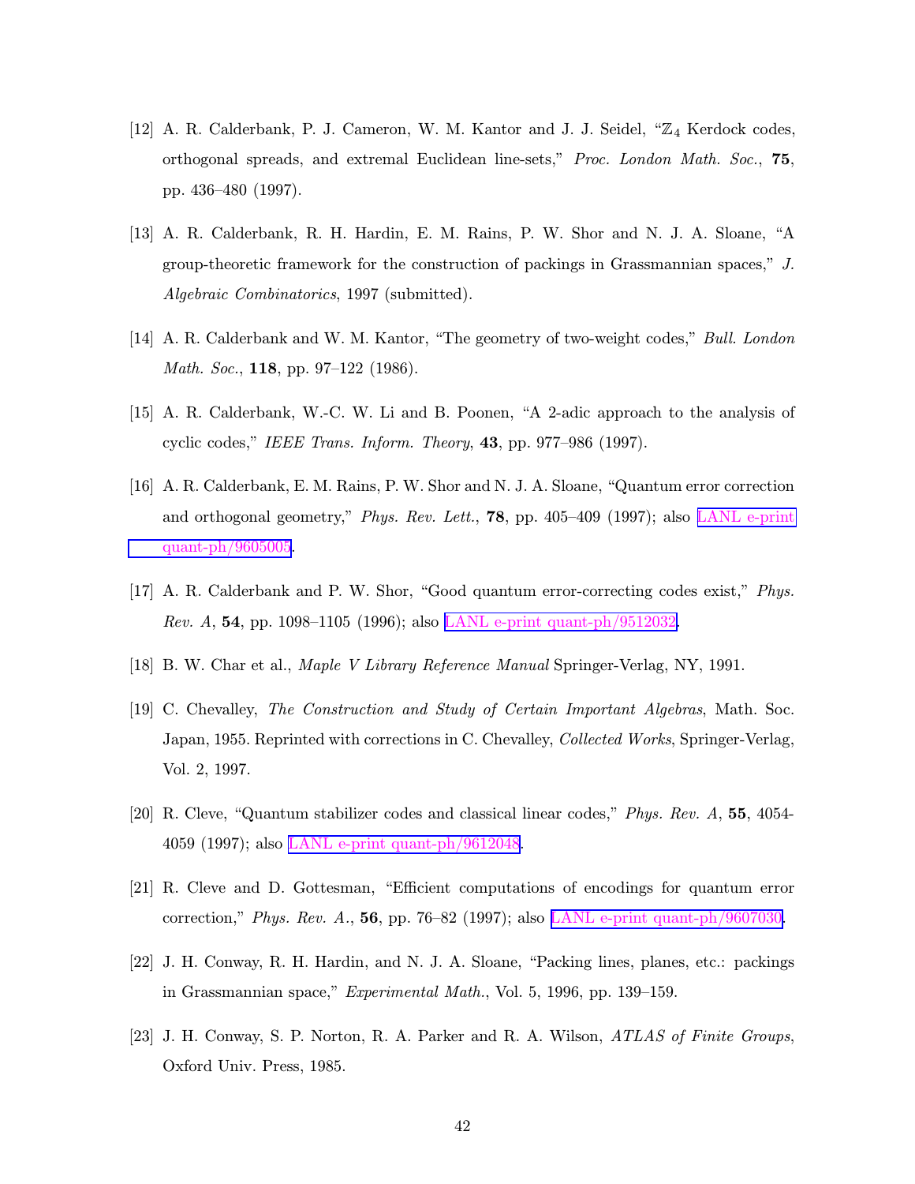[12] A. R. Calderbank, P. J. Cameron, W. M. Kantor and J. J. Seidel, "$\mathbb{Z}_4$ Kerdock codes, orthogonal spreads, and extremal Euclidean line-sets," *Proc. London Math. Soc.*, **75**, pp. 436–480 (1997).

[13] A. R. Calderbank, R. H. Hardin, E. M. Rains, P. W. Shor and N. J. A. Sloane, "A group-theoretic framework for the construction of packings in Grassmannian spaces," *J. Algebraic Combinatorics*, 1997 (submitted).

[14] A. R. Calderbank and W. M. Kantor, "The geometry of two-weight codes," *Bull. London Math. Soc.*, **118**, pp. 97–122 (1986).

[15] A. R. Calderbank, W.-C. W. Li and B. Poonen, "A 2-adic approach to the analysis of cyclic codes," *IEEE Trans. Inform. Theory*, **43**, pp. 977–986 (1997).

[16] A. R. Calderbank, E. M. Rains, P. W. Shor and N. J. A. Sloane, "Quantum error correction and orthogonal geometry," *Phys. Rev. Lett.*, **78**, pp. 405–409 (1997); also LANL e-print quant-ph/9605005.

[17] A. R. Calderbank and P. W. Shor, "Good quantum error-correcting codes exist," *Phys. Rev. A*, **54**, pp. 1098–1105 (1996); also LANL e-print quant-ph/9512032.

[18] B. W. Char et al., *Maple V Library Reference Manual* Springer-Verlag, NY, 1991.

[19] C. Chevalley, *The Construction and Study of Certain Important Algebras*, Math. Soc. Japan, 1955. Reprinted with corrections in C. Chevalley, *Collected Works*, Springer-Verlag, Vol. 2, 1997.

[20] R. Cleve, "Quantum stabilizer codes and classical linear codes," *Phys. Rev. A*, **55**, 4054-4059 (1997); also LANL e-print quant-ph/9612048.

[21] R. Cleve and D. Gottesman, "Efficient computations of encodings for quantum error correction," *Phys. Rev. A.*, **56**, pp. 76–82 (1997); also LANL e-print quant-ph/9607030.

[22] J. H. Conway, R. H. Hardin, and N. J. A. Sloane, "Packing lines, planes, etc.: packings in Grassmannian space," *Experimental Math.*, Vol. 5, 1996, pp. 139–159.

[23] J. H. Conway, S. P. Norton, R. A. Parker and R. A. Wilson, *ATLAS of Finite Groups*, Oxford Univ. Press, 1985.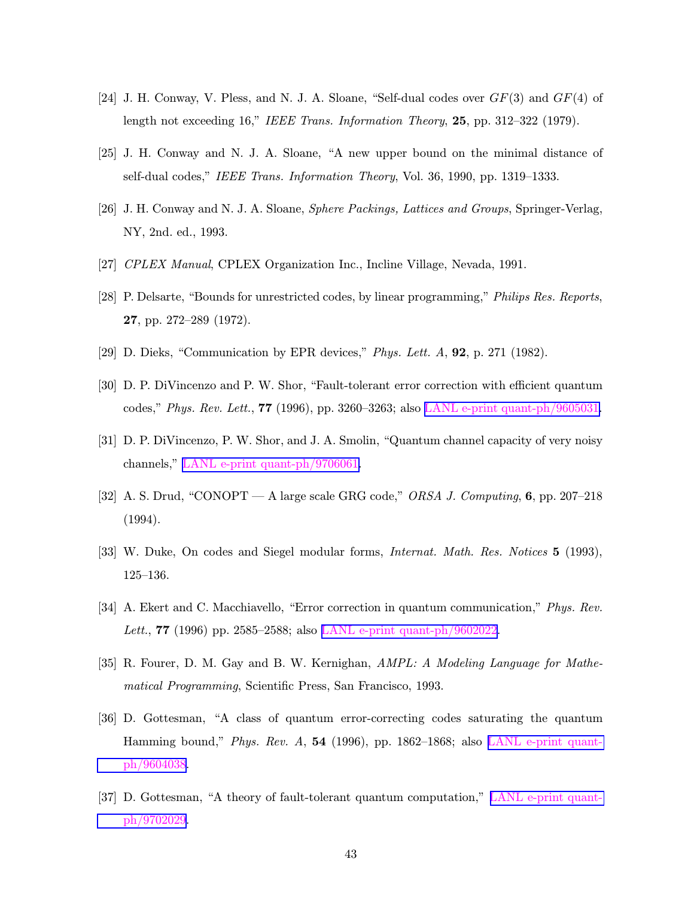[24] J. H. Conway, V. Pless, and N. J. A. Sloane, "Self-dual codes over $GF(3)$ and $GF(4)$ of length not exceeding 16," *IEEE Trans. Information Theory*, **25**, pp. 312–322 (1979).

[25] J. H. Conway and N. J. A. Sloane, "A new upper bound on the minimal distance of self-dual codes," *IEEE Trans. Information Theory*, Vol. 36, 1990, pp. 1319–1333.

[26] J. H. Conway and N. J. A. Sloane, *Sphere Packings, Lattices and Groups*, Springer-Verlag, NY, 2nd. ed., 1993.

[27] *CPLEX Manual*, CPLEX Organization Inc., Incline Village, Nevada, 1991.

[28] P. Delsarte, "Bounds for unrestricted codes, by linear programming," *Philips Res. Reports*, **27**, pp. 272–289 (1972).

[29] D. Dieks, "Communication by EPR devices," *Phys. Lett. A*, **92**, p. 271 (1982).

[30] D. P. DiVincenzo and P. W. Shor, "Fault-tolerant error correction with efficient quantum codes," *Phys. Rev. Lett.*, **77** (1996), pp. 3260–3263; also LANL e-print quant-ph/9605031.

[31] D. P. DiVincenzo, P. W. Shor, and J. A. Smolin, "Quantum channel capacity of very noisy channels," LANL e-print quant-ph/9706061.

[32] A. S. Drud, "CONOPT — A large scale GRG code," *ORSA J. Computing*, **6**, pp. 207–218 (1994).

[33] W. Duke, On codes and Siegel modular forms, *Internat. Math. Res. Notices* **5** (1993), 125–136.

[34] A. Ekert and C. Macchiavello, "Error correction in quantum communication," *Phys. Rev. Lett.*, **77** (1996) pp. 2585–2588; also LANL e-print quant-ph/9602022.

[35] R. Fourer, D. M. Gay and B. W. Kernighan, *AMPL: A Modeling Language for Mathematical Programming*, Scientific Press, San Francisco, 1993.

[36] D. Gottesman, "A class of quantum error-correcting codes saturating the quantum Hamming bound," *Phys. Rev. A*, **54** (1996), pp. 1862–1868; also LANL e-print quant-ph/9604038.

[37] D. Gottesman, "A theory of fault-tolerant quantum computation," LANL e-print quant-ph/9702029.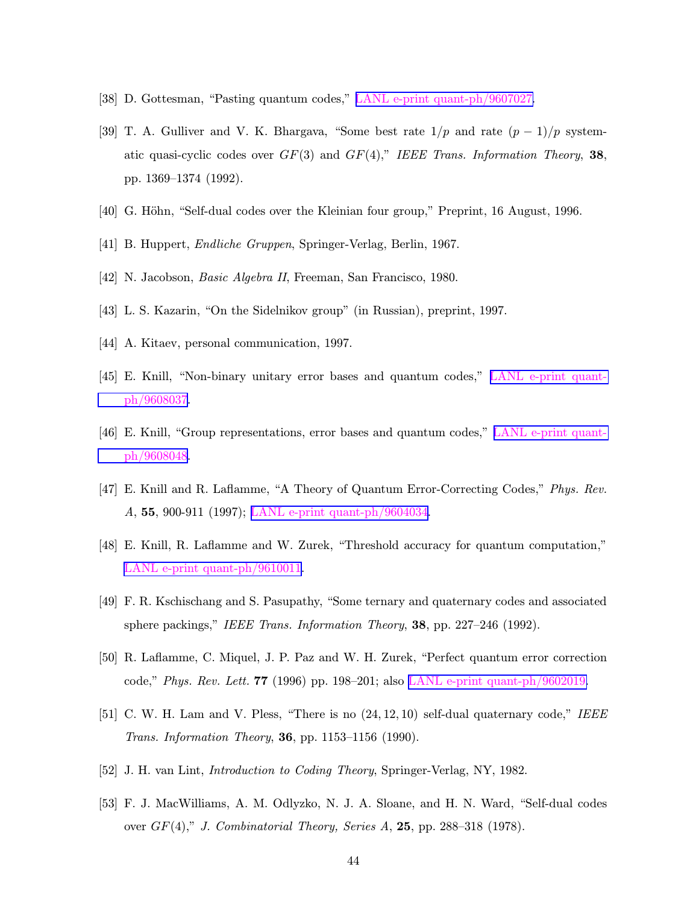[38] D. Gottesman, "Pasting quantum codes," LANL e-print quant-ph/9607027.

[39] T. A. Gulliver and V. K. Bhargava, "Some best rate $1/p$ and rate $(p-1)/p$ systematic quasi-cyclic codes over $GF(3)$ and $GF(4)$," *IEEE Trans. Information Theory*, **38**, pp. 1369–1374 (1992).

[40] G. Höhn, "Self-dual codes over the Kleinian four group," Preprint, 16 August, 1996.

[41] B. Huppert, *Endliche Gruppen*, Springer-Verlag, Berlin, 1967.

[42] N. Jacobson, *Basic Algebra II*, Freeman, San Francisco, 1980.

[43] L. S. Kazarin, "On the Sidelnikov group" (in Russian), preprint, 1997.

[44] A. Kitaev, personal communication, 1997.

[45] E. Knill, "Non-binary unitary error bases and quantum codes," LANL e-print quant-ph/9608037.

[46] E. Knill, "Group representations, error bases and quantum codes," LANL e-print quant-ph/9608048.

[47] E. Knill and R. Laflamme, "A Theory of Quantum Error-Correcting Codes," *Phys. Rev. A*, **55**, 900-911 (1997); LANL e-print quant-ph/9604034.

[48] E. Knill, R. Laflamme and W. Zurek, "Threshold accuracy for quantum computation," LANL e-print quant-ph/9610011.

[49] F. R. Kschischang and S. Pasupathy, "Some ternary and quaternary codes and associated sphere packings," *IEEE Trans. Information Theory*, **38**, pp. 227–246 (1992).

[50] R. Laflamme, C. Miquel, J. P. Paz and W. H. Zurek, "Perfect quantum error correction code," *Phys. Rev. Lett.* **77** (1996) pp. 198–201; also LANL e-print quant-ph/9602019.

[51] C. W. H. Lam and V. Pless, "There is no $(24, 12, 10)$ self-dual quaternary code," *IEEE Trans. Information Theory*, **36**, pp. 1153–1156 (1990).

[52] J. H. van Lint, *Introduction to Coding Theory*, Springer-Verlag, NY, 1982.

[53] F. J. MacWilliams, A. M. Odlyzko, N. J. A. Sloane, and H. N. Ward, "Self-dual codes over $GF(4)$," *J. Combinatorial Theory, Series A*, **25**, pp. 288–318 (1978).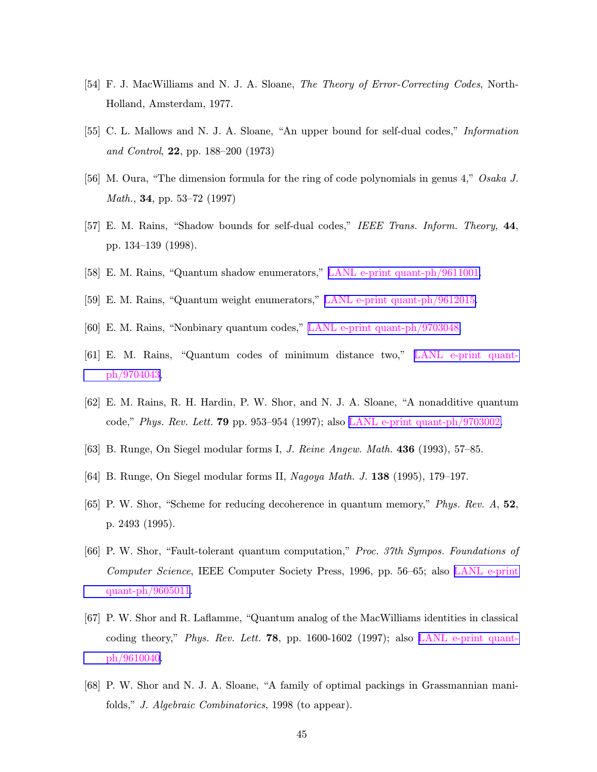[54] F. J. MacWilliams and N. J. A. Sloane, *The Theory of Error-Correcting Codes*, North-Holland, Amsterdam, 1977.

[55] C. L. Mallows and N. J. A. Sloane, "An upper bound for self-dual codes," *Information and Control*, **22**, pp. 188–200 (1973)

[56] M. Oura, "The dimension formula for the ring of code polynomials in genus 4," *Osaka J. Math.*, **34**, pp. 53–72 (1997)

[57] E. M. Rains, "Shadow bounds for self-dual codes," *IEEE Trans. Inform. Theory*, **44**, pp. 134–139 (1998).

[58] E. M. Rains, "Quantum shadow enumerators," LANL e-print quant-ph/9611001.

[59] E. M. Rains, "Quantum weight enumerators," LANL e-print quant-ph/9612015.

[60] E. M. Rains, "Nonbinary quantum codes," LANL e-print quant-ph/9703048.

[61] E. M. Rains, "Quantum codes of minimum distance two," LANL e-print quant-ph/9704043.

[62] E. M. Rains, R. H. Hardin, P. W. Shor, and N. J. A. Sloane, "A nonadditive quantum code," *Phys. Rev. Lett.* **79** pp. 953–954 (1997); also LANL e-print quant-ph/9703002.

[63] B. Runge, On Siegel modular forms I, *J. Reine Angew. Math.* **436** (1993), 57–85.

[64] B. Runge, On Siegel modular forms II, *Nagoya Math. J.* **138** (1995), 179–197.

[65] P. W. Shor, "Scheme for reducing decoherence in quantum memory," *Phys. Rev. A*, **52**, p. 2493 (1995).

[66] P. W. Shor, "Fault-tolerant quantum computation," *Proc. 37th Sympos. Foundations of Computer Science*, IEEE Computer Society Press, 1996, pp. 56–65; also LANL e-print quant-ph/9605011.

[67] P. W. Shor and R. Laflamme, "Quantum analog of the MacWilliams identities in classical coding theory," *Phys. Rev. Lett.* **78**, pp. 1600-1602 (1997); also LANL e-print quant-ph/9610040.

[68] P. W. Shor and N. J. A. Sloane, "A family of optimal packings in Grassmannian manifolds," *J. Algebraic Combinatorics*, 1998 (to appear).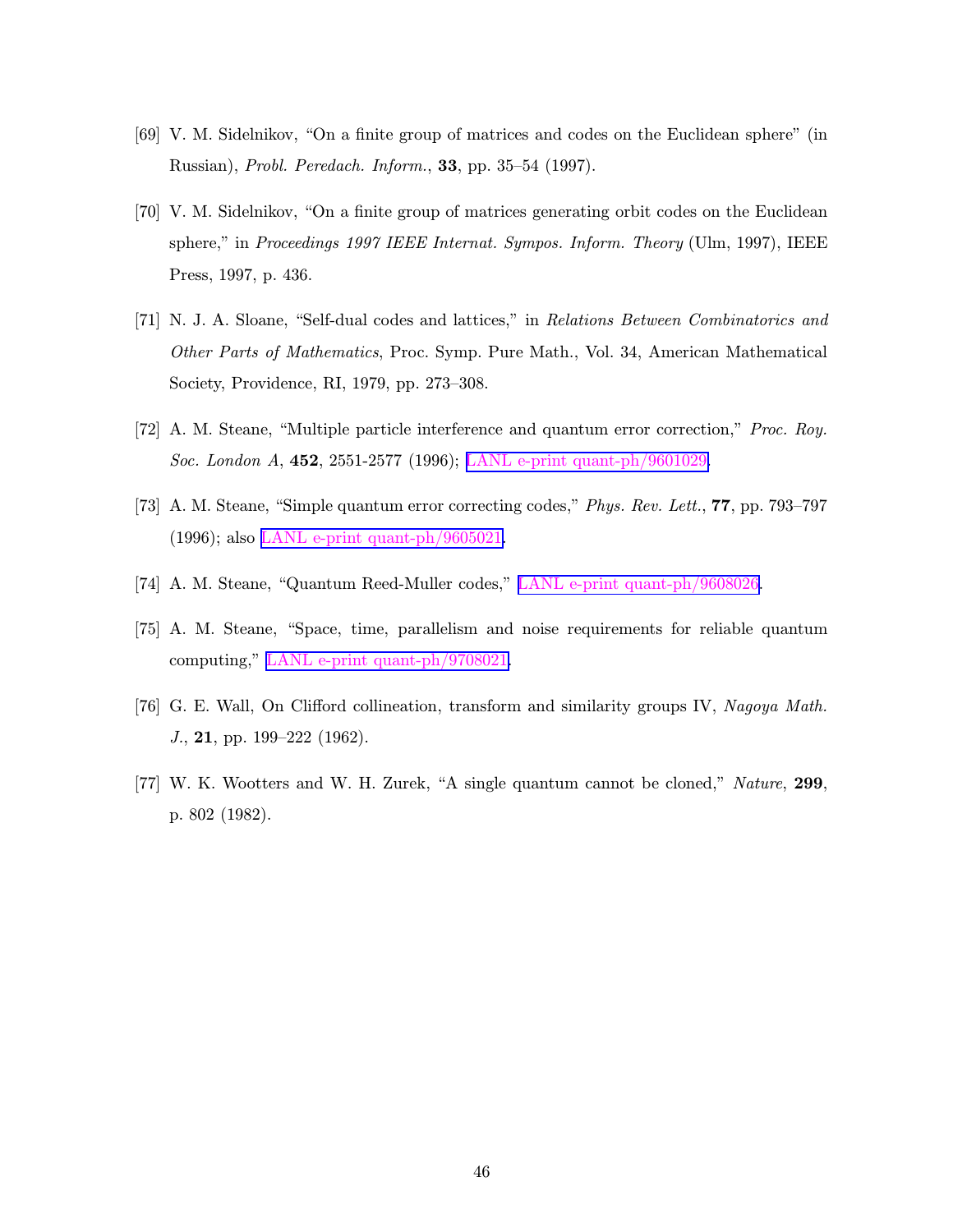[69] V. M. Sidelnikov, "On a finite group of matrices and codes on the Euclidean sphere" (in Russian), *Probl. Peredach. Inform.*, **33**, pp. 35–54 (1997).

[70] V. M. Sidelnikov, "On a finite group of matrices generating orbit codes on the Euclidean sphere," in *Proceedings 1997 IEEE Internat. Sympos. Inform. Theory* (Ulm, 1997), IEEE Press, 1997, p. 436.

[71] N. J. A. Sloane, "Self-dual codes and lattices," in *Relations Between Combinatorics and Other Parts of Mathematics*, Proc. Symp. Pure Math., Vol. 34, American Mathematical Society, Providence, RI, 1979, pp. 273–308.

[72] A. M. Steane, "Multiple particle interference and quantum error correction," *Proc. Roy. Soc. London A*, **452**, 2551-2577 (1996); LANL e-print quant-ph/9601029.

[73] A. M. Steane, "Simple quantum error correcting codes," *Phys. Rev. Lett.*, **77**, pp. 793–797 (1996); also LANL e-print quant-ph/9605021.

[74] A. M. Steane, "Quantum Reed-Muller codes," LANL e-print quant-ph/9608026.

[75] A. M. Steane, "Space, time, parallelism and noise requirements for reliable quantum computing," LANL e-print quant-ph/9708021.

[76] G. E. Wall, On Clifford collineation, transform and similarity groups IV, *Nagoya Math. J.*, **21**, pp. 199–222 (1962).

[77] W. K. Wootters and W. H. Zurek, "A single quantum cannot be cloned," *Nature*, **299**, p. 802 (1982).